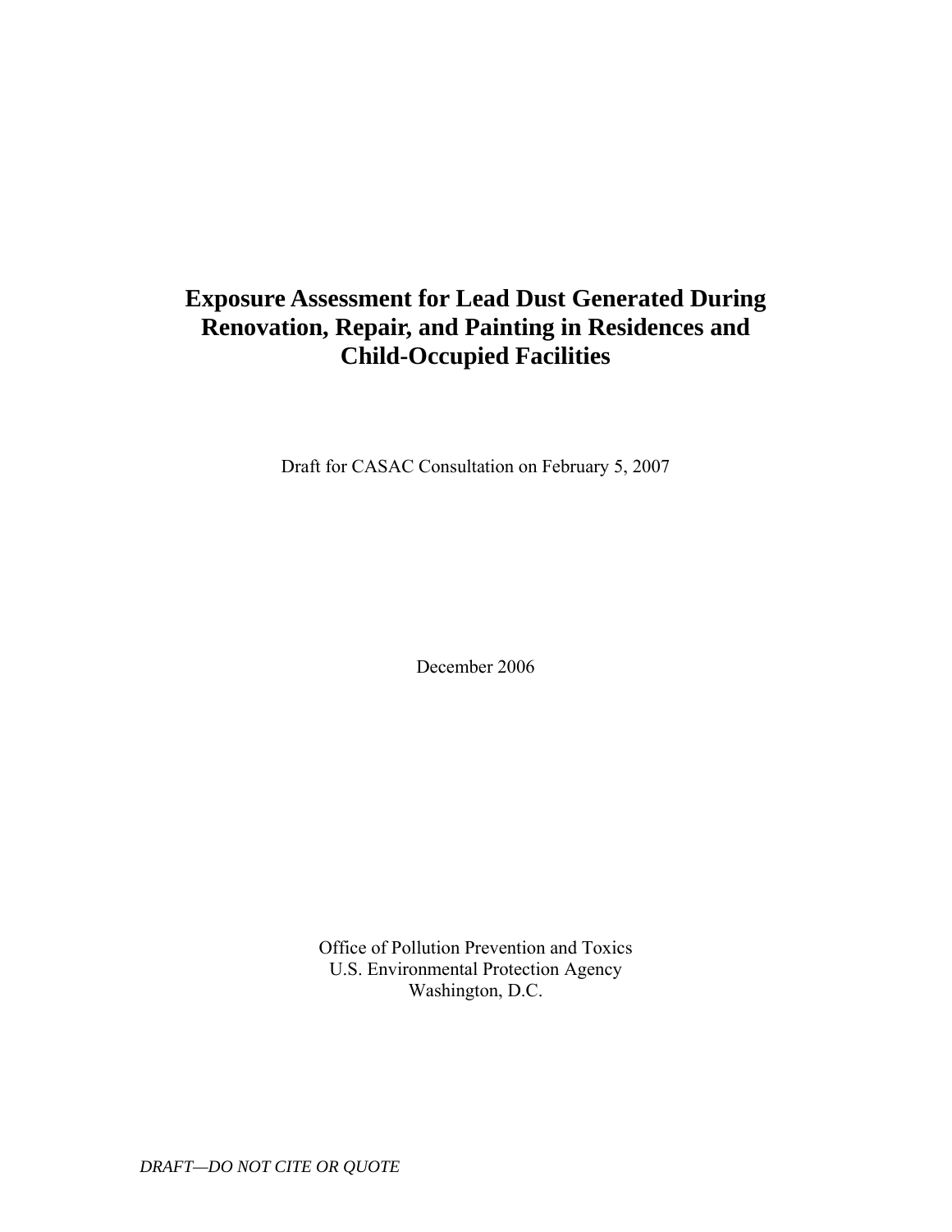# Exposure Assessment for Lead Dust Generated During Renovation, Repair, and Painting in Residences and Child-Occupied Facilities

Draft for CASAC Consultation on February 5, 2007

December 2006

Office of Pollution Prevention and Toxics
U.S. Environmental Protection Agency
Washington, D.C.

*DRAFT—DO NOT CITE OR QUOTE*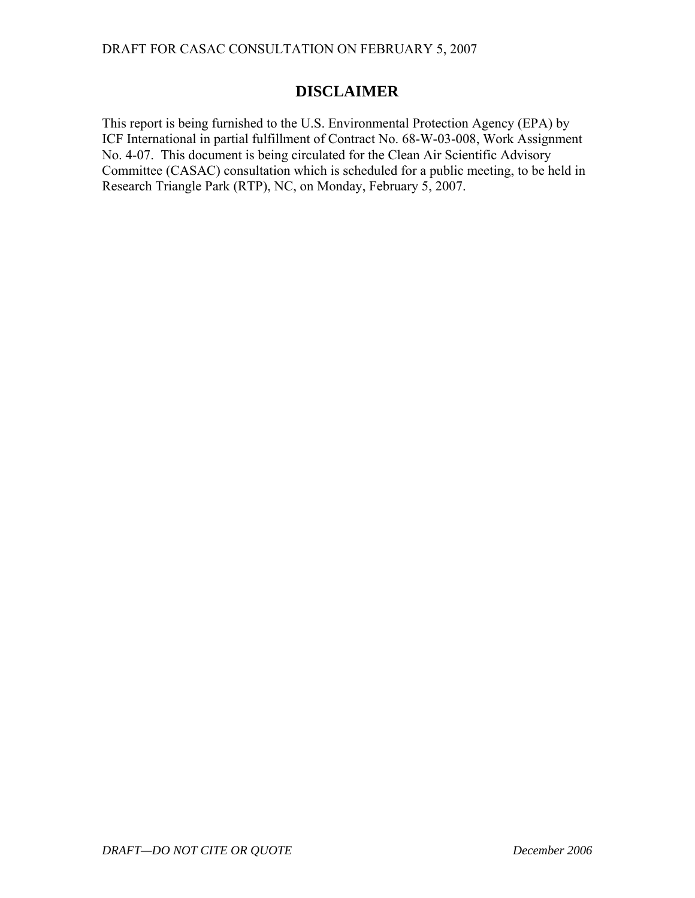# DISCLAIMER

This report is being furnished to the U.S. Environmental Protection Agency (EPA) by ICF International in partial fulfillment of Contract No. 68-W-03-008, Work Assignment No. 4-07. This document is being circulated for the Clean Air Scientific Advisory Committee (CASAC) consultation which is scheduled for a public meeting, to be held in Research Triangle Park (RTP), NC, on Monday, February 5, 2007.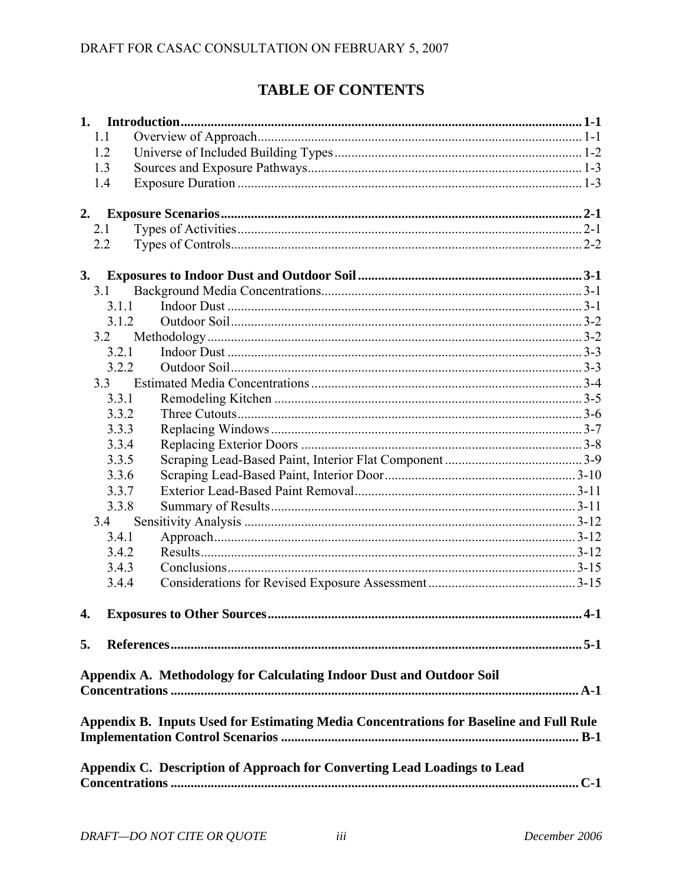# TABLE OF CONTENTS

**1. Introduction** ........ **1-1**
- 1.1 Overview of Approach ........ 1-1
- 1.2 Universe of Included Building Types ........ 1-2
- 1.3 Sources and Exposure Pathways ........ 1-3
- 1.4 Exposure Duration ........ 1-3

**2. Exposure Scenarios** ........ **2-1**
- 2.1 Types of Activities ........ 2-1
- 2.2 Types of Controls ........ 2-2

**3. Exposures to Indoor Dust and Outdoor Soil** ........ **3-1**
- 3.1 Background Media Concentrations ........ 3-1
  - 3.1.1 Indoor Dust ........ 3-1
  - 3.1.2 Outdoor Soil ........ 3-2
- 3.2 Methodology ........ 3-2
  - 3.2.1 Indoor Dust ........ 3-3
  - 3.2.2 Outdoor Soil ........ 3-3
- 3.3 Estimated Media Concentrations ........ 3-4
  - 3.3.1 Remodeling Kitchen ........ 3-5
  - 3.3.2 Three Cutouts ........ 3-6
  - 3.3.3 Replacing Windows ........ 3-7
  - 3.3.4 Replacing Exterior Doors ........ 3-8
  - 3.3.5 Scraping Lead-Based Paint, Interior Flat Component ........ 3-9
  - 3.3.6 Scraping Lead-Based Paint, Interior Door ........ 3-10
  - 3.3.7 Exterior Lead-Based Paint Removal ........ 3-11
  - 3.3.8 Summary of Results ........ 3-11
- 3.4 Sensitivity Analysis ........ 3-12
  - 3.4.1 Approach ........ 3-12
  - 3.4.2 Results ........ 3-12
  - 3.4.3 Conclusions ........ 3-15
  - 3.4.4 Considerations for Revised Exposure Assessment ........ 3-15

**4. Exposures to Other Sources** ........ **4-1**

**5. References** ........ **5-1**

**Appendix A. Methodology for Calculating Indoor Dust and Outdoor Soil Concentrations** ........ **A-1**

**Appendix B. Inputs Used for Estimating Media Concentrations for Baseline and Full Rule Implementation Control Scenarios** ........ **B-1**

**Appendix C. Description of Approach for Converting Lead Loadings to Lead Concentrations** ........ **C-1**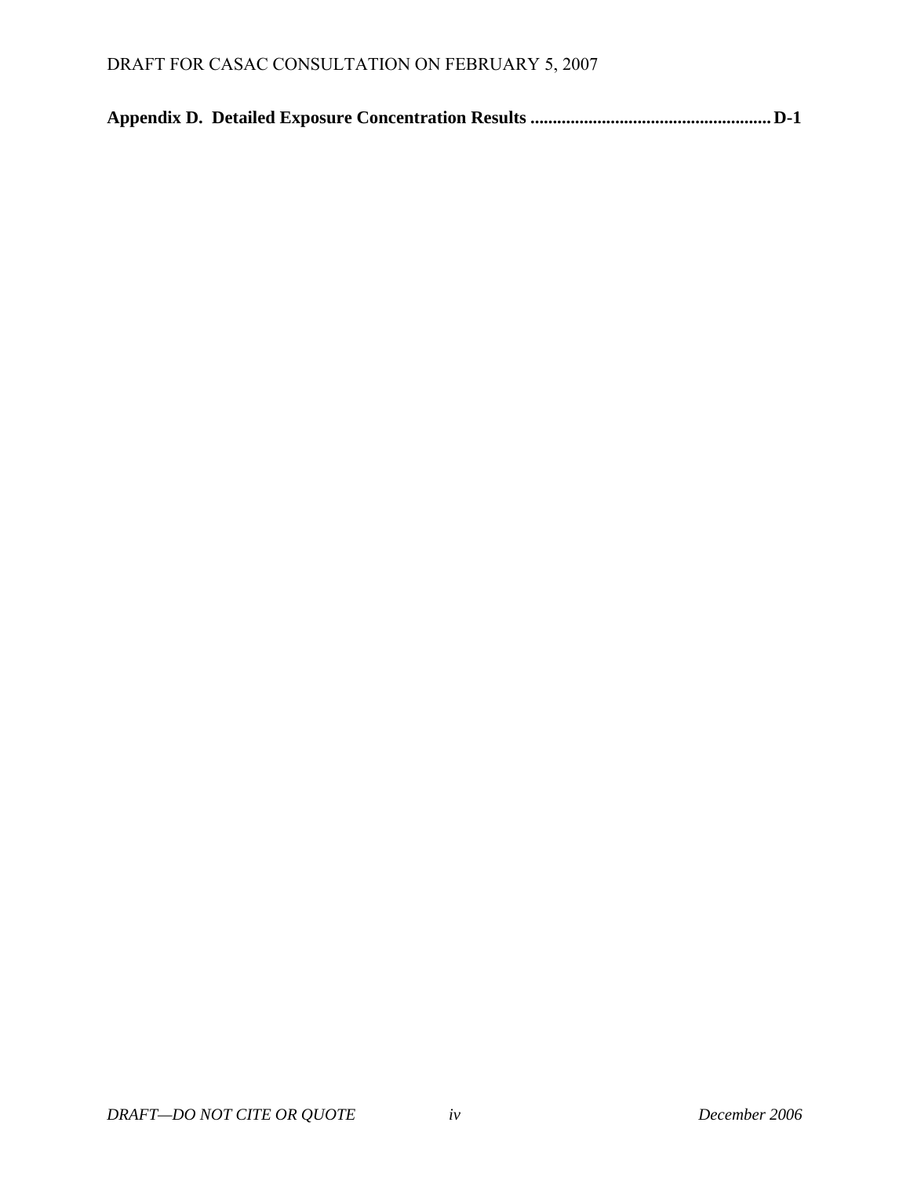**Appendix D. Detailed Exposure Concentration Results ...................................................... D-1**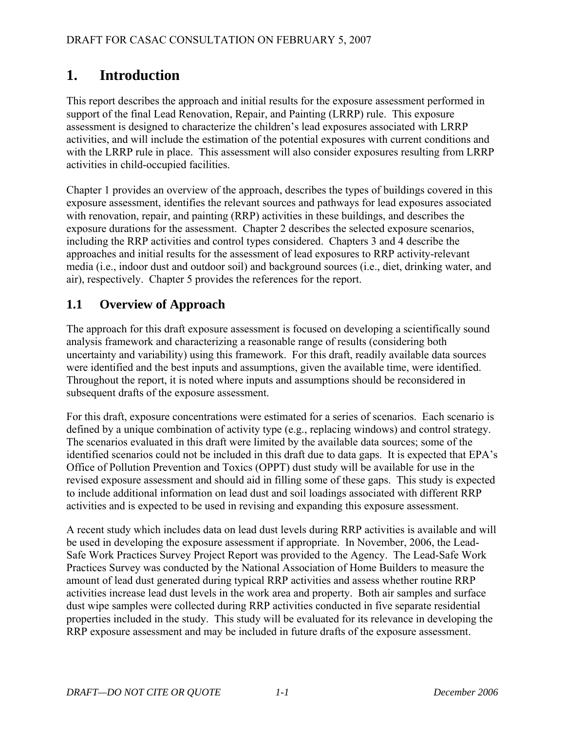# 1. Introduction

This report describes the approach and initial results for the exposure assessment performed in support of the final Lead Renovation, Repair, and Painting (LRRP) rule. This exposure assessment is designed to characterize the children's lead exposures associated with LRRP activities, and will include the estimation of the potential exposures with current conditions and with the LRRP rule in place. This assessment will also consider exposures resulting from LRRP activities in child-occupied facilities.

Chapter 1 provides an overview of the approach, describes the types of buildings covered in this exposure assessment, identifies the relevant sources and pathways for lead exposures associated with renovation, repair, and painting (RRP) activities in these buildings, and describes the exposure durations for the assessment. Chapter 2 describes the selected exposure scenarios, including the RRP activities and control types considered. Chapters 3 and 4 describe the approaches and initial results for the assessment of lead exposures to RRP activity-relevant media (i.e., indoor dust and outdoor soil) and background sources (i.e., diet, drinking water, and air), respectively. Chapter 5 provides the references for the report.

## 1.1 Overview of Approach

The approach for this draft exposure assessment is focused on developing a scientifically sound analysis framework and characterizing a reasonable range of results (considering both uncertainty and variability) using this framework. For this draft, readily available data sources were identified and the best inputs and assumptions, given the available time, were identified. Throughout the report, it is noted where inputs and assumptions should be reconsidered in subsequent drafts of the exposure assessment.

For this draft, exposure concentrations were estimated for a series of scenarios. Each scenario is defined by a unique combination of activity type (e.g., replacing windows) and control strategy. The scenarios evaluated in this draft were limited by the available data sources; some of the identified scenarios could not be included in this draft due to data gaps. It is expected that EPA's Office of Pollution Prevention and Toxics (OPPT) dust study will be available for use in the revised exposure assessment and should aid in filling some of these gaps. This study is expected to include additional information on lead dust and soil loadings associated with different RRP activities and is expected to be used in revising and expanding this exposure assessment.

A recent study which includes data on lead dust levels during RRP activities is available and will be used in developing the exposure assessment if appropriate. In November, 2006, the Lead-Safe Work Practices Survey Project Report was provided to the Agency. The Lead-Safe Work Practices Survey was conducted by the National Association of Home Builders to measure the amount of lead dust generated during typical RRP activities and assess whether routine RRP activities increase lead dust levels in the work area and property. Both air samples and surface dust wipe samples were collected during RRP activities conducted in five separate residential properties included in the study. This study will be evaluated for its relevance in developing the RRP exposure assessment and may be included in future drafts of the exposure assessment.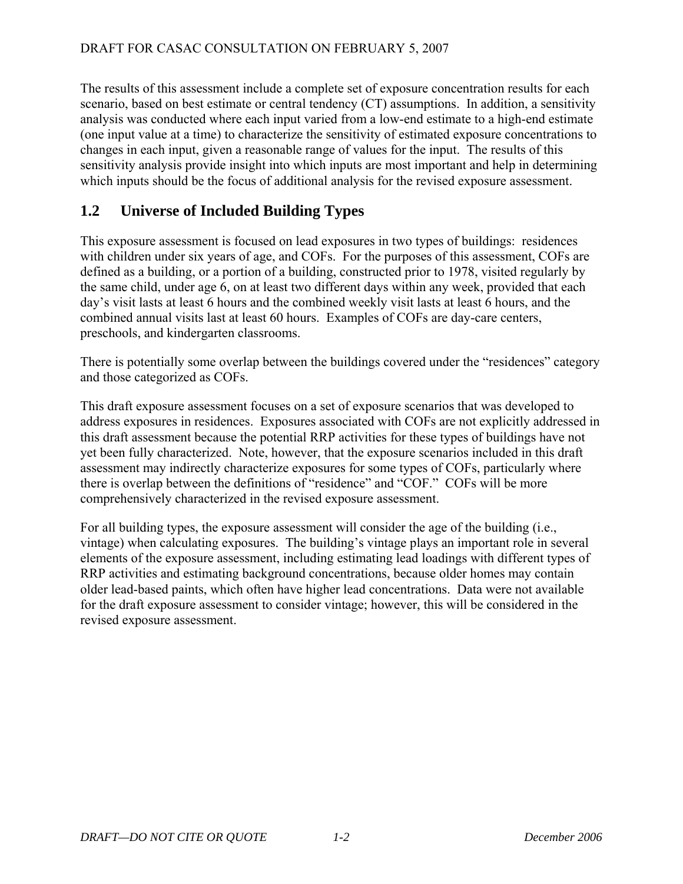The results of this assessment include a complete set of exposure concentration results for each scenario, based on best estimate or central tendency (CT) assumptions. In addition, a sensitivity analysis was conducted where each input varied from a low-end estimate to a high-end estimate (one input value at a time) to characterize the sensitivity of estimated exposure concentrations to changes in each input, given a reasonable range of values for the input. The results of this sensitivity analysis provide insight into which inputs are most important and help in determining which inputs should be the focus of additional analysis for the revised exposure assessment.

## 1.2 Universe of Included Building Types

This exposure assessment is focused on lead exposures in two types of buildings: residences with children under six years of age, and COFs. For the purposes of this assessment, COFs are defined as a building, or a portion of a building, constructed prior to 1978, visited regularly by the same child, under age 6, on at least two different days within any week, provided that each day's visit lasts at least 6 hours and the combined weekly visit lasts at least 6 hours, and the combined annual visits last at least 60 hours. Examples of COFs are day-care centers, preschools, and kindergarten classrooms.

There is potentially some overlap between the buildings covered under the "residences" category and those categorized as COFs.

This draft exposure assessment focuses on a set of exposure scenarios that was developed to address exposures in residences. Exposures associated with COFs are not explicitly addressed in this draft assessment because the potential RRP activities for these types of buildings have not yet been fully characterized. Note, however, that the exposure scenarios included in this draft assessment may indirectly characterize exposures for some types of COFs, particularly where there is overlap between the definitions of "residence" and "COF." COFs will be more comprehensively characterized in the revised exposure assessment.

For all building types, the exposure assessment will consider the age of the building (i.e., vintage) when calculating exposures. The building's vintage plays an important role in several elements of the exposure assessment, including estimating lead loadings with different types of RRP activities and estimating background concentrations, because older homes may contain older lead-based paints, which often have higher lead concentrations. Data were not available for the draft exposure assessment to consider vintage; however, this will be considered in the revised exposure assessment.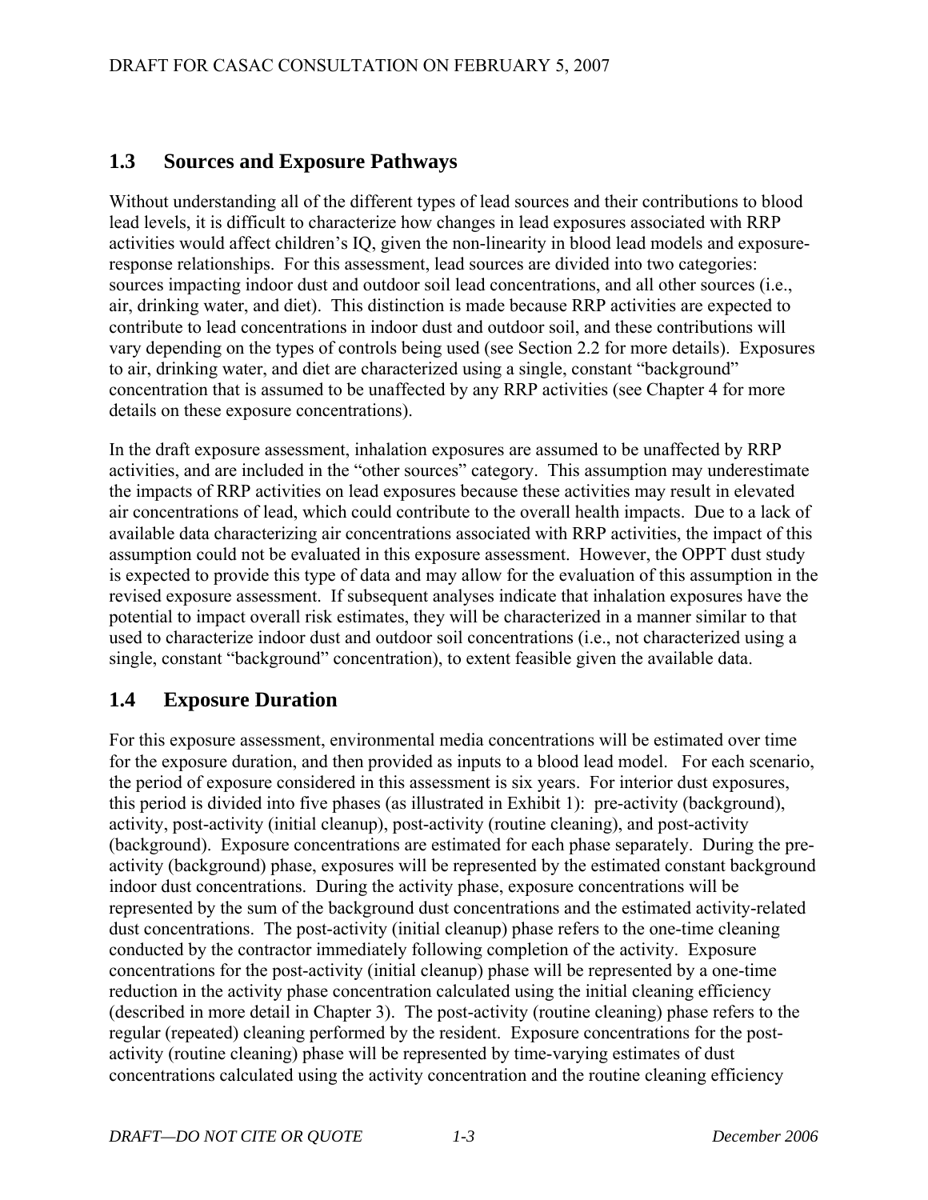## 1.3 Sources and Exposure Pathways

Without understanding all of the different types of lead sources and their contributions to blood lead levels, it is difficult to characterize how changes in lead exposures associated with RRP activities would affect children's IQ, given the non-linearity in blood lead models and exposure-response relationships. For this assessment, lead sources are divided into two categories: sources impacting indoor dust and outdoor soil lead concentrations, and all other sources (i.e., air, drinking water, and diet). This distinction is made because RRP activities are expected to contribute to lead concentrations in indoor dust and outdoor soil, and these contributions will vary depending on the types of controls being used (see Section 2.2 for more details). Exposures to air, drinking water, and diet are characterized using a single, constant "background" concentration that is assumed to be unaffected by any RRP activities (see Chapter 4 for more details on these exposure concentrations).

In the draft exposure assessment, inhalation exposures are assumed to be unaffected by RRP activities, and are included in the "other sources" category. This assumption may underestimate the impacts of RRP activities on lead exposures because these activities may result in elevated air concentrations of lead, which could contribute to the overall health impacts. Due to a lack of available data characterizing air concentrations associated with RRP activities, the impact of this assumption could not be evaluated in this exposure assessment. However, the OPPT dust study is expected to provide this type of data and may allow for the evaluation of this assumption in the revised exposure assessment. If subsequent analyses indicate that inhalation exposures have the potential to impact overall risk estimates, they will be characterized in a manner similar to that used to characterize indoor dust and outdoor soil concentrations (i.e., not characterized using a single, constant "background" concentration), to extent feasible given the available data.

## 1.4 Exposure Duration

For this exposure assessment, environmental media concentrations will be estimated over time for the exposure duration, and then provided as inputs to a blood lead model. For each scenario, the period of exposure considered in this assessment is six years. For interior dust exposures, this period is divided into five phases (as illustrated in Exhibit 1): pre-activity (background), activity, post-activity (initial cleanup), post-activity (routine cleaning), and post-activity (background). Exposure concentrations are estimated for each phase separately. During the pre-activity (background) phase, exposures will be represented by the estimated constant background indoor dust concentrations. During the activity phase, exposure concentrations will be represented by the sum of the background dust concentrations and the estimated activity-related dust concentrations. The post-activity (initial cleanup) phase refers to the one-time cleaning conducted by the contractor immediately following completion of the activity. Exposure concentrations for the post-activity (initial cleanup) phase will be represented by a one-time reduction in the activity phase concentration calculated using the initial cleaning efficiency (described in more detail in Chapter 3). The post-activity (routine cleaning) phase refers to the regular (repeated) cleaning performed by the resident. Exposure concentrations for the post-activity (routine cleaning) phase will be represented by time-varying estimates of dust concentrations calculated using the activity concentration and the routine cleaning efficiency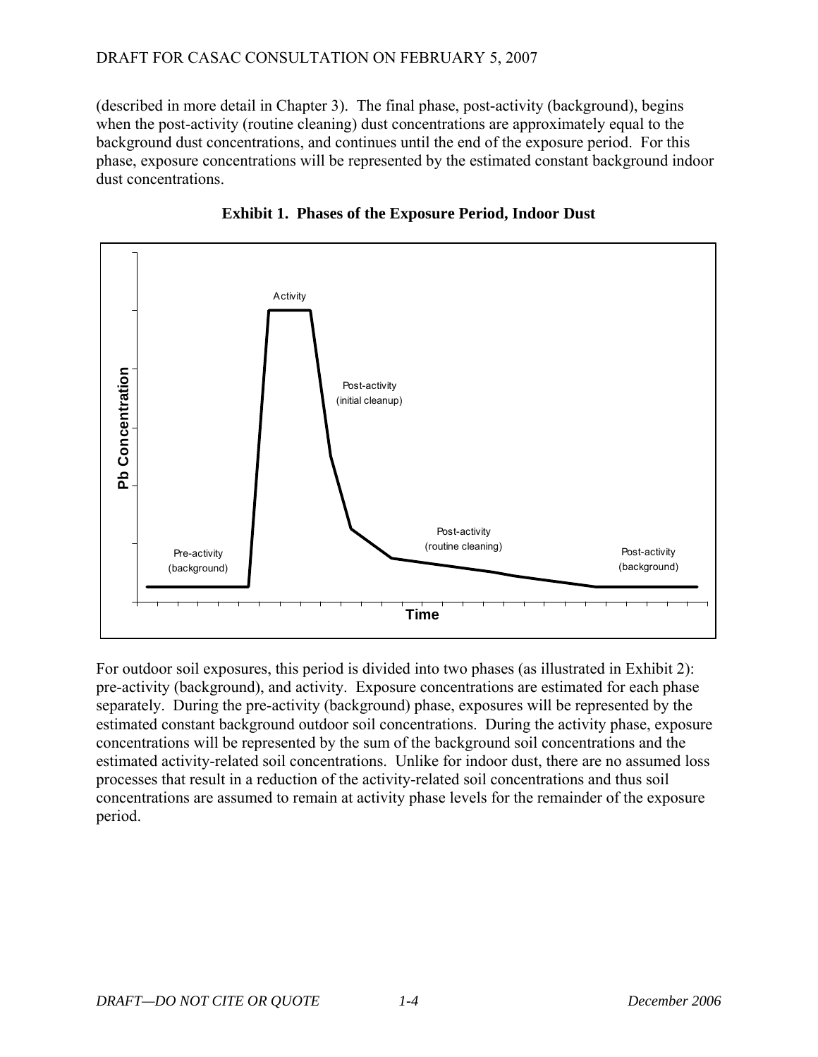(described in more detail in Chapter 3). The final phase, post-activity (background), begins when the post-activity (routine cleaning) dust concentrations are approximately equal to the background dust concentrations, and continues until the end of the exposure period. For this phase, exposure concentrations will be represented by the estimated constant background indoor dust concentrations.

**Exhibit 1. Phases of the Exposure Period, Indoor Dust**

For outdoor soil exposures, this period is divided into two phases (as illustrated in Exhibit 2): pre-activity (background), and activity. Exposure concentrations are estimated for each phase separately. During the pre-activity (background) phase, exposures will be represented by the estimated constant background outdoor soil concentrations. During the activity phase, exposure concentrations will be represented by the sum of the background soil concentrations and the estimated activity-related soil concentrations. Unlike for indoor dust, there are no assumed loss processes that result in a reduction of the activity-related soil concentrations and thus soil concentrations are assumed to remain at activity phase levels for the remainder of the exposure period.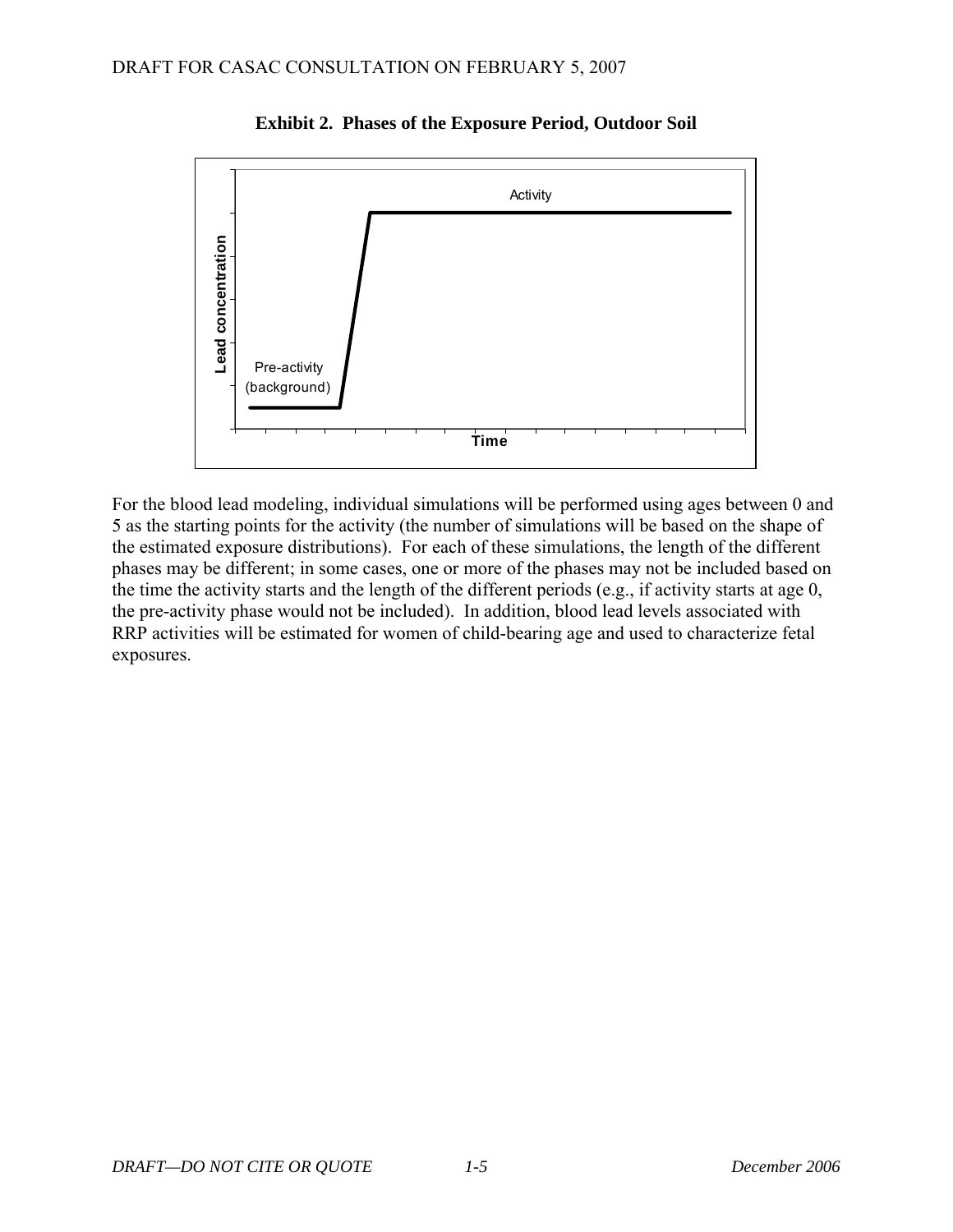**Exhibit 2. Phases of the Exposure Period, Outdoor Soil**

For the blood lead modeling, individual simulations will be performed using ages between 0 and 5 as the starting points for the activity (the number of simulations will be based on the shape of the estimated exposure distributions). For each of these simulations, the length of the different phases may be different; in some cases, one or more of the phases may not be included based on the time the activity starts and the length of the different periods (e.g., if activity starts at age 0, the pre-activity phase would not be included). In addition, blood lead levels associated with RRP activities will be estimated for women of child-bearing age and used to characterize fetal exposures.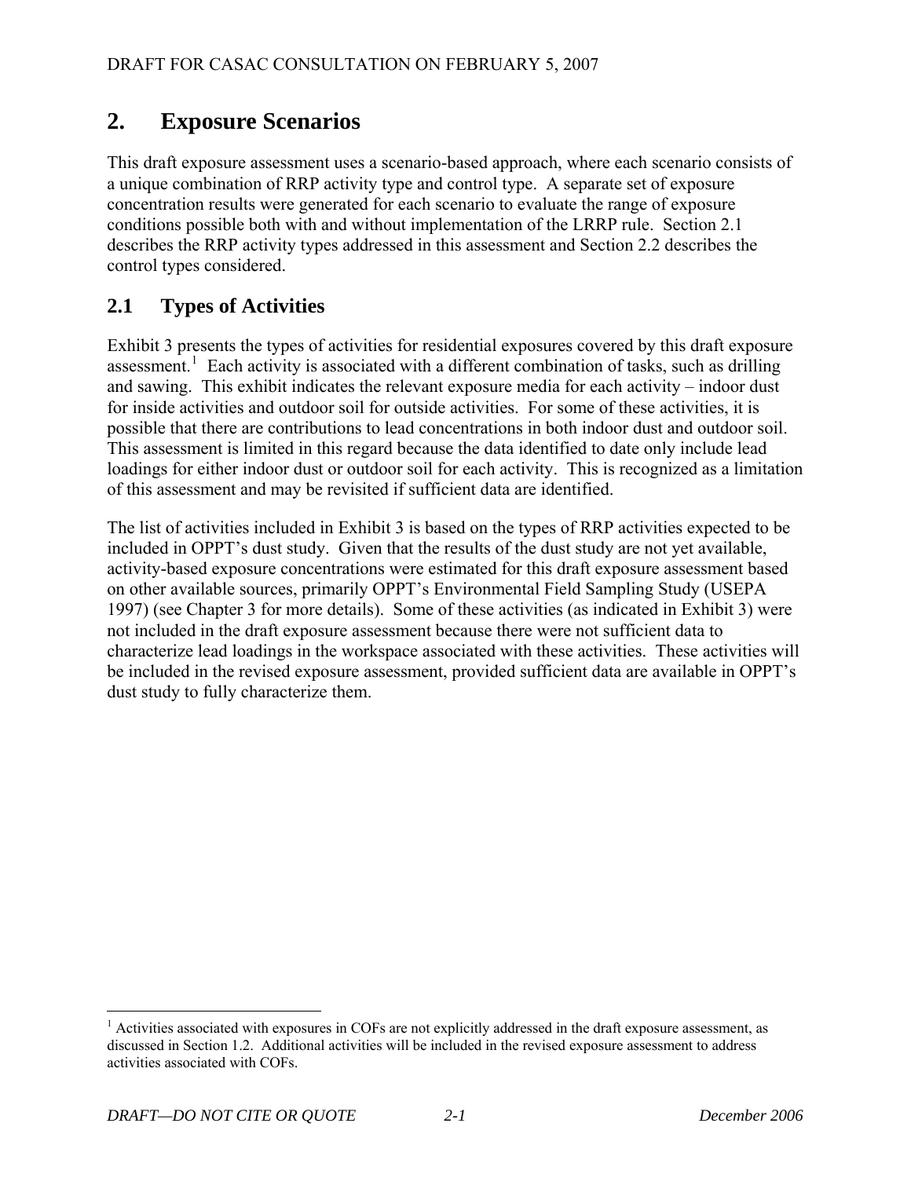## 2. Exposure Scenarios

This draft exposure assessment uses a scenario-based approach, where each scenario consists of a unique combination of RRP activity type and control type. A separate set of exposure concentration results were generated for each scenario to evaluate the range of exposure conditions possible both with and without implementation of the LRRP rule. Section 2.1 describes the RRP activity types addressed in this assessment and Section 2.2 describes the control types considered.

### 2.1 Types of Activities

Exhibit 3 presents the types of activities for residential exposures covered by this draft exposure assessment.[1] Each activity is associated with a different combination of tasks, such as drilling and sawing. This exhibit indicates the relevant exposure media for each activity – indoor dust for inside activities and outdoor soil for outside activities. For some of these activities, it is possible that there are contributions to lead concentrations in both indoor dust and outdoor soil. This assessment is limited in this regard because the data identified to date only include lead loadings for either indoor dust or outdoor soil for each activity. This is recognized as a limitation of this assessment and may be revisited if sufficient data are identified.

The list of activities included in Exhibit 3 is based on the types of RRP activities expected to be included in OPPT's dust study. Given that the results of the dust study are not yet available, activity-based exposure concentrations were estimated for this draft exposure assessment based on other available sources, primarily OPPT's Environmental Field Sampling Study (USEPA 1997) (see Chapter 3 for more details). Some of these activities (as indicated in Exhibit 3) were not included in the draft exposure assessment because there were not sufficient data to characterize lead loadings in the workspace associated with these activities. These activities will be included in the revised exposure assessment, provided sufficient data are available in OPPT's dust study to fully characterize them.

[1] Activities associated with exposures in COFs are not explicitly addressed in the draft exposure assessment, as discussed in Section 1.2. Additional activities will be included in the revised exposure assessment to address activities associated with COFs.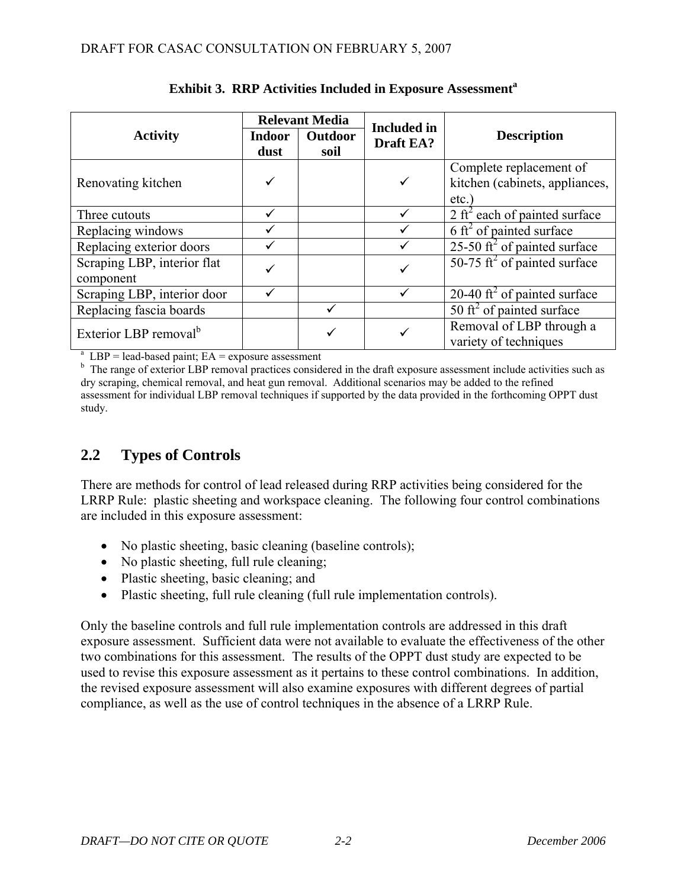**Exhibit 3. RRP Activities Included in Exposure Assessment[a]**

| Activity | Relevant Media | | Included in Draft EA? | Description |
|---|---|---|---|---|
| | Indoor dust | Outdoor soil | | |
| Renovating kitchen | ✓ | | ✓ | Complete replacement of kitchen (cabinets, appliances, etc.) |
| Three cutouts | ✓ | | ✓ | 2 $ft^2$ each of painted surface |
| Replacing windows | ✓ | | ✓ | 6 $ft^2$ of painted surface |
| Replacing exterior doors | ✓ | | ✓ | 25-50 $ft^2$ of painted surface |
| Scraping LBP, interior flat component | ✓ | | ✓ | 50-75 $ft^2$ of painted surface |
| Scraping LBP, interior door | ✓ | | ✓ | 20-40 $ft^2$ of painted surface |
| Replacing fascia boards | | ✓ | | 50 $ft^2$ of painted surface |
| Exterior LBP removal[b] | | ✓ | ✓ | Removal of LBP through a variety of techniques |

[a] LBP = lead-based paint; EA = exposure assessment

[b] The range of exterior LBP removal practices considered in the draft exposure assessment include activities such as dry scraping, chemical removal, and heat gun removal. Additional scenarios may be added to the refined assessment for individual LBP removal techniques if supported by the data provided in the forthcoming OPPT dust study.

## 2.2 Types of Controls

There are methods for control of lead released during RRP activities being considered for the LRRP Rule: plastic sheeting and workspace cleaning. The following four control combinations are included in this exposure assessment:

- No plastic sheeting, basic cleaning (baseline controls);
- No plastic sheeting, full rule cleaning;
- Plastic sheeting, basic cleaning; and
- Plastic sheeting, full rule cleaning (full rule implementation controls).

Only the baseline controls and full rule implementation controls are addressed in this draft exposure assessment. Sufficient data were not available to evaluate the effectiveness of the other two combinations for this assessment. The results of the OPPT dust study are expected to be used to revise this exposure assessment as it pertains to these control combinations. In addition, the revised exposure assessment will also examine exposures with different degrees of partial compliance, as well as the use of control techniques in the absence of a LRRP Rule.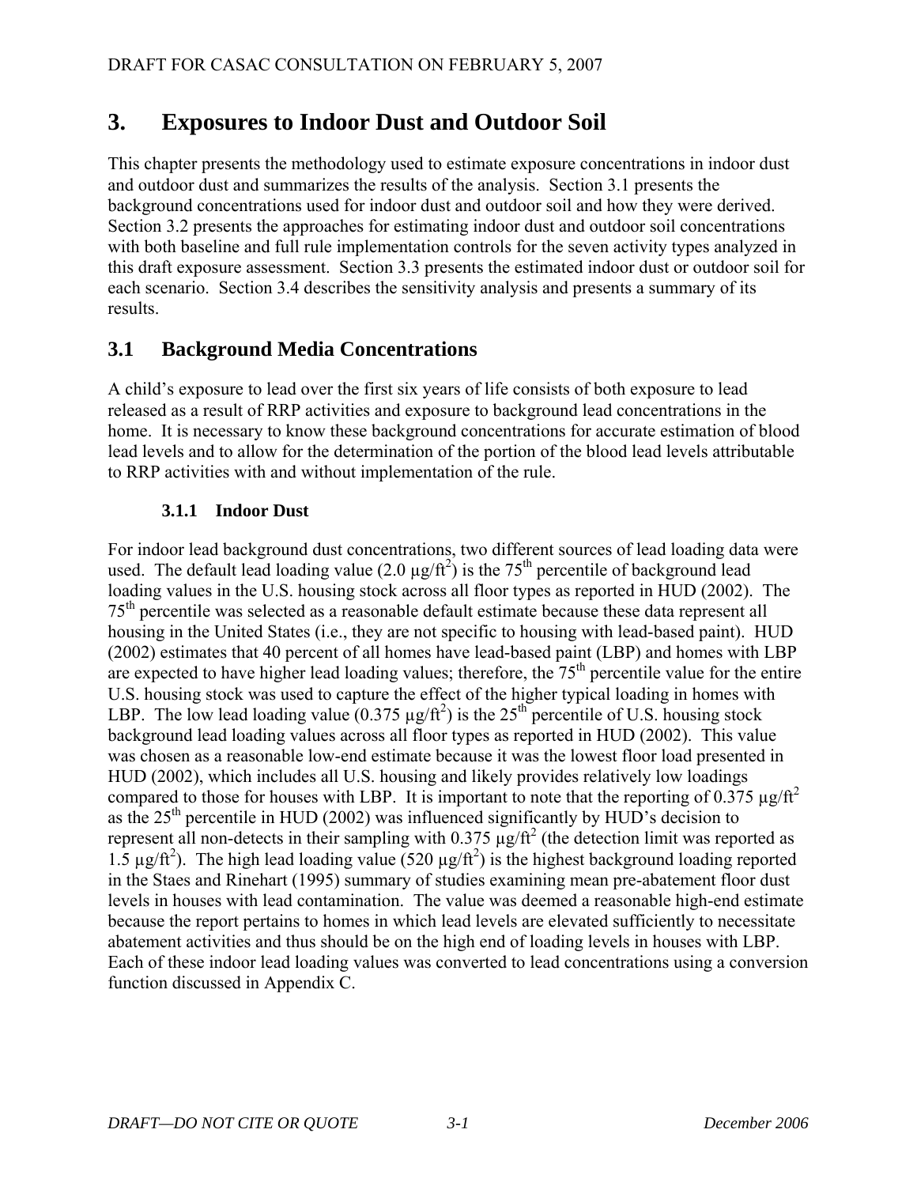# 3. Exposures to Indoor Dust and Outdoor Soil

This chapter presents the methodology used to estimate exposure concentrations in indoor dust and outdoor dust and summarizes the results of the analysis. Section 3.1 presents the background concentrations used for indoor dust and outdoor soil and how they were derived. Section 3.2 presents the approaches for estimating indoor dust and outdoor soil concentrations with both baseline and full rule implementation controls for the seven activity types analyzed in this draft exposure assessment. Section 3.3 presents the estimated indoor dust or outdoor soil for each scenario. Section 3.4 describes the sensitivity analysis and presents a summary of its results.

## 3.1 Background Media Concentrations

A child's exposure to lead over the first six years of life consists of both exposure to lead released as a result of RRP activities and exposure to background lead concentrations in the home. It is necessary to know these background concentrations for accurate estimation of blood lead levels and to allow for the determination of the portion of the blood lead levels attributable to RRP activities with and without implementation of the rule.

### 3.1.1 Indoor Dust

For indoor lead background dust concentrations, two different sources of lead loading data were used. The default lead loading value (2.0 $\mu g/ft^2$) is the 75th percentile of background lead loading values in the U.S. housing stock across all floor types as reported in HUD (2002). The 75th percentile was selected as a reasonable default estimate because these data represent all housing in the United States (i.e., they are not specific to housing with lead-based paint). HUD (2002) estimates that 40 percent of all homes have lead-based paint (LBP) and homes with LBP are expected to have higher lead loading values; therefore, the 75th percentile value for the entire U.S. housing stock was used to capture the effect of the higher typical loading in homes with LBP. The low lead loading value (0.375 $\mu g/ft^2$) is the 25th percentile of U.S. housing stock background lead loading values across all floor types as reported in HUD (2002). This value was chosen as a reasonable low-end estimate because it was the lowest floor load presented in HUD (2002), which includes all U.S. housing and likely provides relatively low loadings compared to those for houses with LBP. It is important to note that the reporting of 0.375 $\mu g/ft^2$ as the 25th percentile in HUD (2002) was influenced significantly by HUD's decision to represent all non-detects in their sampling with 0.375 $\mu g/ft^2$ (the detection limit was reported as 1.5 $\mu g/ft^2$). The high lead loading value (520 $\mu g/ft^2$) is the highest background loading reported in the Staes and Rinehart (1995) summary of studies examining mean pre-abatement floor dust levels in houses with lead contamination. The value was deemed a reasonable high-end estimate because the report pertains to homes in which lead levels are elevated sufficiently to necessitate abatement activities and thus should be on the high end of loading levels in houses with LBP. Each of these indoor lead loading values was converted to lead concentrations using a conversion function discussed in Appendix C.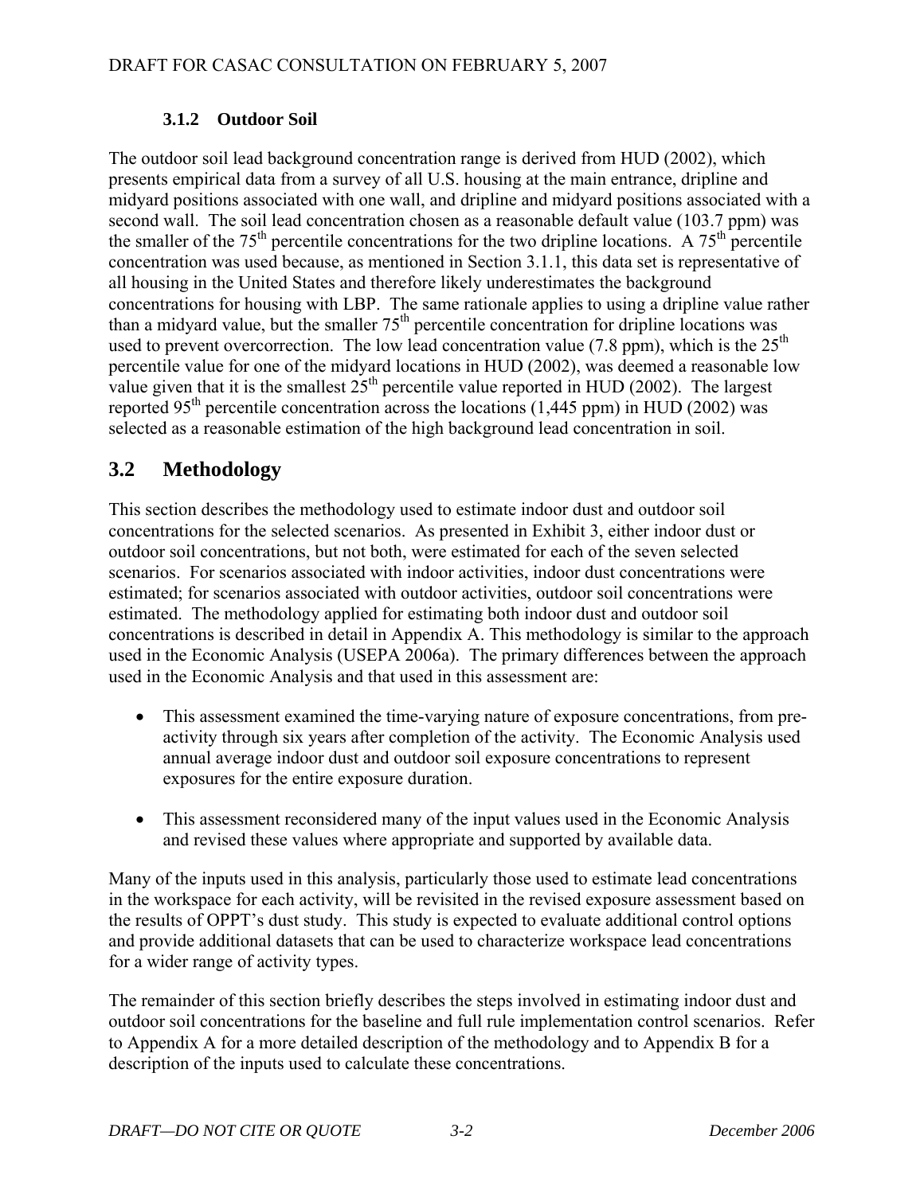### 3.1.2 Outdoor Soil

The outdoor soil lead background concentration range is derived from HUD (2002), which presents empirical data from a survey of all U.S. housing at the main entrance, dripline and midyard positions associated with one wall, and dripline and midyard positions associated with a second wall. The soil lead concentration chosen as a reasonable default value (103.7 ppm) was the smaller of the 75th percentile concentrations for the two dripline locations. A 75th percentile concentration was used because, as mentioned in Section 3.1.1, this data set is representative of all housing in the United States and therefore likely underestimates the background concentrations for housing with LBP. The same rationale applies to using a dripline value rather than a midyard value, but the smaller 75th percentile concentration for dripline locations was used to prevent overcorrection. The low lead concentration value (7.8 ppm), which is the 25th percentile value for one of the midyard locations in HUD (2002), was deemed a reasonable low value given that it is the smallest 25th percentile value reported in HUD (2002). The largest reported 95th percentile concentration across the locations (1,445 ppm) in HUD (2002) was selected as a reasonable estimation of the high background lead concentration in soil.

## 3.2 Methodology

This section describes the methodology used to estimate indoor dust and outdoor soil concentrations for the selected scenarios. As presented in Exhibit 3, either indoor dust or outdoor soil concentrations, but not both, were estimated for each of the seven selected scenarios. For scenarios associated with indoor activities, indoor dust concentrations were estimated; for scenarios associated with outdoor activities, outdoor soil concentrations were estimated. The methodology applied for estimating both indoor dust and outdoor soil concentrations is described in detail in Appendix A. This methodology is similar to the approach used in the Economic Analysis (USEPA 2006a). The primary differences between the approach used in the Economic Analysis and that used in this assessment are:

- This assessment examined the time-varying nature of exposure concentrations, from pre-activity through six years after completion of the activity. The Economic Analysis used annual average indoor dust and outdoor soil exposure concentrations to represent exposures for the entire exposure duration.
- This assessment reconsidered many of the input values used in the Economic Analysis and revised these values where appropriate and supported by available data.

Many of the inputs used in this analysis, particularly those used to estimate lead concentrations in the workspace for each activity, will be revisited in the revised exposure assessment based on the results of OPPT's dust study. This study is expected to evaluate additional control options and provide additional datasets that can be used to characterize workspace lead concentrations for a wider range of activity types.

The remainder of this section briefly describes the steps involved in estimating indoor dust and outdoor soil concentrations for the baseline and full rule implementation control scenarios. Refer to Appendix A for a more detailed description of the methodology and to Appendix B for a description of the inputs used to calculate these concentrations.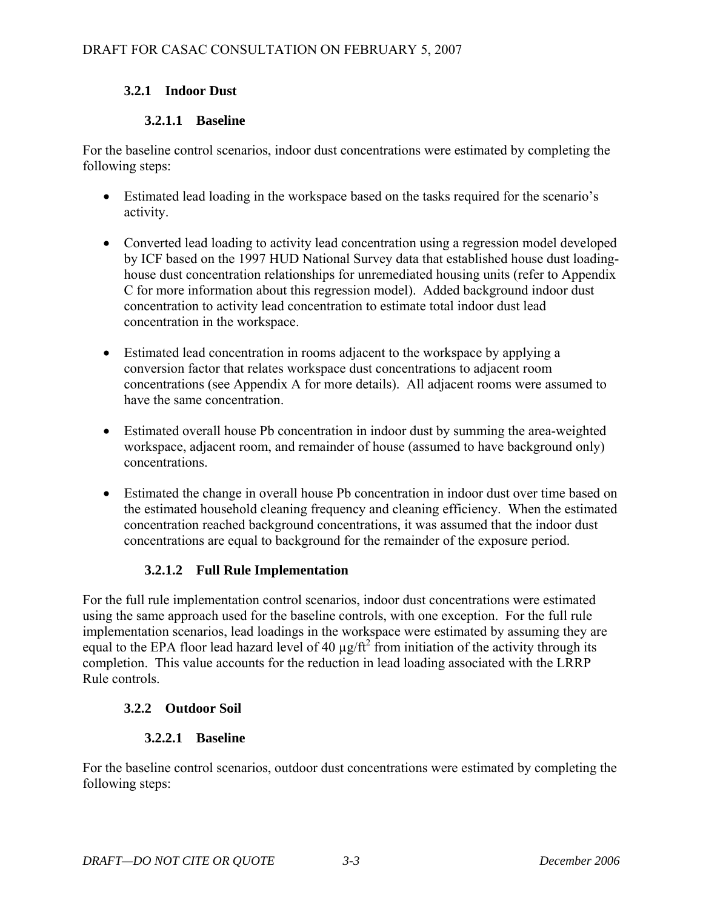### 3.2.1 Indoor Dust

#### 3.2.1.1 Baseline

For the baseline control scenarios, indoor dust concentrations were estimated by completing the following steps:

- Estimated lead loading in the workspace based on the tasks required for the scenario's activity.
- Converted lead loading to activity lead concentration using a regression model developed by ICF based on the 1997 HUD National Survey data that established house dust loading-house dust concentration relationships for unremediated housing units (refer to Appendix C for more information about this regression model). Added background indoor dust concentration to activity lead concentration to estimate total indoor dust lead concentration in the workspace.
- Estimated lead concentration in rooms adjacent to the workspace by applying a conversion factor that relates workspace dust concentrations to adjacent room concentrations (see Appendix A for more details). All adjacent rooms were assumed to have the same concentration.
- Estimated overall house Pb concentration in indoor dust by summing the area-weighted workspace, adjacent room, and remainder of house (assumed to have background only) concentrations.
- Estimated the change in overall house Pb concentration in indoor dust over time based on the estimated household cleaning frequency and cleaning efficiency. When the estimated concentration reached background concentrations, it was assumed that the indoor dust concentrations are equal to background for the remainder of the exposure period.

#### 3.2.1.2 Full Rule Implementation

For the full rule implementation control scenarios, indoor dust concentrations were estimated using the same approach used for the baseline controls, with one exception. For the full rule implementation scenarios, lead loadings in the workspace were estimated by assuming they are equal to the EPA floor lead hazard level of 40 $\mu g/ft^2$ from initiation of the activity through its completion. This value accounts for the reduction in lead loading associated with the LRRP Rule controls.

### 3.2.2 Outdoor Soil

#### 3.2.2.1 Baseline

For the baseline control scenarios, outdoor dust concentrations were estimated by completing the following steps: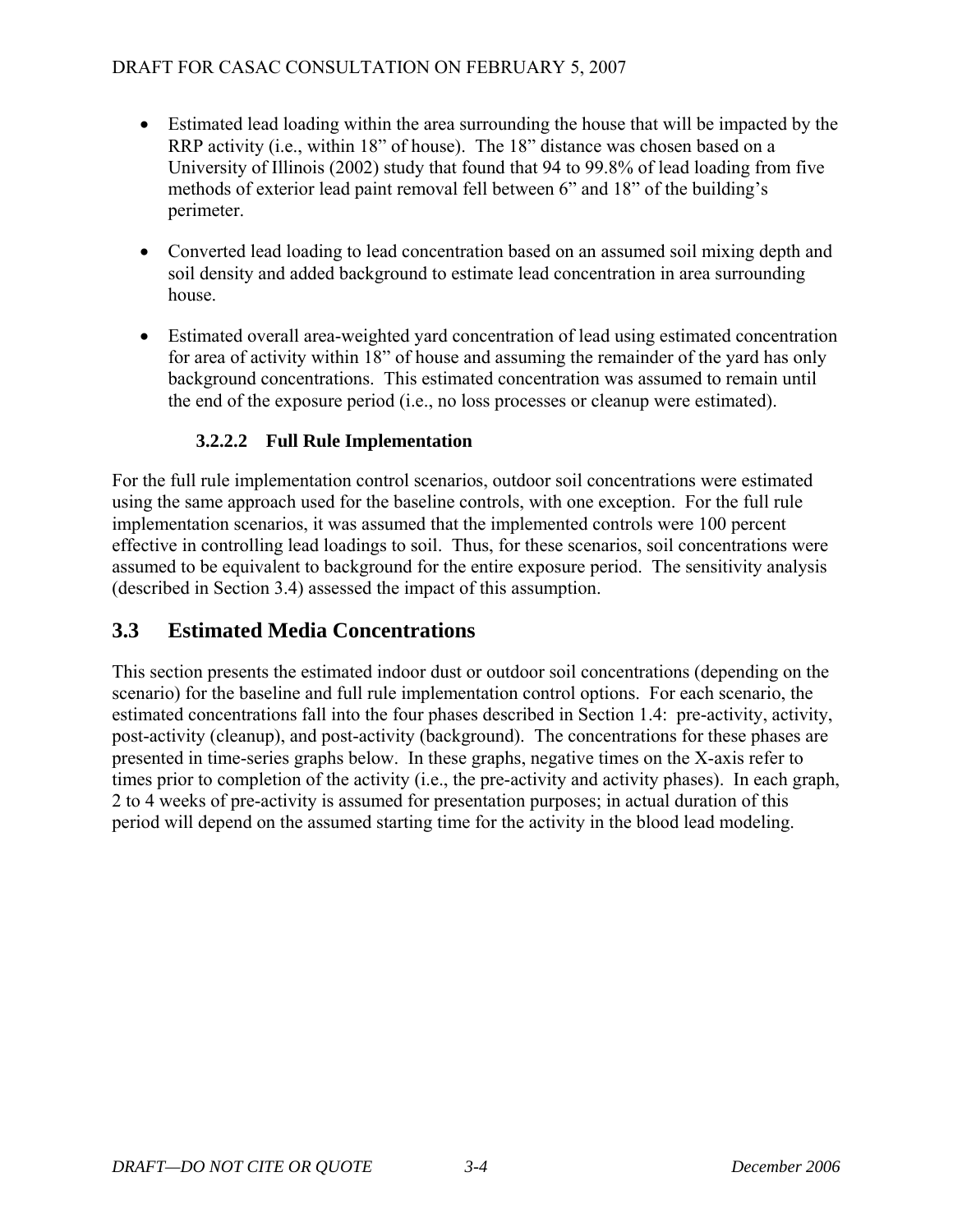- Estimated lead loading within the area surrounding the house that will be impacted by the RRP activity (i.e., within 18" of house). The 18" distance was chosen based on a University of Illinois (2002) study that found that 94 to 99.8% of lead loading from five methods of exterior lead paint removal fell between 6" and 18" of the building's perimeter.

- Converted lead loading to lead concentration based on an assumed soil mixing depth and soil density and added background to estimate lead concentration in area surrounding house.

- Estimated overall area-weighted yard concentration of lead using estimated concentration for area of activity within 18" of house and assuming the remainder of the yard has only background concentrations. This estimated concentration was assumed to remain until the end of the exposure period (i.e., no loss processes or cleanup were estimated).

#### 3.2.2.2 Full Rule Implementation

For the full rule implementation control scenarios, outdoor soil concentrations were estimated using the same approach used for the baseline controls, with one exception. For the full rule implementation scenarios, it was assumed that the implemented controls were 100 percent effective in controlling lead loadings to soil. Thus, for these scenarios, soil concentrations were assumed to be equivalent to background for the entire exposure period. The sensitivity analysis (described in Section 3.4) assessed the impact of this assumption.

## 3.3 Estimated Media Concentrations

This section presents the estimated indoor dust or outdoor soil concentrations (depending on the scenario) for the baseline and full rule implementation control options. For each scenario, the estimated concentrations fall into the four phases described in Section 1.4: pre-activity, activity, post-activity (cleanup), and post-activity (background). The concentrations for these phases are presented in time-series graphs below. In these graphs, negative times on the X-axis refer to times prior to completion of the activity (i.e., the pre-activity and activity phases). In each graph, 2 to 4 weeks of pre-activity is assumed for presentation purposes; in actual duration of this period will depend on the assumed starting time for the activity in the blood lead modeling.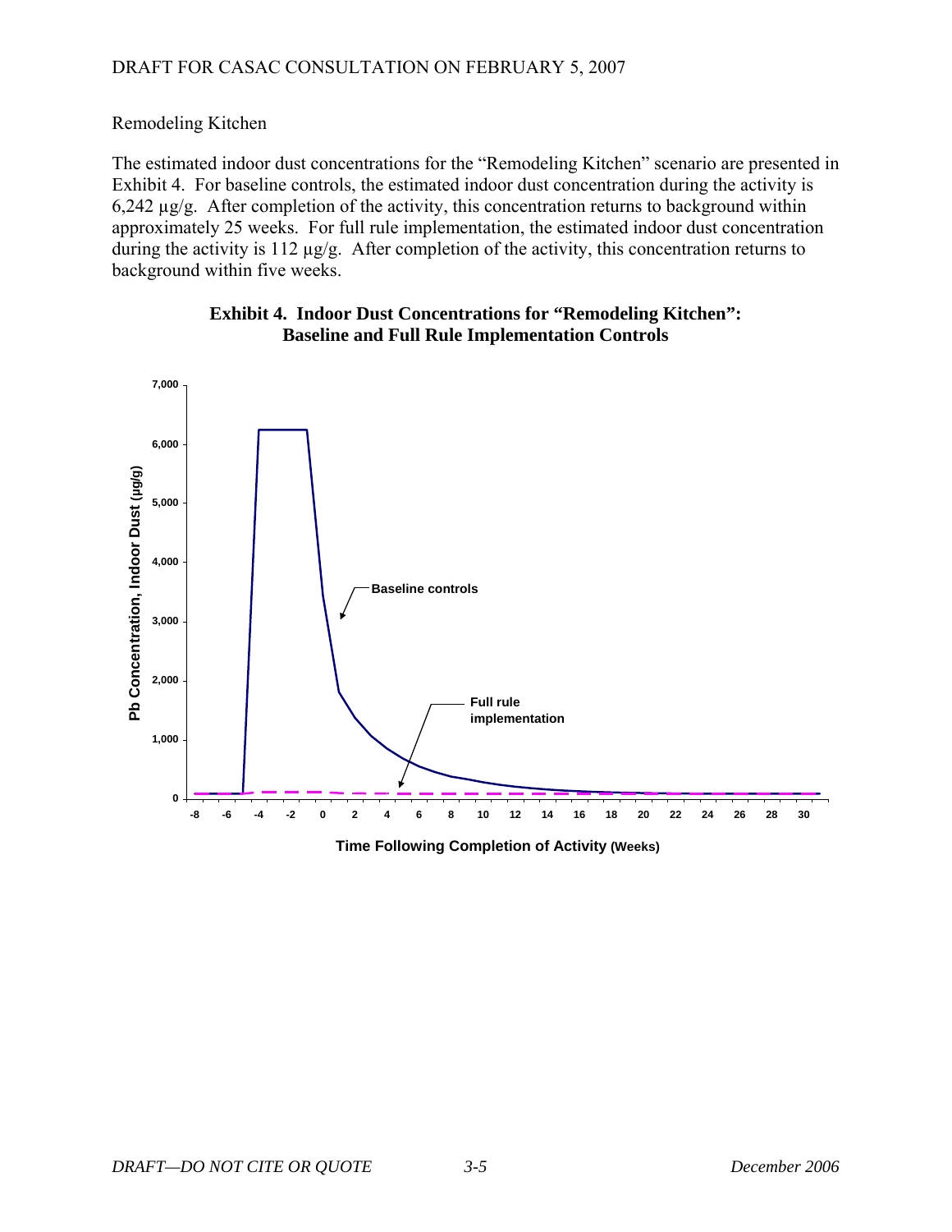Remodeling Kitchen

The estimated indoor dust concentrations for the "Remodeling Kitchen" scenario are presented in Exhibit 4. For baseline controls, the estimated indoor dust concentration during the activity is 6,242 µg/g. After completion of the activity, this concentration returns to background within approximately 25 weeks. For full rule implementation, the estimated indoor dust concentration during the activity is 112 µg/g. After completion of the activity, this concentration returns to background within five weeks.

**Exhibit 4. Indoor Dust Concentrations for "Remodeling Kitchen": Baseline and Full Rule Implementation Controls**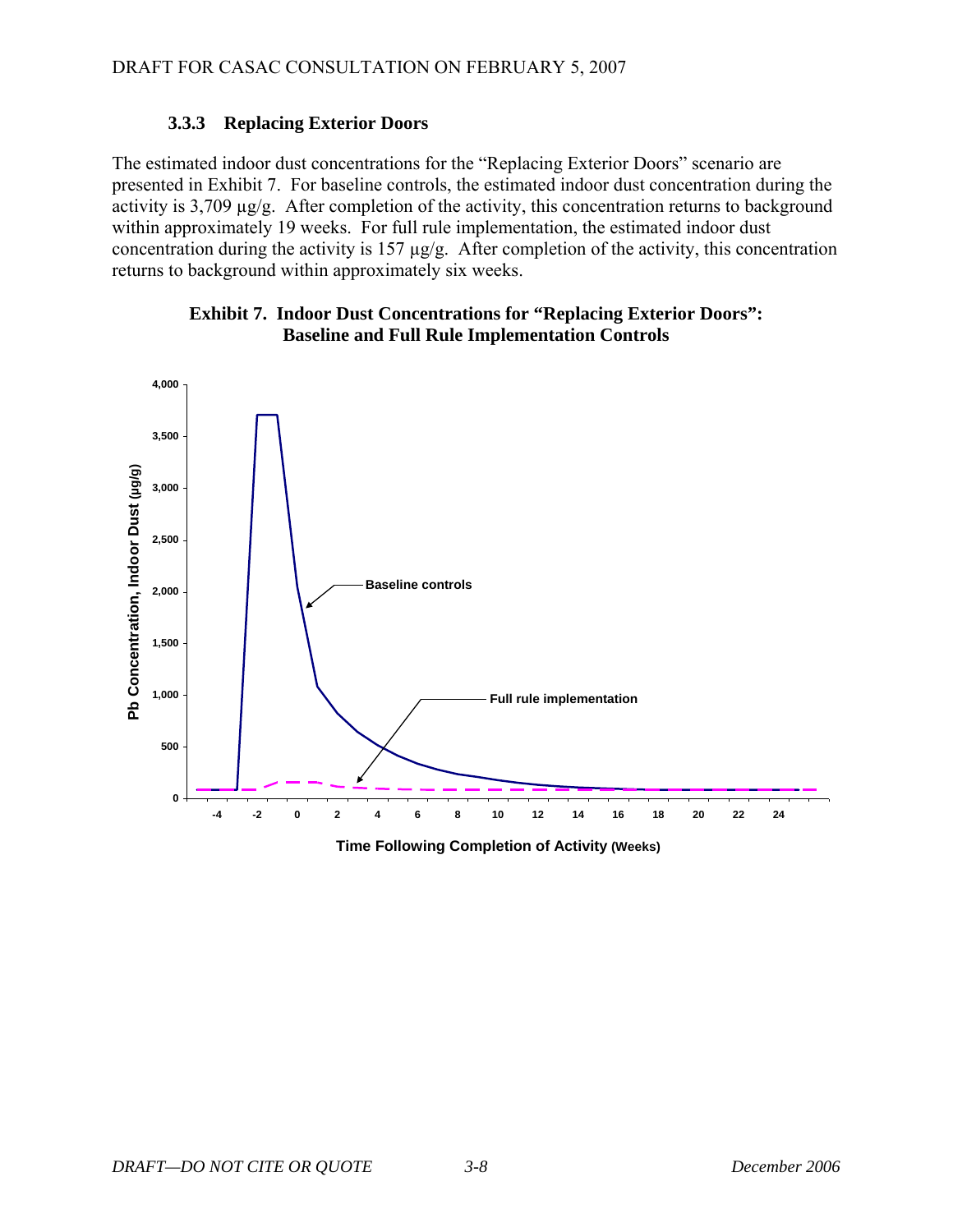### 3.3.3 Replacing Exterior Doors

The estimated indoor dust concentrations for the "Replacing Exterior Doors" scenario are presented in Exhibit 7. For baseline controls, the estimated indoor dust concentration during the activity is 3,709 µg/g. After completion of the activity, this concentration returns to background within approximately 19 weeks. For full rule implementation, the estimated indoor dust concentration during the activity is 157 µg/g. After completion of the activity, this concentration returns to background within approximately six weeks.

**Exhibit 7. Indoor Dust Concentrations for "Replacing Exterior Doors": Baseline and Full Rule Implementation Controls**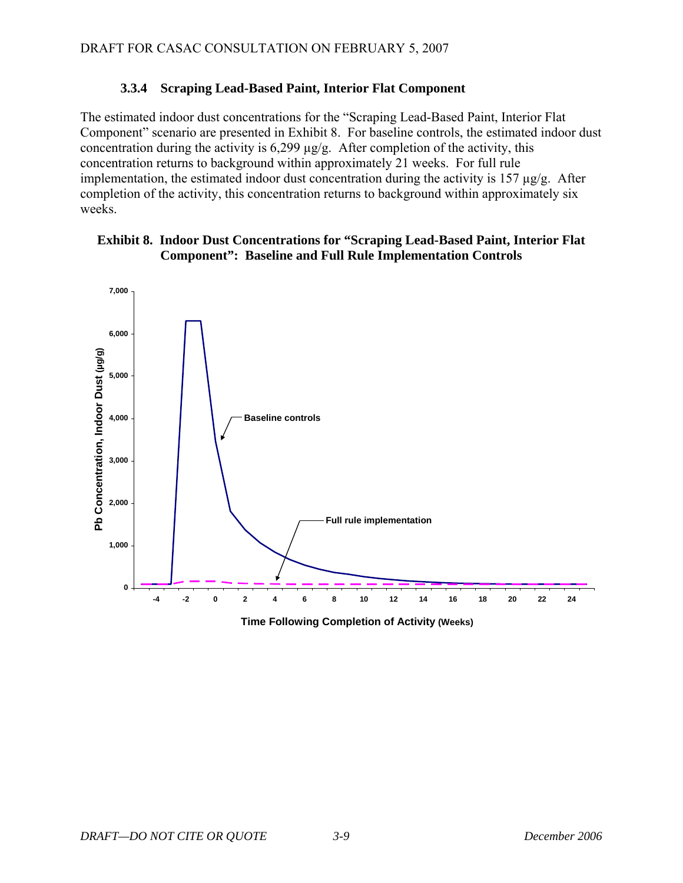### 3.3.4 Scraping Lead-Based Paint, Interior Flat Component

The estimated indoor dust concentrations for the "Scraping Lead-Based Paint, Interior Flat Component" scenario are presented in Exhibit 8. For baseline controls, the estimated indoor dust concentration during the activity is 6,299 µg/g. After completion of the activity, this concentration returns to background within approximately 21 weeks. For full rule implementation, the estimated indoor dust concentration during the activity is 157 µg/g. After completion of the activity, this concentration returns to background within approximately six weeks.

**Exhibit 8. Indoor Dust Concentrations for "Scraping Lead-Based Paint, Interior Flat Component": Baseline and Full Rule Implementation Controls**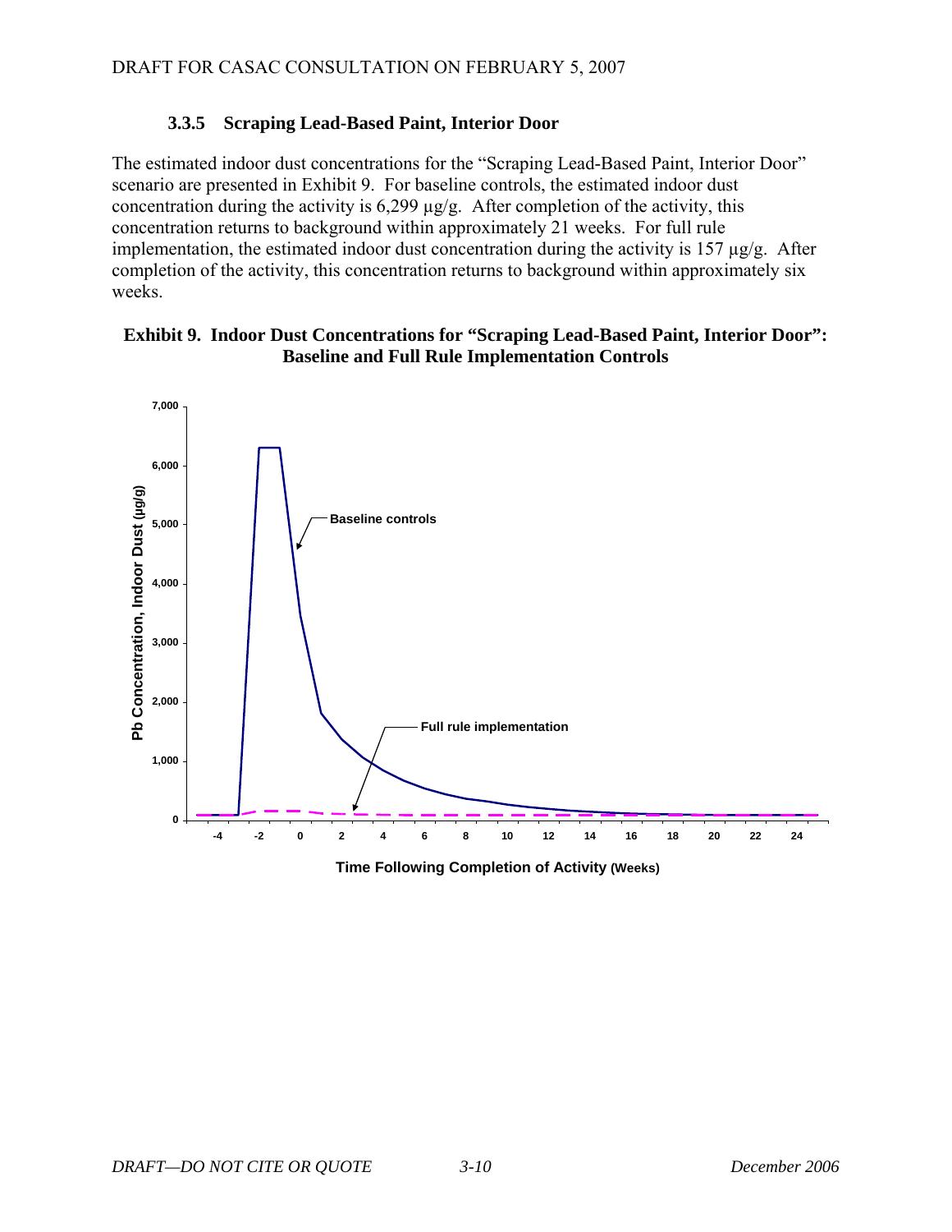### 3.3.5 Scraping Lead-Based Paint, Interior Door

The estimated indoor dust concentrations for the "Scraping Lead-Based Paint, Interior Door" scenario are presented in Exhibit 9. For baseline controls, the estimated indoor dust concentration during the activity is 6,299 µg/g. After completion of the activity, this concentration returns to background within approximately 21 weeks. For full rule implementation, the estimated indoor dust concentration during the activity is 157 µg/g. After completion of the activity, this concentration returns to background within approximately six weeks.

**Exhibit 9. Indoor Dust Concentrations for "Scraping Lead-Based Paint, Interior Door": Baseline and Full Rule Implementation Controls**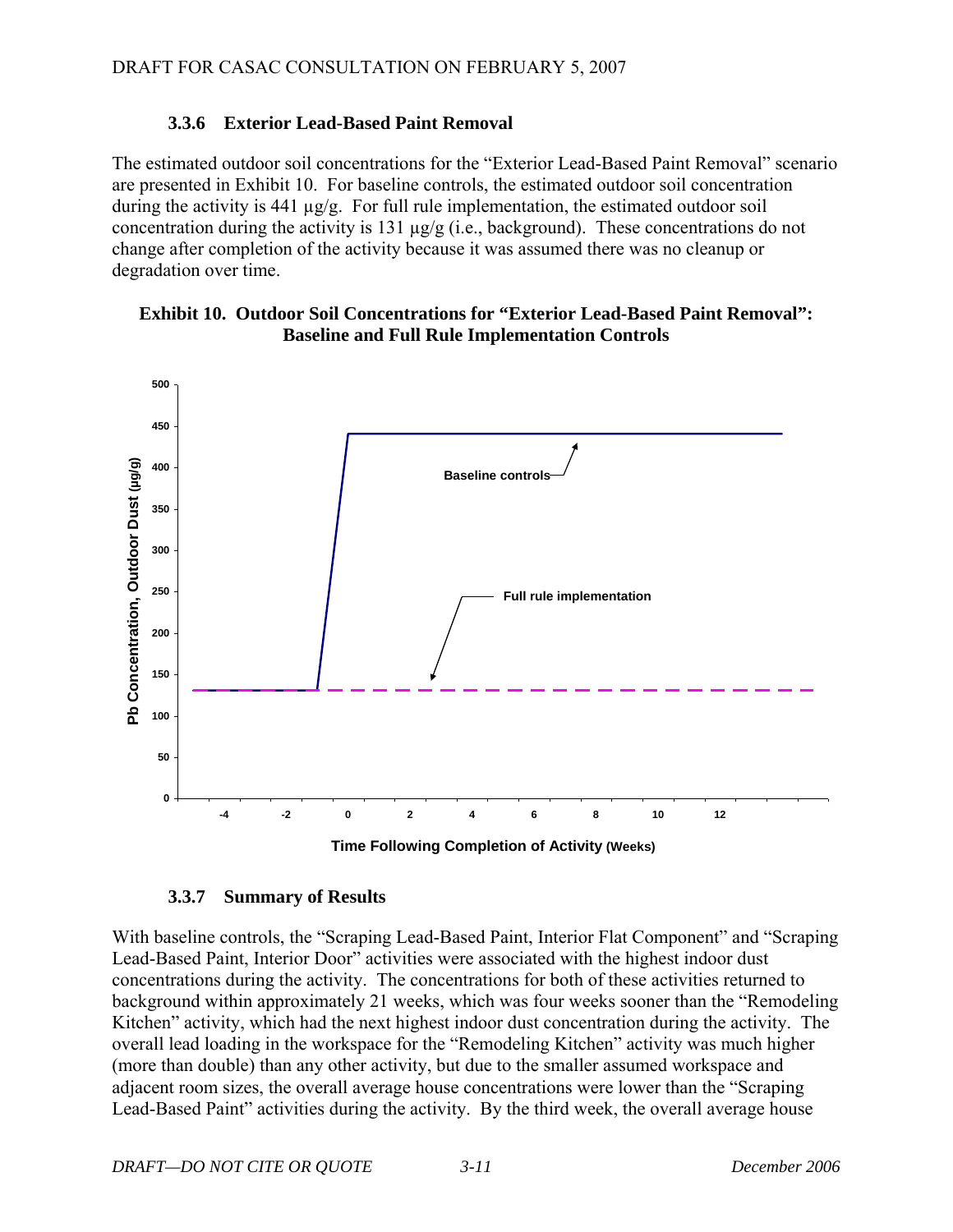### 3.3.6 Exterior Lead-Based Paint Removal

The estimated outdoor soil concentrations for the "Exterior Lead-Based Paint Removal" scenario are presented in Exhibit 10. For baseline controls, the estimated outdoor soil concentration during the activity is 441 µg/g. For full rule implementation, the estimated outdoor soil concentration during the activity is 131 µg/g (i.e., background). These concentrations do not change after completion of the activity because it was assumed there was no cleanup or degradation over time.

**Exhibit 10. Outdoor Soil Concentrations for "Exterior Lead-Based Paint Removal": Baseline and Full Rule Implementation Controls**

### 3.3.7 Summary of Results

With baseline controls, the "Scraping Lead-Based Paint, Interior Flat Component" and "Scraping Lead-Based Paint, Interior Door" activities were associated with the highest indoor dust concentrations during the activity. The concentrations for both of these activities returned to background within approximately 21 weeks, which was four weeks sooner than the "Remodeling Kitchen" activity, which had the next highest indoor dust concentration during the activity. The overall lead loading in the workspace for the "Remodeling Kitchen" activity was much higher (more than double) than any other activity, but due to the smaller assumed workspace and adjacent room sizes, the overall average house concentrations were lower than the "Scraping Lead-Based Paint" activities during the activity. By the third week, the overall average house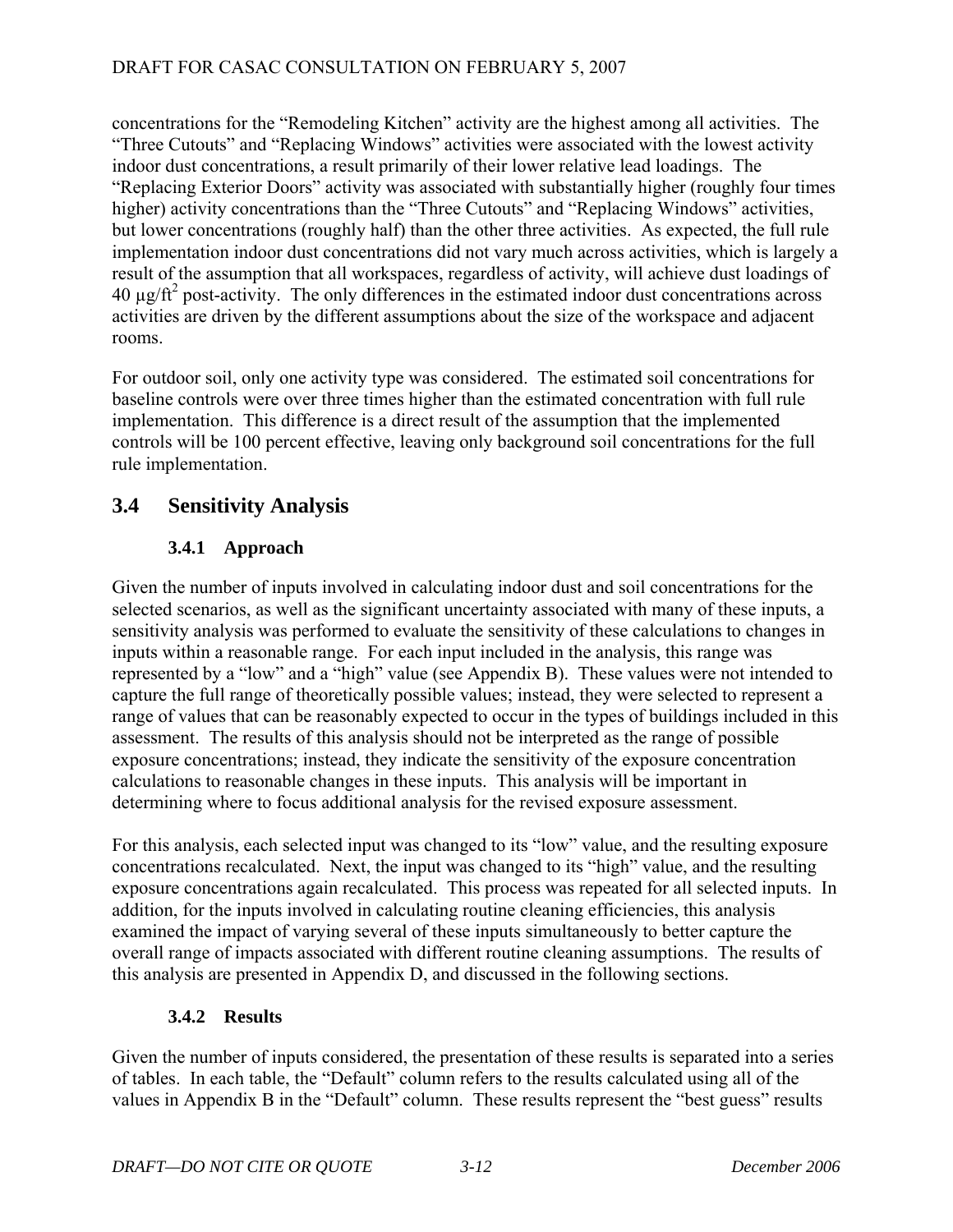concentrations for the "Remodeling Kitchen" activity are the highest among all activities. The "Three Cutouts" and "Replacing Windows" activities were associated with the lowest activity indoor dust concentrations, a result primarily of their lower relative lead loadings. The "Replacing Exterior Doors" activity was associated with substantially higher (roughly four times higher) activity concentrations than the "Three Cutouts" and "Replacing Windows" activities, but lower concentrations (roughly half) than the other three activities. As expected, the full rule implementation indoor dust concentrations did not vary much across activities, which is largely a result of the assumption that all workspaces, regardless of activity, will achieve dust loadings of 40 $\mu g/ft^2$ post-activity. The only differences in the estimated indoor dust concentrations across activities are driven by the different assumptions about the size of the workspace and adjacent rooms.

For outdoor soil, only one activity type was considered. The estimated soil concentrations for baseline controls were over three times higher than the estimated concentration with full rule implementation. This difference is a direct result of the assumption that the implemented controls will be 100 percent effective, leaving only background soil concentrations for the full rule implementation.

## 3.4 Sensitivity Analysis

### 3.4.1 Approach

Given the number of inputs involved in calculating indoor dust and soil concentrations for the selected scenarios, as well as the significant uncertainty associated with many of these inputs, a sensitivity analysis was performed to evaluate the sensitivity of these calculations to changes in inputs within a reasonable range. For each input included in the analysis, this range was represented by a "low" and a "high" value (see Appendix B). These values were not intended to capture the full range of theoretically possible values; instead, they were selected to represent a range of values that can be reasonably expected to occur in the types of buildings included in this assessment. The results of this analysis should not be interpreted as the range of possible exposure concentrations; instead, they indicate the sensitivity of the exposure concentration calculations to reasonable changes in these inputs. This analysis will be important in determining where to focus additional analysis for the revised exposure assessment.

For this analysis, each selected input was changed to its "low" value, and the resulting exposure concentrations recalculated. Next, the input was changed to its "high" value, and the resulting exposure concentrations again recalculated. This process was repeated for all selected inputs. In addition, for the inputs involved in calculating routine cleaning efficiencies, this analysis examined the impact of varying several of these inputs simultaneously to better capture the overall range of impacts associated with different routine cleaning assumptions. The results of this analysis are presented in Appendix D, and discussed in the following sections.

### 3.4.2 Results

Given the number of inputs considered, the presentation of these results is separated into a series of tables. In each table, the "Default" column refers to the results calculated using all of the values in Appendix B in the "Default" column. These results represent the "best guess" results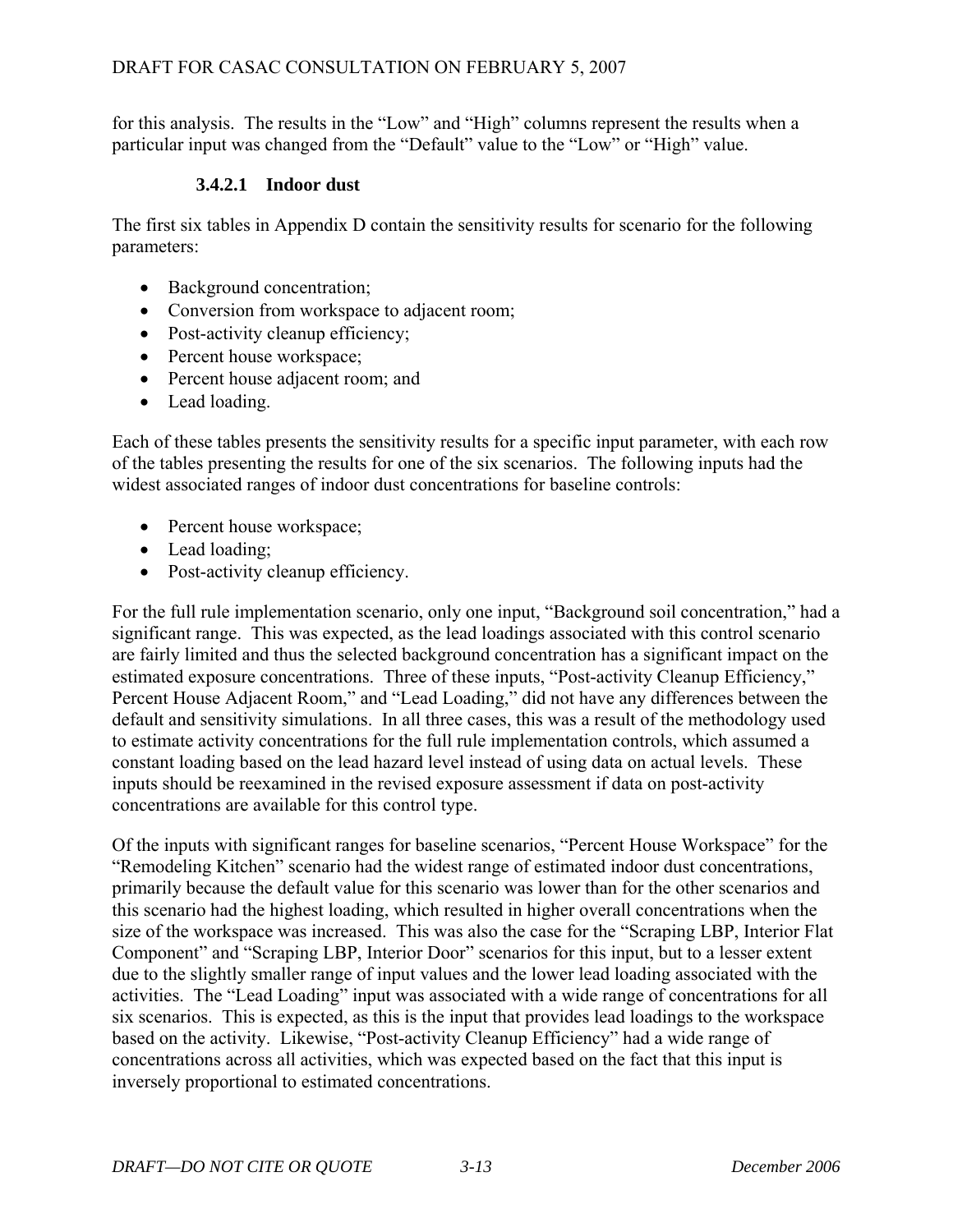for this analysis. The results in the "Low" and "High" columns represent the results when a particular input was changed from the "Default" value to the "Low" or "High" value.

#### 3.4.2.1 Indoor dust

The first six tables in Appendix D contain the sensitivity results for scenario for the following parameters:

- Background concentration;
- Conversion from workspace to adjacent room;
- Post-activity cleanup efficiency;
- Percent house workspace;
- Percent house adjacent room; and
- Lead loading.

Each of these tables presents the sensitivity results for a specific input parameter, with each row of the tables presenting the results for one of the six scenarios. The following inputs had the widest associated ranges of indoor dust concentrations for baseline controls:

- Percent house workspace;
- Lead loading;
- Post-activity cleanup efficiency.

For the full rule implementation scenario, only one input, "Background soil concentration," had a significant range. This was expected, as the lead loadings associated with this control scenario are fairly limited and thus the selected background concentration has a significant impact on the estimated exposure concentrations. Three of these inputs, "Post-activity Cleanup Efficiency," Percent House Adjacent Room," and "Lead Loading," did not have any differences between the default and sensitivity simulations. In all three cases, this was a result of the methodology used to estimate activity concentrations for the full rule implementation controls, which assumed a constant loading based on the lead hazard level instead of using data on actual levels. These inputs should be reexamined in the revised exposure assessment if data on post-activity concentrations are available for this control type.

Of the inputs with significant ranges for baseline scenarios, "Percent House Workspace" for the "Remodeling Kitchen" scenario had the widest range of estimated indoor dust concentrations, primarily because the default value for this scenario was lower than for the other scenarios and this scenario had the highest loading, which resulted in higher overall concentrations when the size of the workspace was increased. This was also the case for the "Scraping LBP, Interior Flat Component" and "Scraping LBP, Interior Door" scenarios for this input, but to a lesser extent due to the slightly smaller range of input values and the lower lead loading associated with the activities. The "Lead Loading" input was associated with a wide range of concentrations for all six scenarios. This is expected, as this is the input that provides lead loadings to the workspace based on the activity. Likewise, "Post-activity Cleanup Efficiency" had a wide range of concentrations across all activities, which was expected based on the fact that this input is inversely proportional to estimated concentrations.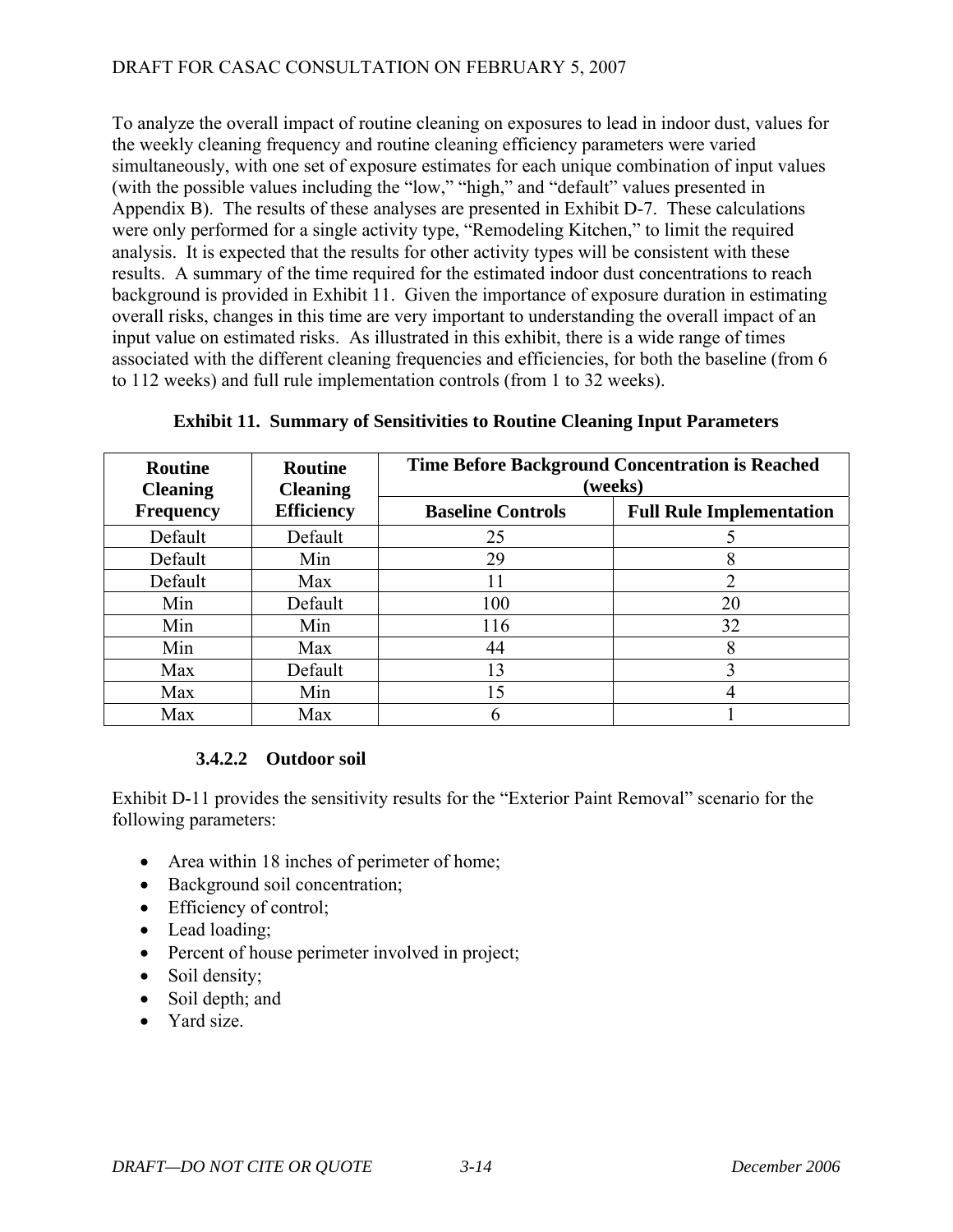To analyze the overall impact of routine cleaning on exposures to lead in indoor dust, values for the weekly cleaning frequency and routine cleaning efficiency parameters were varied simultaneously, with one set of exposure estimates for each unique combination of input values (with the possible values including the "low," "high," and "default" values presented in Appendix B). The results of these analyses are presented in Exhibit D-7. These calculations were only performed for a single activity type, "Remodeling Kitchen," to limit the required analysis. It is expected that the results for other activity types will be consistent with these results. A summary of the time required for the estimated indoor dust concentrations to reach background is provided in Exhibit 11. Given the importance of exposure duration in estimating overall risks, changes in this time are very important to understanding the overall impact of an input value on estimated risks. As illustrated in this exhibit, there is a wide range of times associated with the different cleaning frequencies and efficiencies, for both the baseline (from 6 to 112 weeks) and full rule implementation controls (from 1 to 32 weeks).

**Exhibit 11. Summary of Sensitivities to Routine Cleaning Input Parameters**

| Routine Cleaning Frequency | Routine Cleaning Efficiency | Time Before Background Concentration is Reached (weeks) | |
|---|---|---|---|
| | | Baseline Controls | Full Rule Implementation |
| Default | Default | 25 | 5 |
| Default | Min | 29 | 8 |
| Default | Max | 11 | 2 |
| Min | Default | 100 | 20 |
| Min | Min | 116 | 32 |
| Min | Max | 44 | 8 |
| Max | Default | 13 | 3 |
| Max | Min | 15 | 4 |
| Max | Max | 6 | 1 |

#### 3.4.2.2 Outdoor soil

Exhibit D-11 provides the sensitivity results for the "Exterior Paint Removal" scenario for the following parameters:

- Area within 18 inches of perimeter of home;
- Background soil concentration;
- Efficiency of control;
- Lead loading;
- Percent of house perimeter involved in project;
- Soil density;
- Soil depth; and
- Yard size.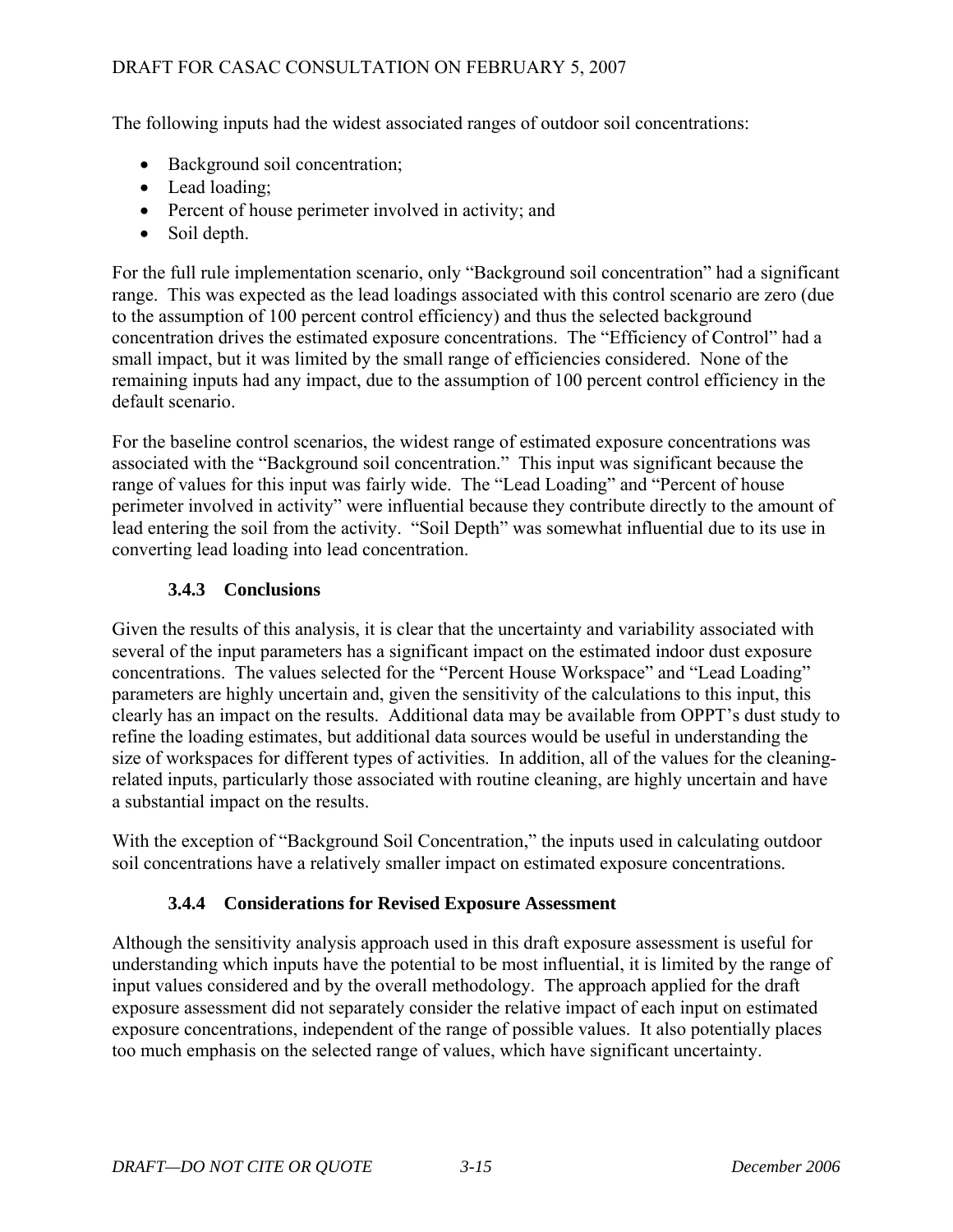The following inputs had the widest associated ranges of outdoor soil concentrations:

- Background soil concentration;
- Lead loading;
- Percent of house perimeter involved in activity; and
- Soil depth.

For the full rule implementation scenario, only "Background soil concentration" had a significant range. This was expected as the lead loadings associated with this control scenario are zero (due to the assumption of 100 percent control efficiency) and thus the selected background concentration drives the estimated exposure concentrations. The "Efficiency of Control" had a small impact, but it was limited by the small range of efficiencies considered. None of the remaining inputs had any impact, due to the assumption of 100 percent control efficiency in the default scenario.

For the baseline control scenarios, the widest range of estimated exposure concentrations was associated with the "Background soil concentration." This input was significant because the range of values for this input was fairly wide. The "Lead Loading" and "Percent of house perimeter involved in activity" were influential because they contribute directly to the amount of lead entering the soil from the activity. "Soil Depth" was somewhat influential due to its use in converting lead loading into lead concentration.

### 3.4.3 Conclusions

Given the results of this analysis, it is clear that the uncertainty and variability associated with several of the input parameters has a significant impact on the estimated indoor dust exposure concentrations. The values selected for the "Percent House Workspace" and "Lead Loading" parameters are highly uncertain and, given the sensitivity of the calculations to this input, this clearly has an impact on the results. Additional data may be available from OPPT's dust study to refine the loading estimates, but additional data sources would be useful in understanding the size of workspaces for different types of activities. In addition, all of the values for the cleaning-related inputs, particularly those associated with routine cleaning, are highly uncertain and have a substantial impact on the results.

With the exception of "Background Soil Concentration," the inputs used in calculating outdoor soil concentrations have a relatively smaller impact on estimated exposure concentrations.

### 3.4.4 Considerations for Revised Exposure Assessment

Although the sensitivity analysis approach used in this draft exposure assessment is useful for understanding which inputs have the potential to be most influential, it is limited by the range of input values considered and by the overall methodology. The approach applied for the draft exposure assessment did not separately consider the relative impact of each input on estimated exposure concentrations, independent of the range of possible values. It also potentially places too much emphasis on the selected range of values, which have significant uncertainty.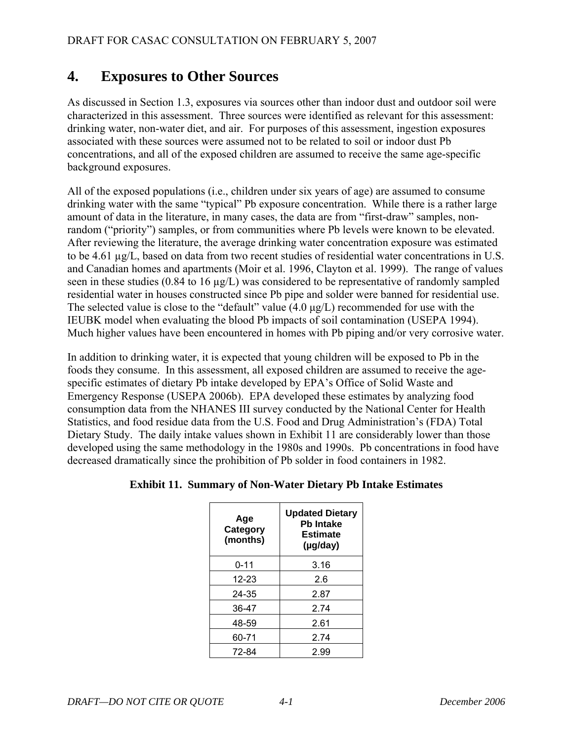# 4. Exposures to Other Sources

As discussed in Section 1.3, exposures via sources other than indoor dust and outdoor soil were characterized in this assessment. Three sources were identified as relevant for this assessment: drinking water, non-water diet, and air. For purposes of this assessment, ingestion exposures associated with these sources were assumed not to be related to soil or indoor dust Pb concentrations, and all of the exposed children are assumed to receive the same age-specific background exposures.

All of the exposed populations (i.e., children under six years of age) are assumed to consume drinking water with the same "typical" Pb exposure concentration. While there is a rather large amount of data in the literature, in many cases, the data are from "first-draw" samples, non-random ("priority") samples, or from communities where Pb levels were known to be elevated. After reviewing the literature, the average drinking water concentration exposure was estimated to be 4.61 µg/L, based on data from two recent studies of residential water concentrations in U.S. and Canadian homes and apartments (Moir et al. 1996, Clayton et al. 1999). The range of values seen in these studies (0.84 to 16 µg/L) was considered to be representative of randomly sampled residential water in houses constructed since Pb pipe and solder were banned for residential use. The selected value is close to the "default" value (4.0 µg/L) recommended for use with the IEUBK model when evaluating the blood Pb impacts of soil contamination (USEPA 1994). Much higher values have been encountered in homes with Pb piping and/or very corrosive water.

In addition to drinking water, it is expected that young children will be exposed to Pb in the foods they consume. In this assessment, all exposed children are assumed to receive the age-specific estimates of dietary Pb intake developed by EPA's Office of Solid Waste and Emergency Response (USEPA 2006b). EPA developed these estimates by analyzing food consumption data from the NHANES III survey conducted by the National Center for Health Statistics, and food residue data from the U.S. Food and Drug Administration's (FDA) Total Dietary Study. The daily intake values shown in Exhibit 11 are considerably lower than those developed using the same methodology in the 1980s and 1990s. Pb concentrations in food have decreased dramatically since the prohibition of Pb solder in food containers in 1982.

**Exhibit 11. Summary of Non-Water Dietary Pb Intake Estimates**

| Age Category (months) | Updated Dietary Pb Intake Estimate (µg/day) |
|---|---|
| 0-11 | 3.16 |
| 12-23 | 2.6 |
| 24-35 | 2.87 |
| 36-47 | 2.74 |
| 48-59 | 2.61 |
| 60-71 | 2.74 |
| 72-84 | 2.99 |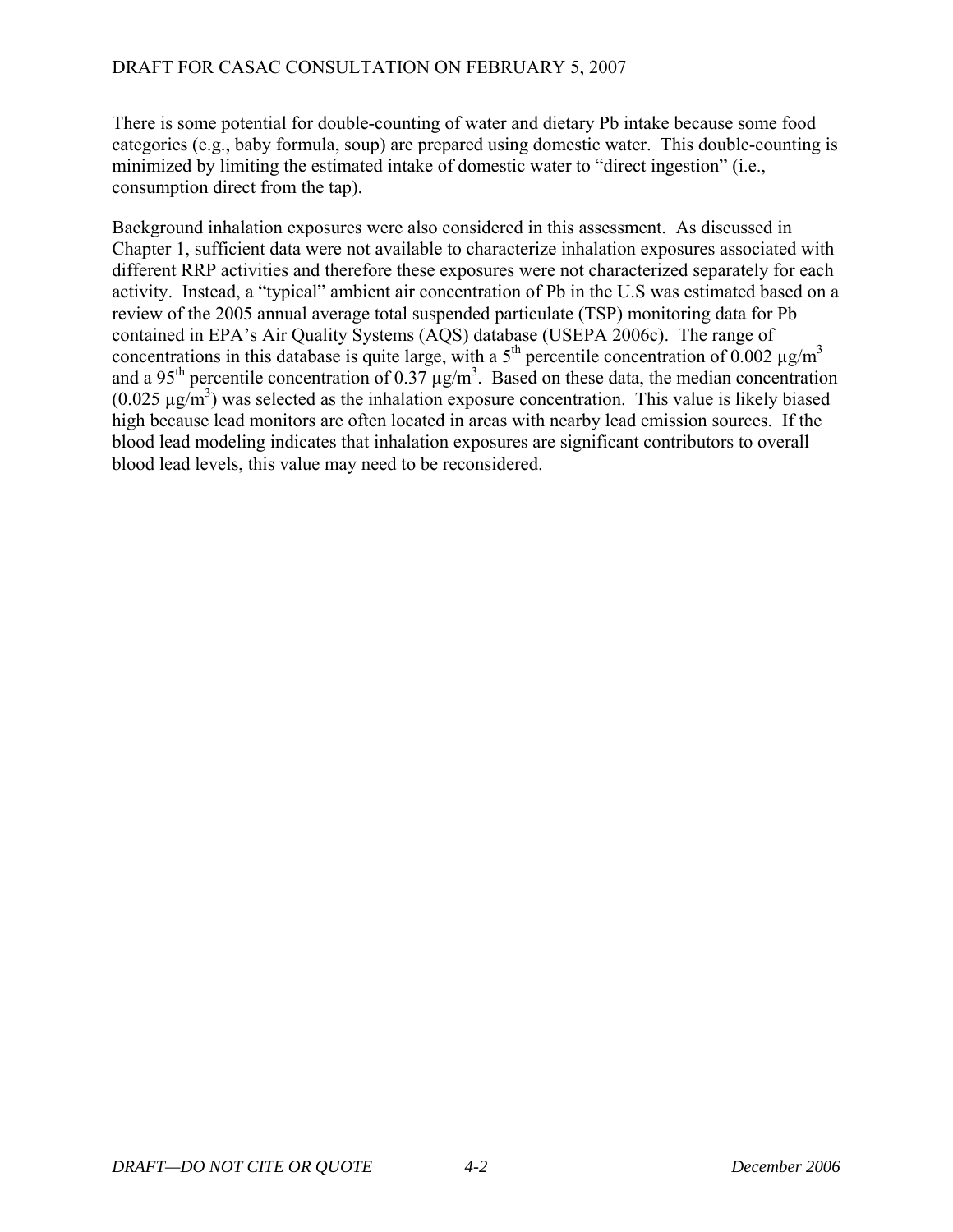There is some potential for double-counting of water and dietary Pb intake because some food categories (e.g., baby formula, soup) are prepared using domestic water. This double-counting is minimized by limiting the estimated intake of domestic water to "direct ingestion" (i.e., consumption direct from the tap).

Background inhalation exposures were also considered in this assessment. As discussed in Chapter 1, sufficient data were not available to characterize inhalation exposures associated with different RRP activities and therefore these exposures were not characterized separately for each activity. Instead, a "typical" ambient air concentration of Pb in the U.S was estimated based on a review of the 2005 annual average total suspended particulate (TSP) monitoring data for Pb contained in EPA's Air Quality Systems (AQS) database (USEPA 2006c). The range of concentrations in this database is quite large, with a $5^{th}$ percentile concentration of 0.002 $\mu g/m^3$ and a $95^{th}$ percentile concentration of 0.37 $\mu g/m^3$. Based on these data, the median concentration (0.025 $\mu g/m^3$) was selected as the inhalation exposure concentration. This value is likely biased high because lead monitors are often located in areas with nearby lead emission sources. If the blood lead modeling indicates that inhalation exposures are significant contributors to overall blood lead levels, this value may need to be reconsidered.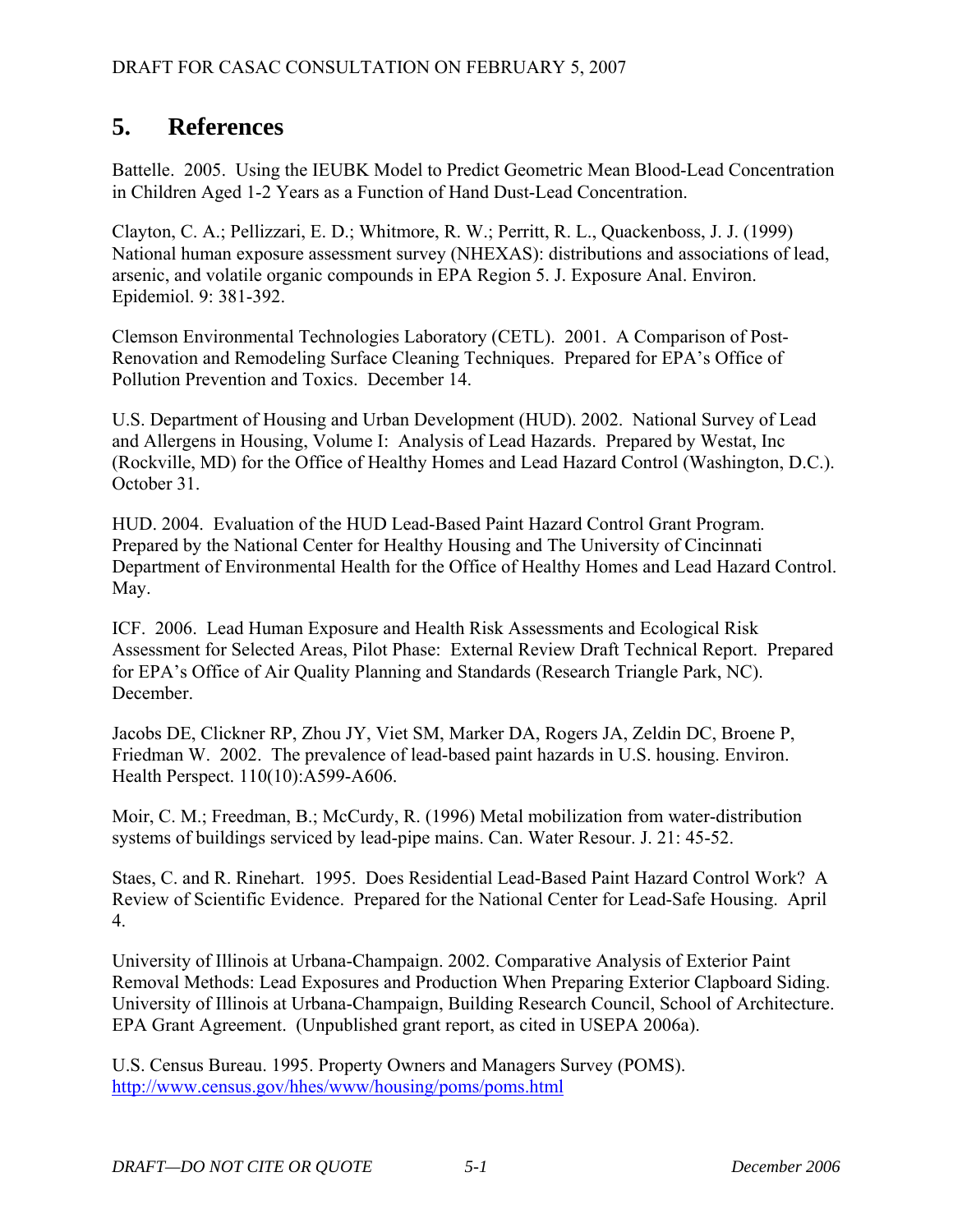# 5. References

Battelle. 2005. Using the IEUBK Model to Predict Geometric Mean Blood-Lead Concentration in Children Aged 1-2 Years as a Function of Hand Dust-Lead Concentration.

Clayton, C. A.; Pellizzari, E. D.; Whitmore, R. W.; Perritt, R. L., Quackenboss, J. J. (1999) National human exposure assessment survey (NHEXAS): distributions and associations of lead, arsenic, and volatile organic compounds in EPA Region 5. J. Exposure Anal. Environ. Epidemiol. 9: 381-392.

Clemson Environmental Technologies Laboratory (CETL). 2001. A Comparison of Post-Renovation and Remodeling Surface Cleaning Techniques. Prepared for EPA's Office of Pollution Prevention and Toxics. December 14.

U.S. Department of Housing and Urban Development (HUD). 2002. National Survey of Lead and Allergens in Housing, Volume I: Analysis of Lead Hazards. Prepared by Westat, Inc (Rockville, MD) for the Office of Healthy Homes and Lead Hazard Control (Washington, D.C.). October 31.

HUD. 2004. Evaluation of the HUD Lead-Based Paint Hazard Control Grant Program. Prepared by the National Center for Healthy Housing and The University of Cincinnati Department of Environmental Health for the Office of Healthy Homes and Lead Hazard Control. May.

ICF. 2006. Lead Human Exposure and Health Risk Assessments and Ecological Risk Assessment for Selected Areas, Pilot Phase: External Review Draft Technical Report. Prepared for EPA's Office of Air Quality Planning and Standards (Research Triangle Park, NC). December.

Jacobs DE, Clickner RP, Zhou JY, Viet SM, Marker DA, Rogers JA, Zeldin DC, Broene P, Friedman W. 2002. The prevalence of lead-based paint hazards in U.S. housing. Environ. Health Perspect. 110(10):A599-A606.

Moir, C. M.; Freedman, B.; McCurdy, R. (1996) Metal mobilization from water-distribution systems of buildings serviced by lead-pipe mains. Can. Water Resour. J. 21: 45-52.

Staes, C. and R. Rinehart. 1995. Does Residential Lead-Based Paint Hazard Control Work? A Review of Scientific Evidence. Prepared for the National Center for Lead-Safe Housing. April 4.

University of Illinois at Urbana-Champaign. 2002. Comparative Analysis of Exterior Paint Removal Methods: Lead Exposures and Production When Preparing Exterior Clapboard Siding. University of Illinois at Urbana-Champaign, Building Research Council, School of Architecture. EPA Grant Agreement. (Unpublished grant report, as cited in USEPA 2006a).

U.S. Census Bureau. 1995. Property Owners and Managers Survey (POMS). http://www.census.gov/hhes/www/housing/poms/poms.html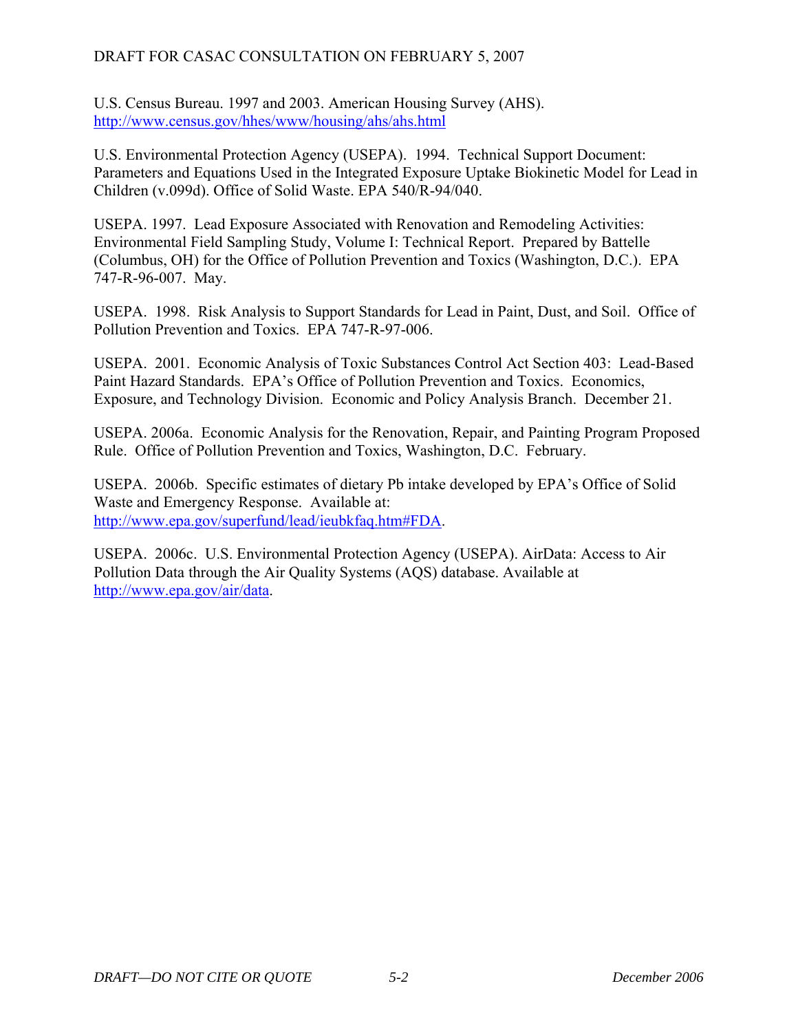U.S. Census Bureau. 1997 and 2003. American Housing Survey (AHS). http://www.census.gov/hhes/www/housing/ahs/ahs.html

U.S. Environmental Protection Agency (USEPA). 1994. Technical Support Document: Parameters and Equations Used in the Integrated Exposure Uptake Biokinetic Model for Lead in Children (v.099d). Office of Solid Waste. EPA 540/R-94/040.

USEPA. 1997. Lead Exposure Associated with Renovation and Remodeling Activities: Environmental Field Sampling Study, Volume I: Technical Report. Prepared by Battelle (Columbus, OH) for the Office of Pollution Prevention and Toxics (Washington, D.C.). EPA 747-R-96-007. May.

USEPA. 1998. Risk Analysis to Support Standards for Lead in Paint, Dust, and Soil. Office of Pollution Prevention and Toxics. EPA 747-R-97-006.

USEPA. 2001. Economic Analysis of Toxic Substances Control Act Section 403: Lead-Based Paint Hazard Standards. EPA's Office of Pollution Prevention and Toxics. Economics, Exposure, and Technology Division. Economic and Policy Analysis Branch. December 21.

USEPA. 2006a. Economic Analysis for the Renovation, Repair, and Painting Program Proposed Rule. Office of Pollution Prevention and Toxics, Washington, D.C. February.

USEPA. 2006b. Specific estimates of dietary Pb intake developed by EPA's Office of Solid Waste and Emergency Response. Available at: http://www.epa.gov/superfund/lead/ieubkfaq.htm#FDA.

USEPA. 2006c. U.S. Environmental Protection Agency (USEPA). AirData: Access to Air Pollution Data through the Air Quality Systems (AQS) database. Available at http://www.epa.gov/air/data.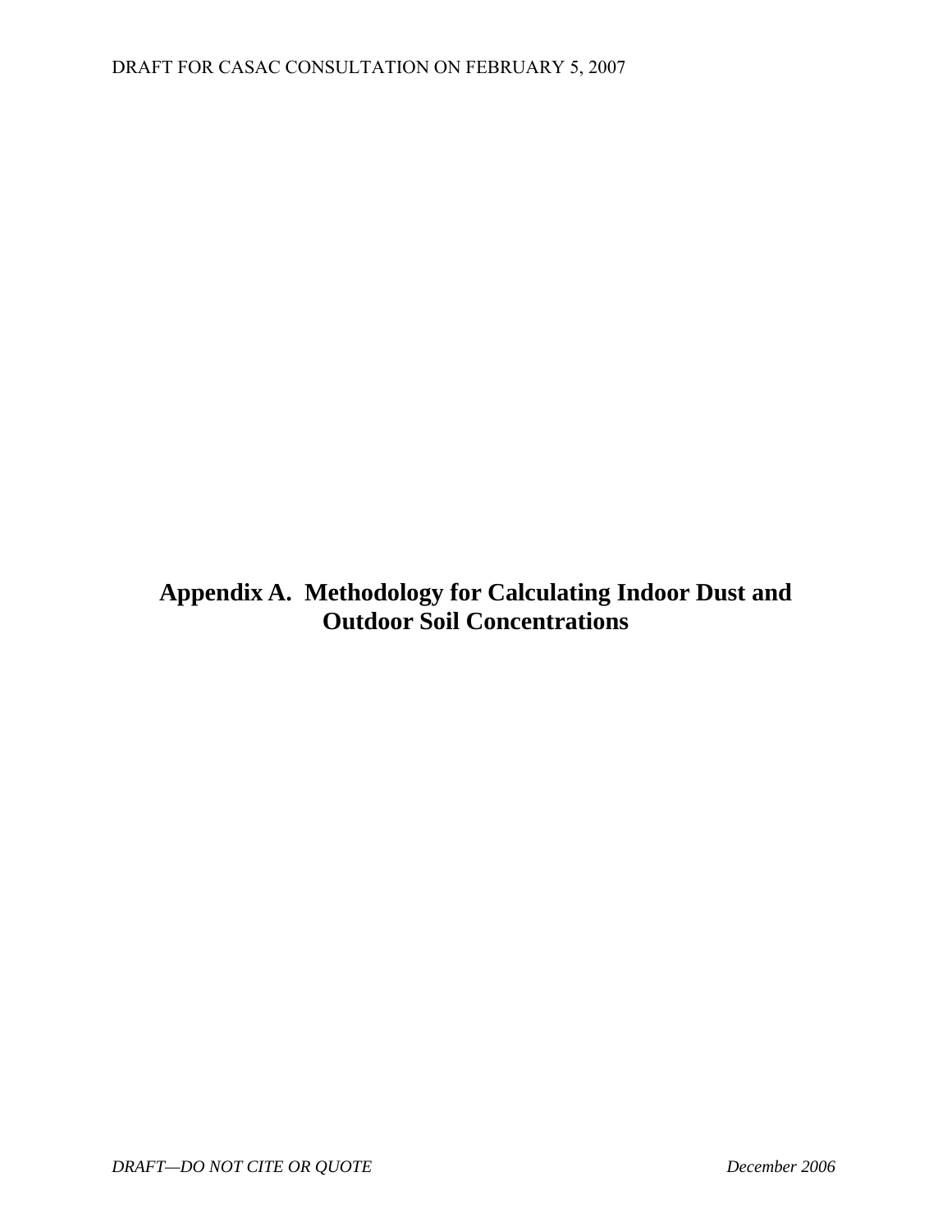# Appendix A. Methodology for Calculating Indoor Dust and Outdoor Soil Concentrations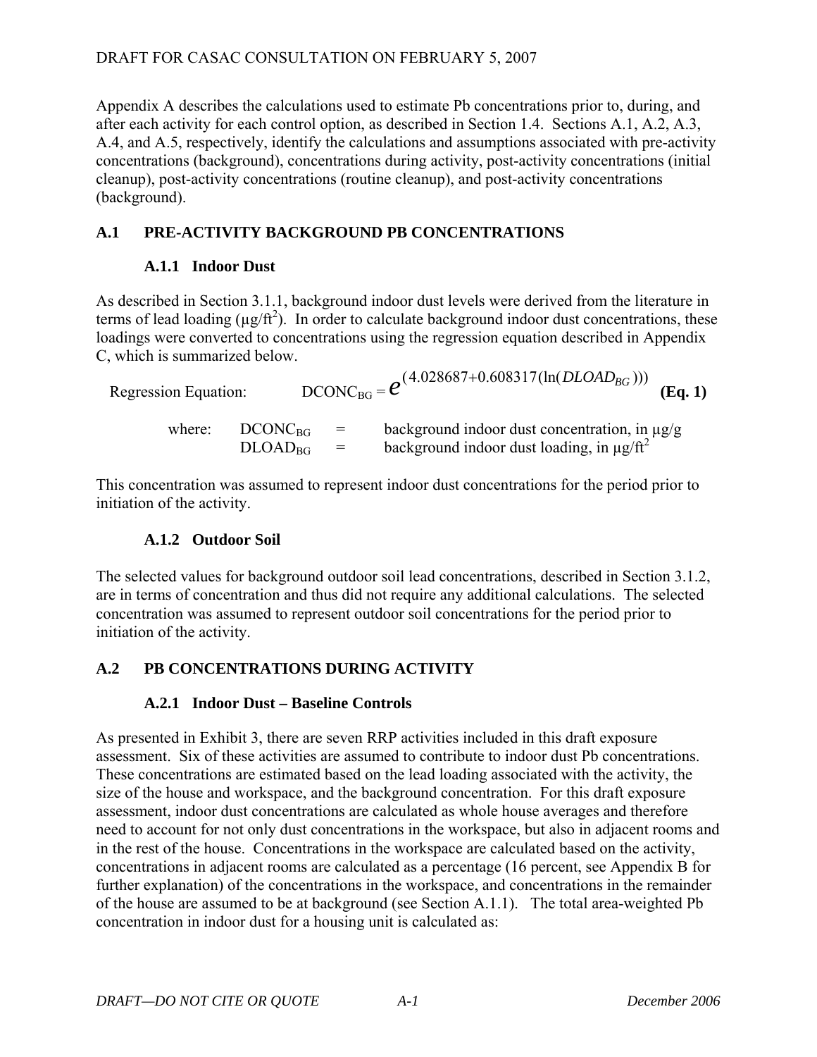Appendix A describes the calculations used to estimate Pb concentrations prior to, during, and after each activity for each control option, as described in Section 1.4. Sections A.1, A.2, A.3, A.4, and A.5, respectively, identify the calculations and assumptions associated with pre-activity concentrations (background), concentrations during activity, post-activity concentrations (initial cleanup), post-activity concentrations (routine cleanup), and post-activity concentrations (background).

## A.1 PRE-ACTIVITY BACKGROUND PB CONCENTRATIONS

### A.1.1 Indoor Dust

As described in Section 3.1.1, background indoor dust levels were derived from the literature in terms of lead loading (µg/ft$^2$). In order to calculate background indoor dust concentrations, these loadings were converted to concentrations using the regression equation described in Appendix C, which is summarized below.

Regression Equation:

$$DCONC_{BG} = e^{(4.028687+0.608317(\ln(DLOAD_{BG})))} \quad \textbf{(Eq. 1)}$$

where:

$DCONC_{BG}$ = background indoor dust concentration, in µg/g

$DLOAD_{BG}$ = background indoor dust loading, in µg/ft$^2$

This concentration was assumed to represent indoor dust concentrations for the period prior to initiation of the activity.

### A.1.2 Outdoor Soil

The selected values for background outdoor soil lead concentrations, described in Section 3.1.2, are in terms of concentration and thus did not require any additional calculations. The selected concentration was assumed to represent outdoor soil concentrations for the period prior to initiation of the activity.

## A.2 PB CONCENTRATIONS DURING ACTIVITY

### A.2.1 Indoor Dust – Baseline Controls

As presented in Exhibit 3, there are seven RRP activities included in this draft exposure assessment. Six of these activities are assumed to contribute to indoor dust Pb concentrations. These concentrations are estimated based on the lead loading associated with the activity, the size of the house and workspace, and the background concentration. For this draft exposure assessment, indoor dust concentrations are calculated as whole house averages and therefore need to account for not only dust concentrations in the workspace, but also in adjacent rooms and in the rest of the house. Concentrations in the workspace are calculated based on the activity, concentrations in adjacent rooms are calculated as a percentage (16 percent, see Appendix B for further explanation) of the concentrations in the workspace, and concentrations in the remainder of the house are assumed to be at background (see Section A.1.1). The total area-weighted Pb concentration in indoor dust for a housing unit is calculated as: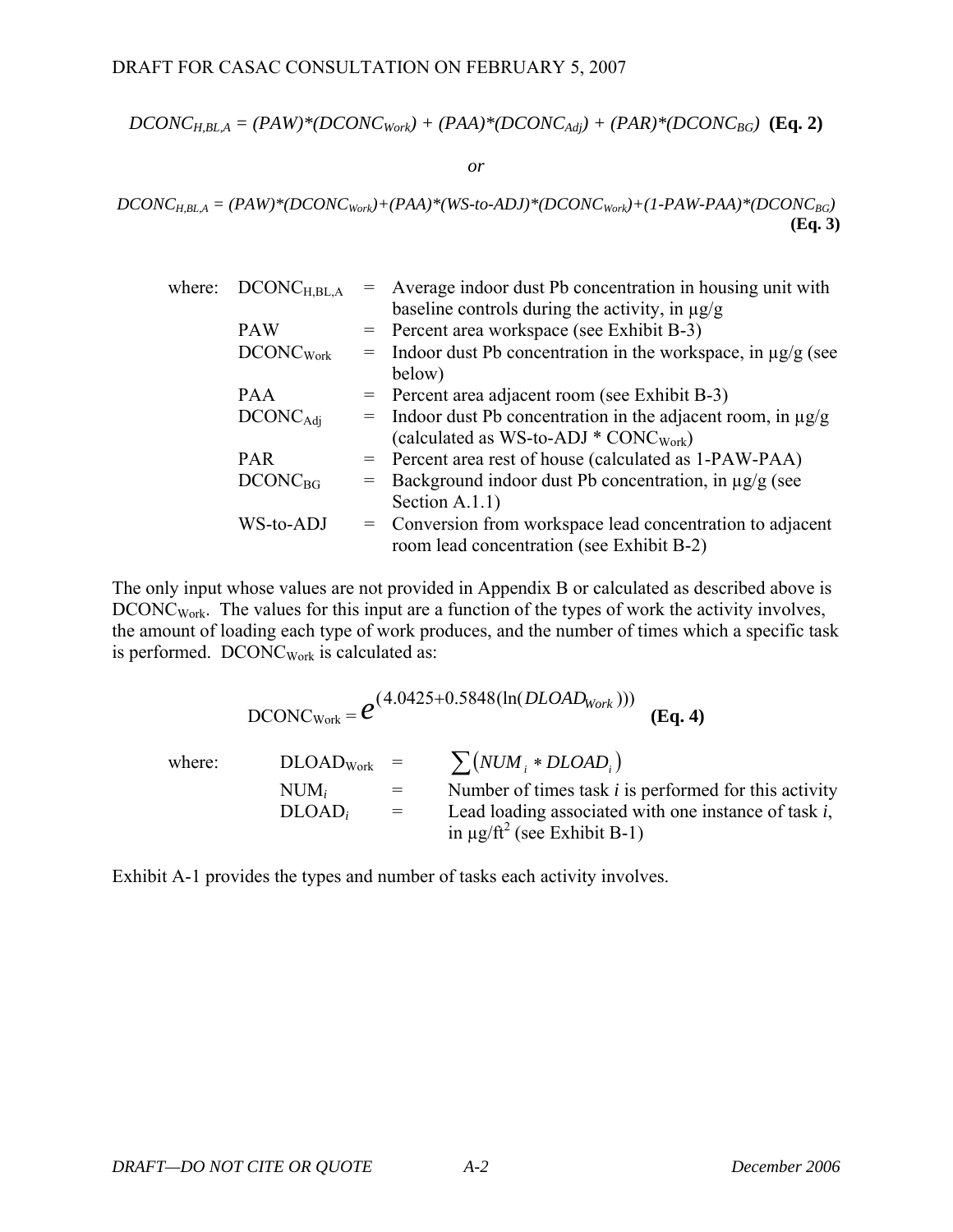$$DCONC_{H,BL,A} = (PAW)*(DCONC_{Work}) + (PAA)*(DCONC_{Adj}) + (PAR)*(DCONC_{BG}) \quad \textbf{(Eq. 2)}$$

*or*

$$DCONC_{H,BL,A} = (PAW)*(DCONC_{Work})+(PAA)*(WS\text{-}to\text{-}ADJ)*(DCONC_{Work})+(1\text{-}PAW\text{-}PAA)*(DCONC_{BG}) \quad \textbf{(Eq. 3)}$$

where:

| | | |
|---|---|---|
| $DCONC_{H,BL,A}$ | = | Average indoor dust Pb concentration in housing unit with baseline controls during the activity, in µg/g |
| PAW | = | Percent area workspace (see Exhibit B-3) |
| $DCONC_{Work}$ | = | Indoor dust Pb concentration in the workspace, in µg/g (see below) |
| PAA | = | Percent area adjacent room (see Exhibit B-3) |
| $DCONC_{Adj}$ | = | Indoor dust Pb concentration in the adjacent room, in µg/g (calculated as WS-to-ADJ * $CONC_{Work}$) |
| PAR | = | Percent area rest of house (calculated as 1-PAW-PAA) |
| $DCONC_{BG}$ | = | Background indoor dust Pb concentration, in µg/g (see Section A.1.1) |
| WS-to-ADJ | = | Conversion from workspace lead concentration to adjacent room lead concentration (see Exhibit B-2) |

The only input whose values are not provided in Appendix B or calculated as described above is $DCONC_{Work}$. The values for this input are a function of the types of work the activity involves, the amount of loading each type of work produces, and the number of times which a specific task is performed. $DCONC_{Work}$ is calculated as:

$$DCONC_{Work} = e^{(4.0425+0.5848(\ln(DLOAD_{Work})))} \quad \textbf{(Eq. 4)}$$

where:

| | | |
|---|---|---|
| $DLOAD_{Work}$ | = | $\sum (NUM_i * DLOAD_i)$ |
| $NUM_i$ | = | Number of times task *i* is performed for this activity |
| $DLOAD_i$ | = | Lead loading associated with one instance of task *i*, in µg/ft$^2$ (see Exhibit B-1) |

Exhibit A-1 provides the types and number of tasks each activity involves.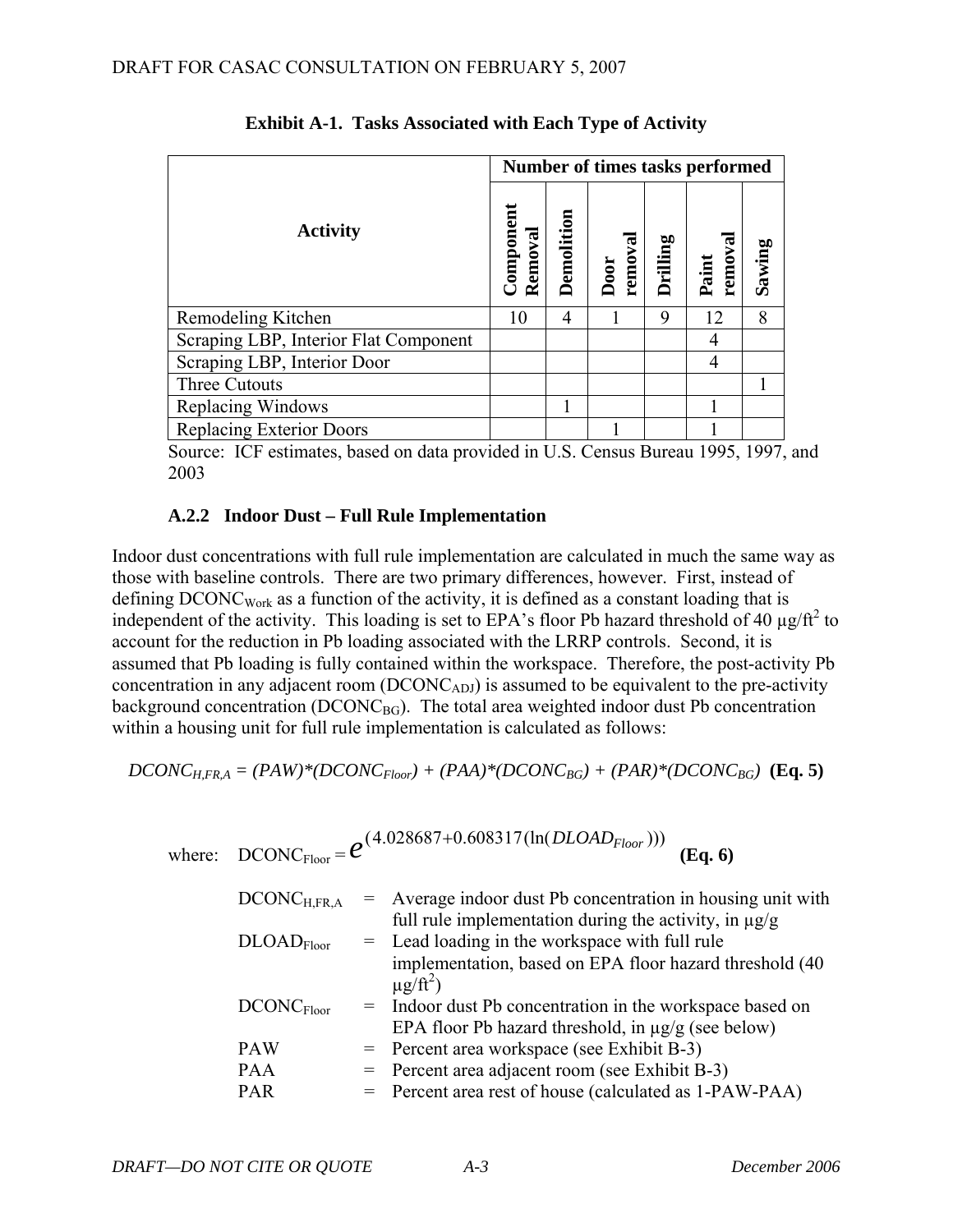**Exhibit A-1. Tasks Associated with Each Type of Activity**

| Activity | Number of times tasks performed | | | | | |
|---|---|---|---|---|---|---|
| | Component Removal | Demolition | Door removal | Drilling | Paint removal | Sawing |
| Remodeling Kitchen | 10 | 4 | 1 | 9 | 12 | 8 |
| Scraping LBP, Interior Flat Component | | | | | 4 | |
| Scraping LBP, Interior Door | | | | | 4 | |
| Three Cutouts | | | | | | 1 |
| Replacing Windows | | 1 | | | 1 | |
| Replacing Exterior Doors | | | 1 | | 1 | |

Source: ICF estimates, based on data provided in U.S. Census Bureau 1995, 1997, and 2003

### A.2.2 Indoor Dust – Full Rule Implementation

Indoor dust concentrations with full rule implementation are calculated in much the same way as those with baseline controls. There are two primary differences, however. First, instead of defining $DCONC_{Work}$ as a function of the activity, it is defined as a constant loading that is independent of the activity. This loading is set to EPA's floor Pb hazard threshold of 40 µg/ft$^2$ to account for the reduction in Pb loading associated with the LRRP controls. Second, it is assumed that Pb loading is fully contained within the workspace. Therefore, the post-activity Pb concentration in any adjacent room ($DCONC_{ADJ}$) is assumed to be equivalent to the pre-activity background concentration ($DCONC_{BG}$). The total area weighted indoor dust Pb concentration within a housing unit for full rule implementation is calculated as follows:

$$DCONC_{H,FR,A} = (PAW)*(DCONC_{Floor}) + (PAA)*(DCONC_{BG}) + (PAR)*(DCONC_{BG}) \quad \textbf{(Eq. 5)}$$

where: $$DCONC_{Floor} = e^{(4.028687+0.608317(\ln(DLOAD_{Floor})))} \quad \textbf{(Eq. 6)}$$

| | | |
|---|---|---|
| $DCONC_{H,FR,A}$ | = | Average indoor dust Pb concentration in housing unit with full rule implementation during the activity, in µg/g |
| $DLOAD_{Floor}$ | = | Lead loading in the workspace with full rule implementation, based on EPA floor hazard threshold (40 µg/ft$^2$) |
| $DCONC_{Floor}$ | = | Indoor dust Pb concentration in the workspace based on EPA floor Pb hazard threshold, in µg/g (see below) |
| PAW | = | Percent area workspace (see Exhibit B-3) |
| PAA | = | Percent area adjacent room (see Exhibit B-3) |
| PAR | = | Percent area rest of house (calculated as 1-PAW-PAA) |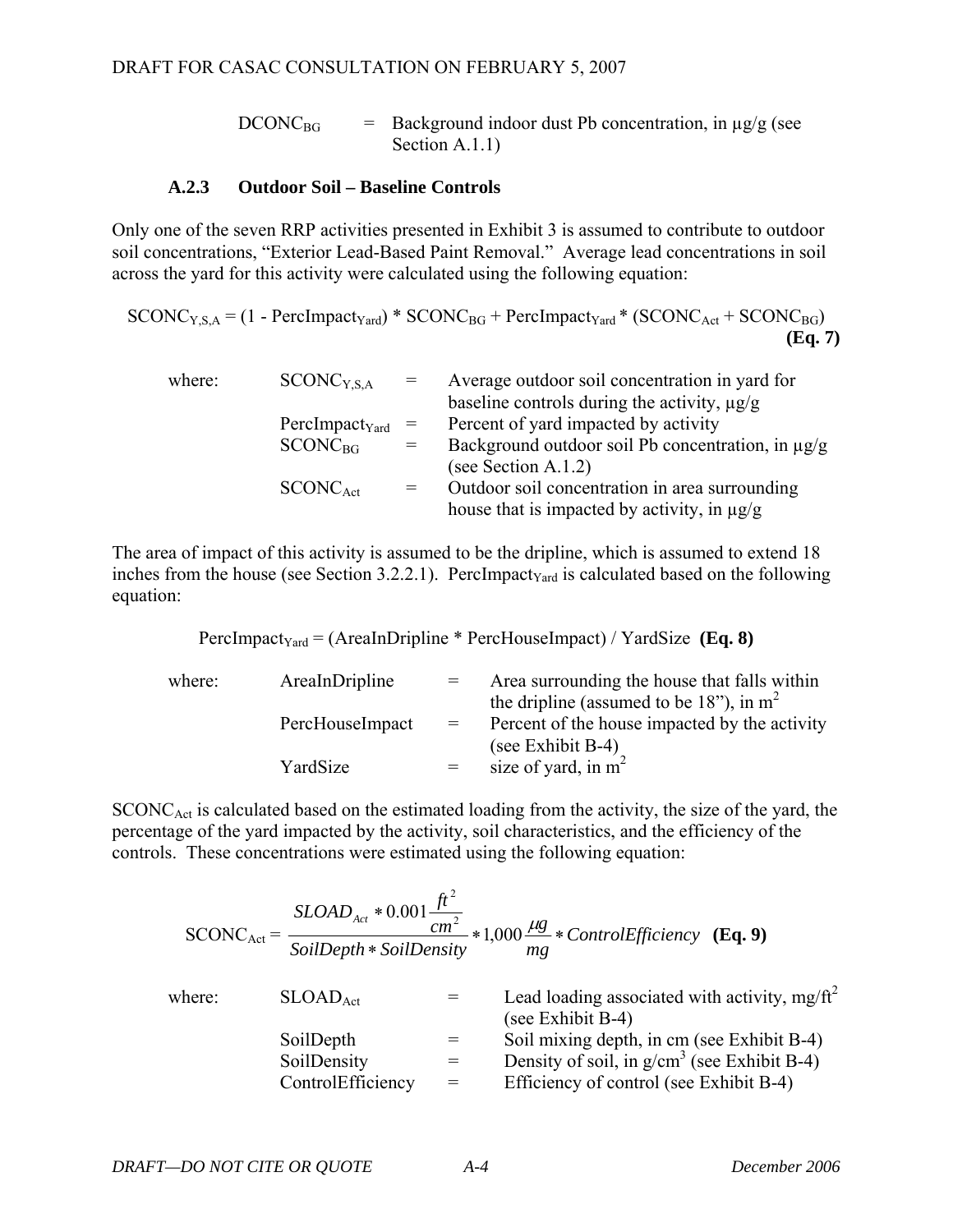| | | |
|---|---|---|
| $DCONC_{BG}$ | = | Background indoor dust Pb concentration, in µg/g (see Section A.1.1) |

### A.2.3 Outdoor Soil – Baseline Controls

Only one of the seven RRP activities presented in Exhibit 3 is assumed to contribute to outdoor soil concentrations, "Exterior Lead-Based Paint Removal." Average lead concentrations in soil across the yard for this activity were calculated using the following equation:

$$SCONC_{Y,S,A} = (1 - PercImpact_{Yard}) * SCONC_{BG} + PercImpact_{Yard} * (SCONC_{Act} + SCONC_{BG}) \quad \textbf{(Eq. 7)}$$

| where: | | | |
|---|---|---|---|
| | $SCONC_{Y,S,A}$ | = | Average outdoor soil concentration in yard for baseline controls during the activity, µg/g |
| | $PercImpact_{Yard}$ | = | Percent of yard impacted by activity |
| | $SCONC_{BG}$ | = | Background outdoor soil Pb concentration, in µg/g (see Section A.1.2) |
| | $SCONC_{Act}$ | = | Outdoor soil concentration in area surrounding house that is impacted by activity, in µg/g |

The area of impact of this activity is assumed to be the dripline, which is assumed to extend 18 inches from the house (see Section 3.2.2.1). $PercImpact_{Yard}$ is calculated based on the following equation:

$$PercImpact_{Yard} = (AreaInDripline * PercHouseImpact) / YardSize \quad \textbf{(Eq. 8)}$$

| where: | | | |
|---|---|---|---|
| | AreaInDripline | = | Area surrounding the house that falls within the dripline (assumed to be 18"), in $m^2$ |
| | PercHouseImpact | = | Percent of the house impacted by the activity (see Exhibit B-4) |
| | YardSize | = | size of yard, in $m^2$ |

$SCONC_{Act}$ is calculated based on the estimated loading from the activity, the size of the yard, the percentage of the yard impacted by the activity, soil characteristics, and the efficiency of the controls. These concentrations were estimated using the following equation:

$$SCONC_{Act} = \frac{SLOAD_{Act} * 0.001 \frac{ft^2}{cm^2}}{SoilDepth * SoilDensity} * 1{,}000 \frac{\mu g}{mg} * ControlEfficiency \quad \textbf{(Eq. 9)}$$

| where: | | | |
|---|---|---|---|
| | $SLOAD_{Act}$ | = | Lead loading associated with activity, mg/$ft^2$ (see Exhibit B-4) |
| | SoilDepth | = | Soil mixing depth, in cm (see Exhibit B-4) |
| | SoilDensity | = | Density of soil, in g/$cm^3$ (see Exhibit B-4) |
| | ControlEfficiency | = | Efficiency of control (see Exhibit B-4) |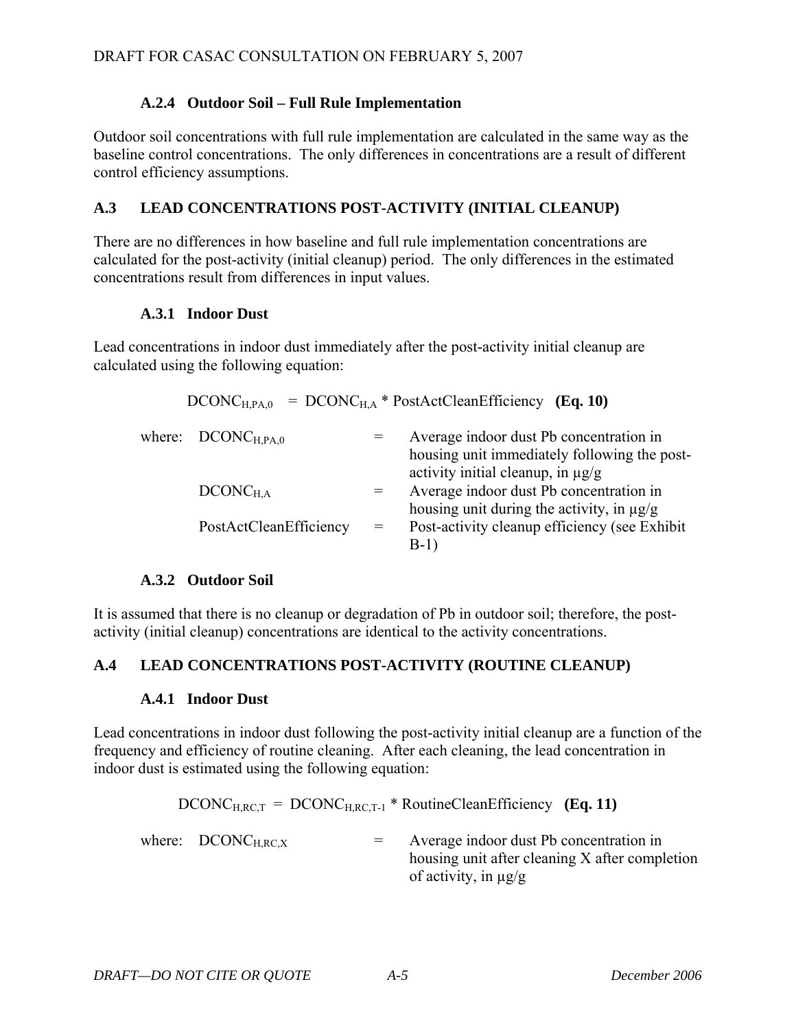### A.2.4 Outdoor Soil – Full Rule Implementation

Outdoor soil concentrations with full rule implementation are calculated in the same way as the baseline control concentrations. The only differences in concentrations are a result of different control efficiency assumptions.

## A.3 LEAD CONCENTRATIONS POST-ACTIVITY (INITIAL CLEANUP)

There are no differences in how baseline and full rule implementation concentrations are calculated for the post-activity (initial cleanup) period. The only differences in the estimated concentrations result from differences in input values.

### A.3.1 Indoor Dust

Lead concentrations in indoor dust immediately after the post-activity initial cleanup are calculated using the following equation:

$$DCONC_{H,PA,0} = DCONC_{H,A} * PostActCleanEfficiency \quad \textbf{(Eq. 10)}$$

where:

| | | |
|---|---|---|
| $DCONC_{H,PA,0}$ | = | Average indoor dust Pb concentration in housing unit immediately following the post-activity initial cleanup, in µg/g |
| $DCONC_{H,A}$ | = | Average indoor dust Pb concentration in housing unit during the activity, in µg/g |
| PostActCleanEfficiency | = | Post-activity cleanup efficiency (see Exhibit B-1) |

### A.3.2 Outdoor Soil

It is assumed that there is no cleanup or degradation of Pb in outdoor soil; therefore, the post-activity (initial cleanup) concentrations are identical to the activity concentrations.

## A.4 LEAD CONCENTRATIONS POST-ACTIVITY (ROUTINE CLEANUP)

### A.4.1 Indoor Dust

Lead concentrations in indoor dust following the post-activity initial cleanup are a function of the frequency and efficiency of routine cleaning. After each cleaning, the lead concentration in indoor dust is estimated using the following equation:

$$DCONC_{H,RC,T} = DCONC_{H,RC,T-1} * RoutineCleanEfficiency \quad \textbf{(Eq. 11)}$$

where:

| | | |
|---|---|---|
| $DCONC_{H,RC,X}$ | = | Average indoor dust Pb concentration in housing unit after cleaning X after completion of activity, in µg/g |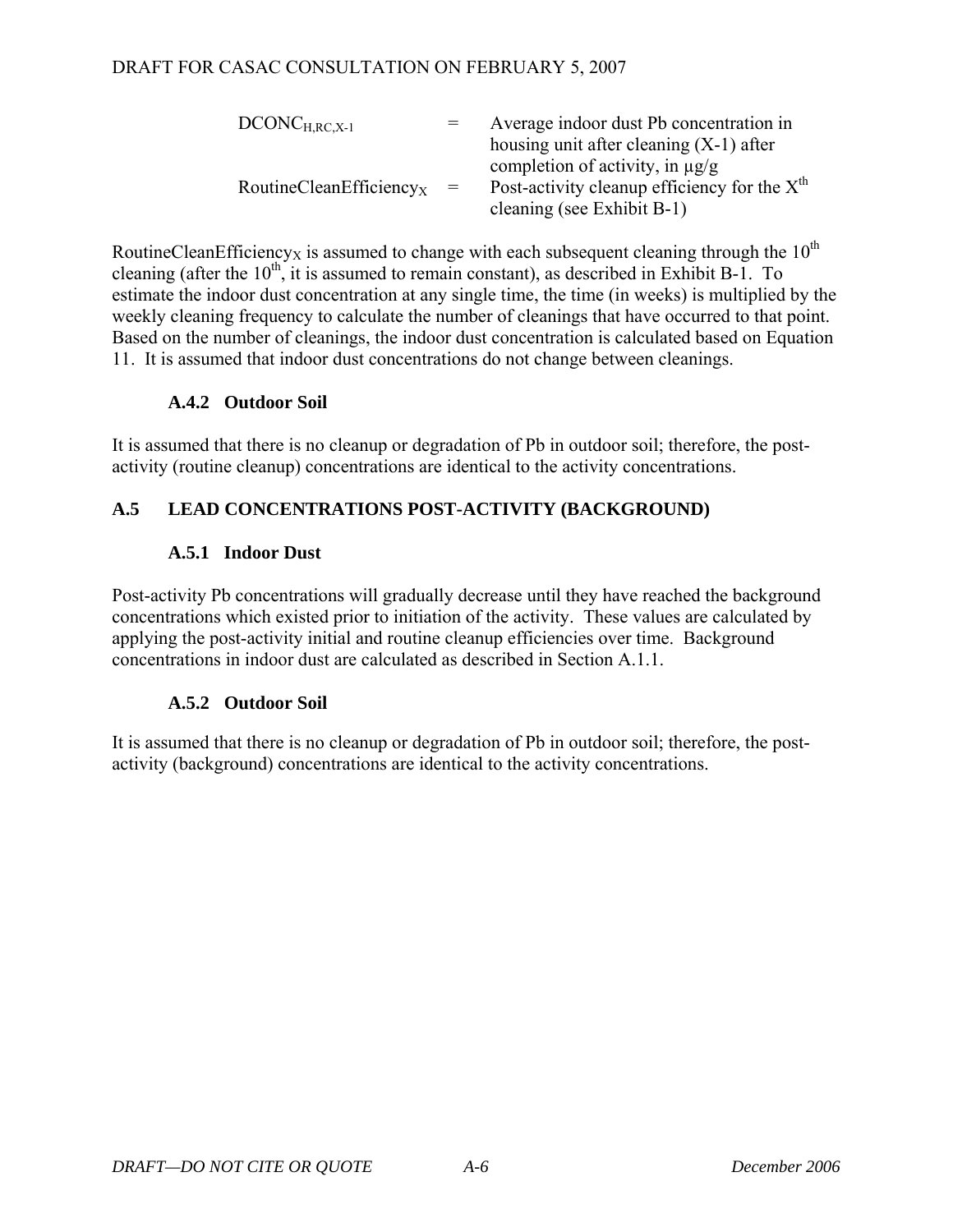| | | |
|---|---|---|
| $DCONC_{H,RC,X-1}$ | = | Average indoor dust Pb concentration in housing unit after cleaning (X-1) after completion of activity, in μg/g |
| $RoutineCleanEfficiency_X$ | = | Post-activity cleanup efficiency for the $X^{th}$ cleaning (see Exhibit B-1) |

$RoutineCleanEfficiency_X$ is assumed to change with each subsequent cleaning through the $10^{th}$ cleaning (after the $10^{th}$, it is assumed to remain constant), as described in Exhibit B-1. To estimate the indoor dust concentration at any single time, the time (in weeks) is multiplied by the weekly cleaning frequency to calculate the number of cleanings that have occurred to that point. Based on the number of cleanings, the indoor dust concentration is calculated based on Equation 11. It is assumed that indoor dust concentrations do not change between cleanings.

### A.4.2 Outdoor Soil

It is assumed that there is no cleanup or degradation of Pb in outdoor soil; therefore, the post-activity (routine cleanup) concentrations are identical to the activity concentrations.

## A.5 LEAD CONCENTRATIONS POST-ACTIVITY (BACKGROUND)

### A.5.1 Indoor Dust

Post-activity Pb concentrations will gradually decrease until they have reached the background concentrations which existed prior to initiation of the activity. These values are calculated by applying the post-activity initial and routine cleanup efficiencies over time. Background concentrations in indoor dust are calculated as described in Section A.1.1.

### A.5.2 Outdoor Soil

It is assumed that there is no cleanup or degradation of Pb in outdoor soil; therefore, the post-activity (background) concentrations are identical to the activity concentrations.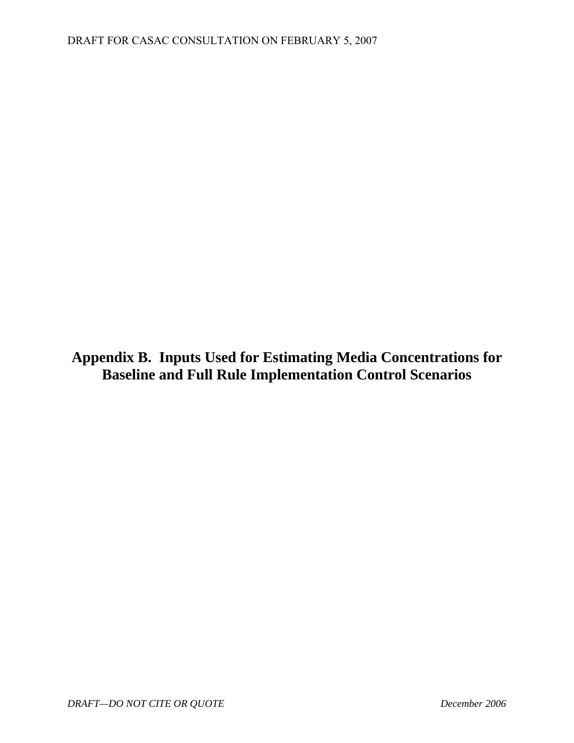# Appendix B. Inputs Used for Estimating Media Concentrations for Baseline and Full Rule Implementation Control Scenarios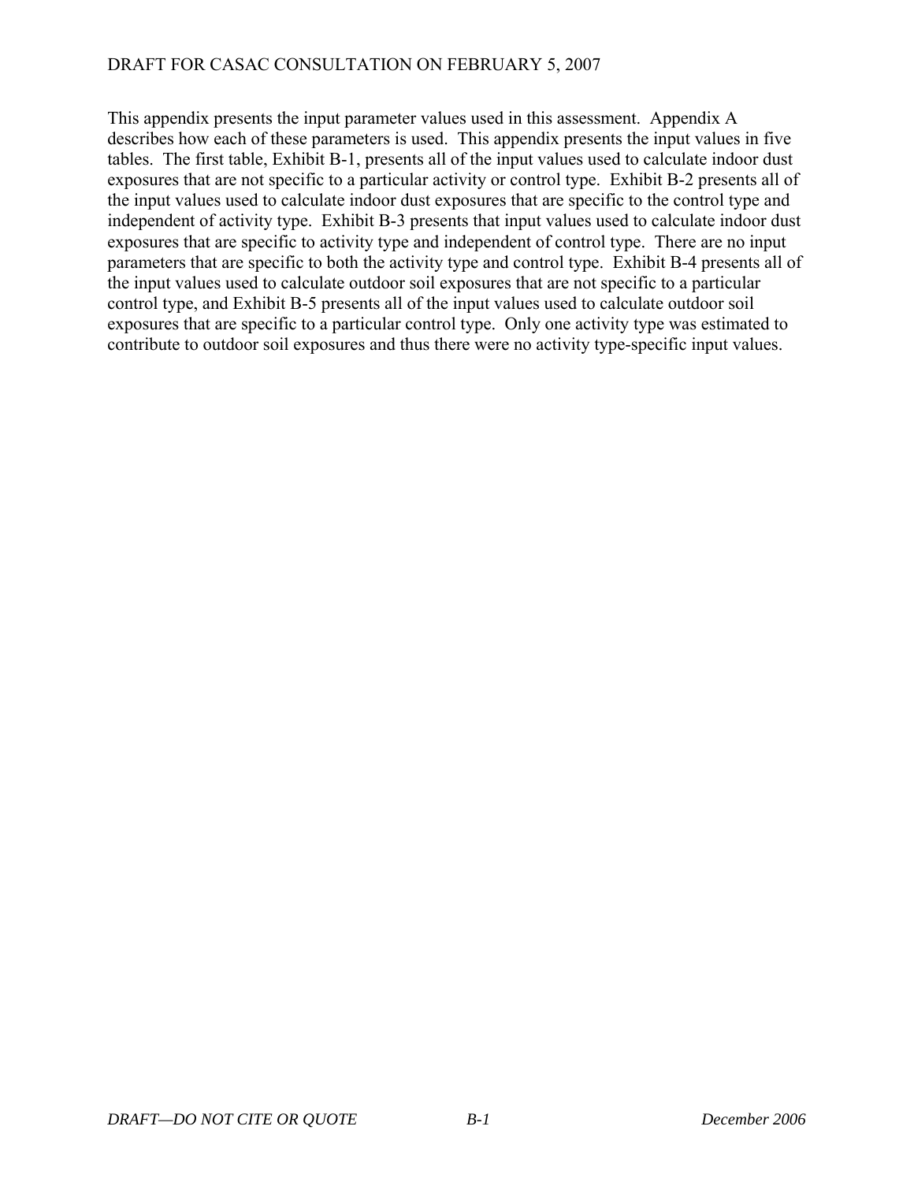This appendix presents the input parameter values used in this assessment. Appendix A describes how each of these parameters is used. This appendix presents the input values in five tables. The first table, Exhibit B-1, presents all of the input values used to calculate indoor dust exposures that are not specific to a particular activity or control type. Exhibit B-2 presents all of the input values used to calculate indoor dust exposures that are specific to the control type and independent of activity type. Exhibit B-3 presents that input values used to calculate indoor dust exposures that are specific to activity type and independent of control type. There are no input parameters that are specific to both the activity type and control type. Exhibit B-4 presents all of the input values used to calculate outdoor soil exposures that are not specific to a particular control type, and Exhibit B-5 presents all of the input values used to calculate outdoor soil exposures that are specific to a particular control type. Only one activity type was estimated to contribute to outdoor soil exposures and thus there were no activity type-specific input values.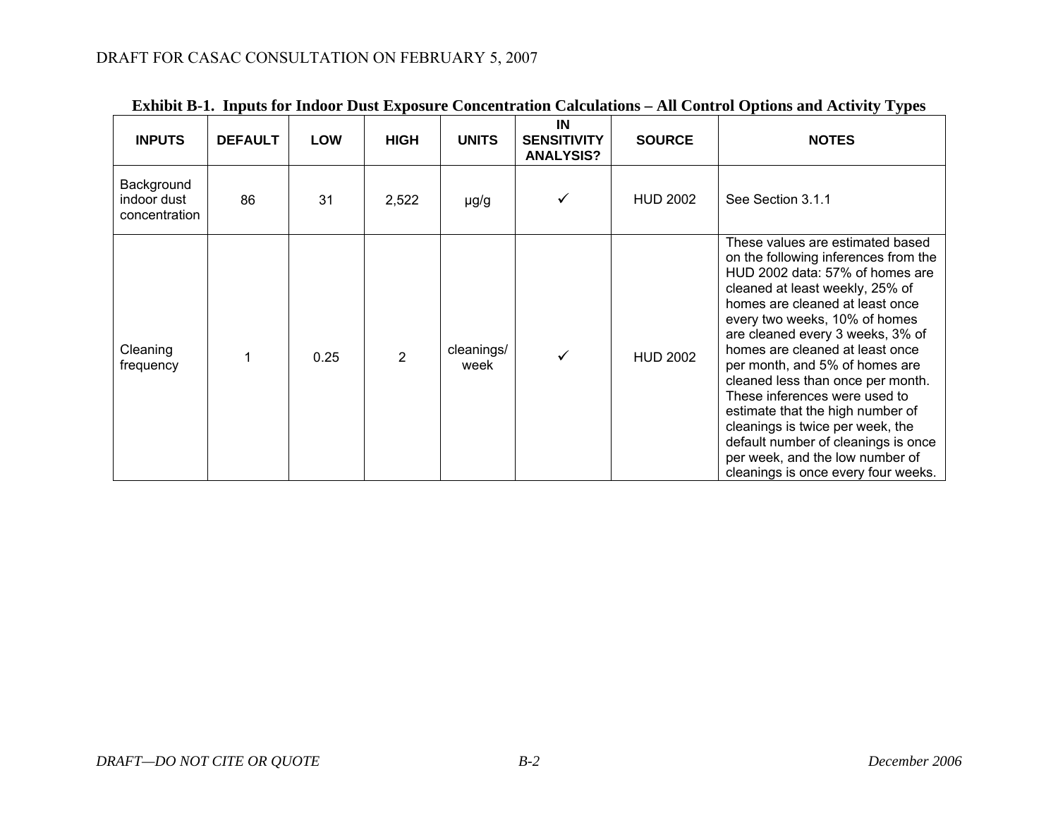**Exhibit B-1. Inputs for Indoor Dust Exposure Concentration Calculations – All Control Options and Activity Types**

| INPUTS | DEFAULT | LOW | HIGH | UNITS | IN SENSITIVITY ANALYSIS? | SOURCE | NOTES |
|---|---|---|---|---|---|---|---|
| Background indoor dust concentration | 86 | 31 | 2,522 | µg/g | ✓ | HUD 2002 | See Section 3.1.1 |
| Cleaning frequency | 1 | 0.25 | 2 | cleanings/ week | ✓ | HUD 2002 | These values are estimated based on the following inferences from the HUD 2002 data: 57% of homes are cleaned at least weekly, 25% of homes are cleaned at least once every two weeks, 10% of homes are cleaned every 3 weeks, 3% of homes are cleaned at least once per month, and 5% of homes are cleaned less than once per month. These inferences were used to estimate that the high number of cleanings is twice per week, the default number of cleanings is once per week, and the low number of cleanings is once every four weeks. |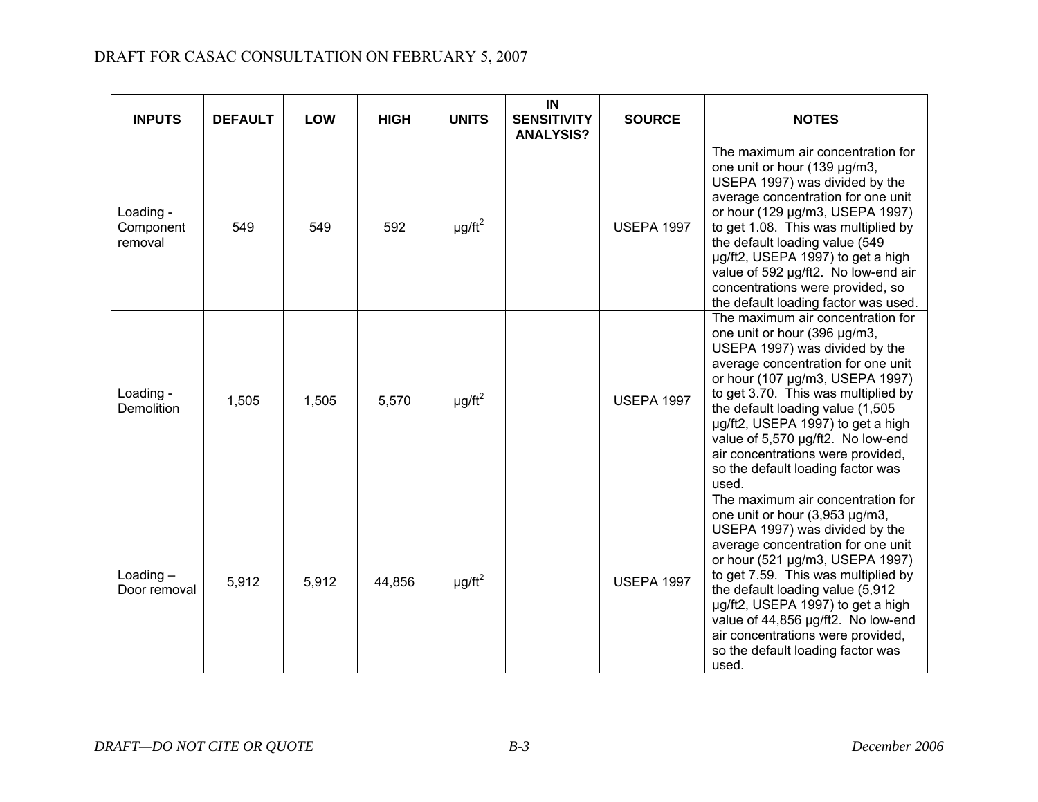| INPUTS | DEFAULT | LOW | HIGH | UNITS | IN SENSITIVITY ANALYSIS? | SOURCE | NOTES |
|---|---|---|---|---|---|---|---|
| Loading - Component removal | 549 | 549 | 592 | μg/ft$^2$ | | USEPA 1997 | The maximum air concentration for one unit or hour (139 μg/m3, USEPA 1997) was divided by the average concentration for one unit or hour (129 μg/m3, USEPA 1997) to get 1.08. This was multiplied by the default loading value (549 μg/ft2, USEPA 1997) to get a high value of 592 μg/ft2. No low-end air concentrations were provided, so the default loading factor was used. |
| Loading - Demolition | 1,505 | 1,505 | 5,570 | μg/ft$^2$ | | USEPA 1997 | The maximum air concentration for one unit or hour (396 μg/m3, USEPA 1997) was divided by the average concentration for one unit or hour (107 μg/m3, USEPA 1997) to get 3.70. This was multiplied by the default loading value (1,505 μg/ft2, USEPA 1997) to get a high value of 5,570 μg/ft2. No low-end air concentrations were provided, so the default loading factor was used. |
| Loading – Door removal | 5,912 | 5,912 | 44,856 | μg/ft$^2$ | | USEPA 1997 | The maximum air concentration for one unit or hour (3,953 μg/m3, USEPA 1997) was divided by the average concentration for one unit or hour (521 μg/m3, USEPA 1997) to get 7.59. This was multiplied by the default loading value (5,912 μg/ft2, USEPA 1997) to get a high value of 44,856 μg/ft2. No low-end air concentrations were provided, so the default loading factor was used. |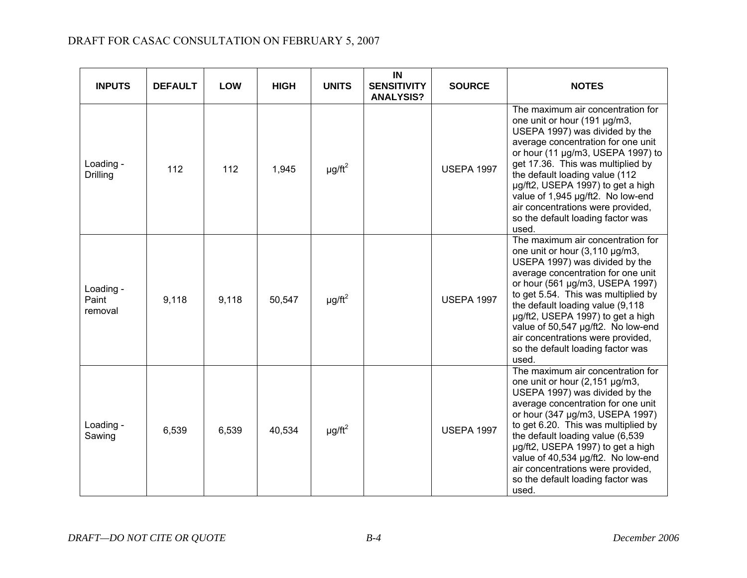| INPUTS | DEFAULT | LOW | HIGH | UNITS | IN SENSITIVITY ANALYSIS? | SOURCE | NOTES |
|---|---|---|---|---|---|---|---|
| Loading - Drilling | 112 | 112 | 1,945 | $\mu g/ft^2$ | | USEPA 1997 | The maximum air concentration for one unit or hour (191 µg/m3, USEPA 1997) was divided by the average concentration for one unit or hour (11 µg/m3, USEPA 1997) to get 17.36. This was multiplied by the default loading value (112 µg/ft2, USEPA 1997) to get a high value of 1,945 µg/ft2. No low-end air concentrations were provided, so the default loading factor was used. |
| Loading - Paint removal | 9,118 | 9,118 | 50,547 | $\mu g/ft^2$ | | USEPA 1997 | The maximum air concentration for one unit or hour (3,110 µg/m3, USEPA 1997) was divided by the average concentration for one unit or hour (561 µg/m3, USEPA 1997) to get 5.54. This was multiplied by the default loading value (9,118 µg/ft2, USEPA 1997) to get a high value of 50,547 µg/ft2. No low-end air concentrations were provided, so the default loading factor was used. |
| Loading - Sawing | 6,539 | 6,539 | 40,534 | $\mu g/ft^2$ | | USEPA 1997 | The maximum air concentration for one unit or hour (2,151 µg/m3, USEPA 1997) was divided by the average concentration for one unit or hour (347 µg/m3, USEPA 1997) to get 6.20. This was multiplied by the default loading value (6,539 µg/ft2, USEPA 1997) to get a high value of 40,534 µg/ft2. No low-end air concentrations were provided, so the default loading factor was used. |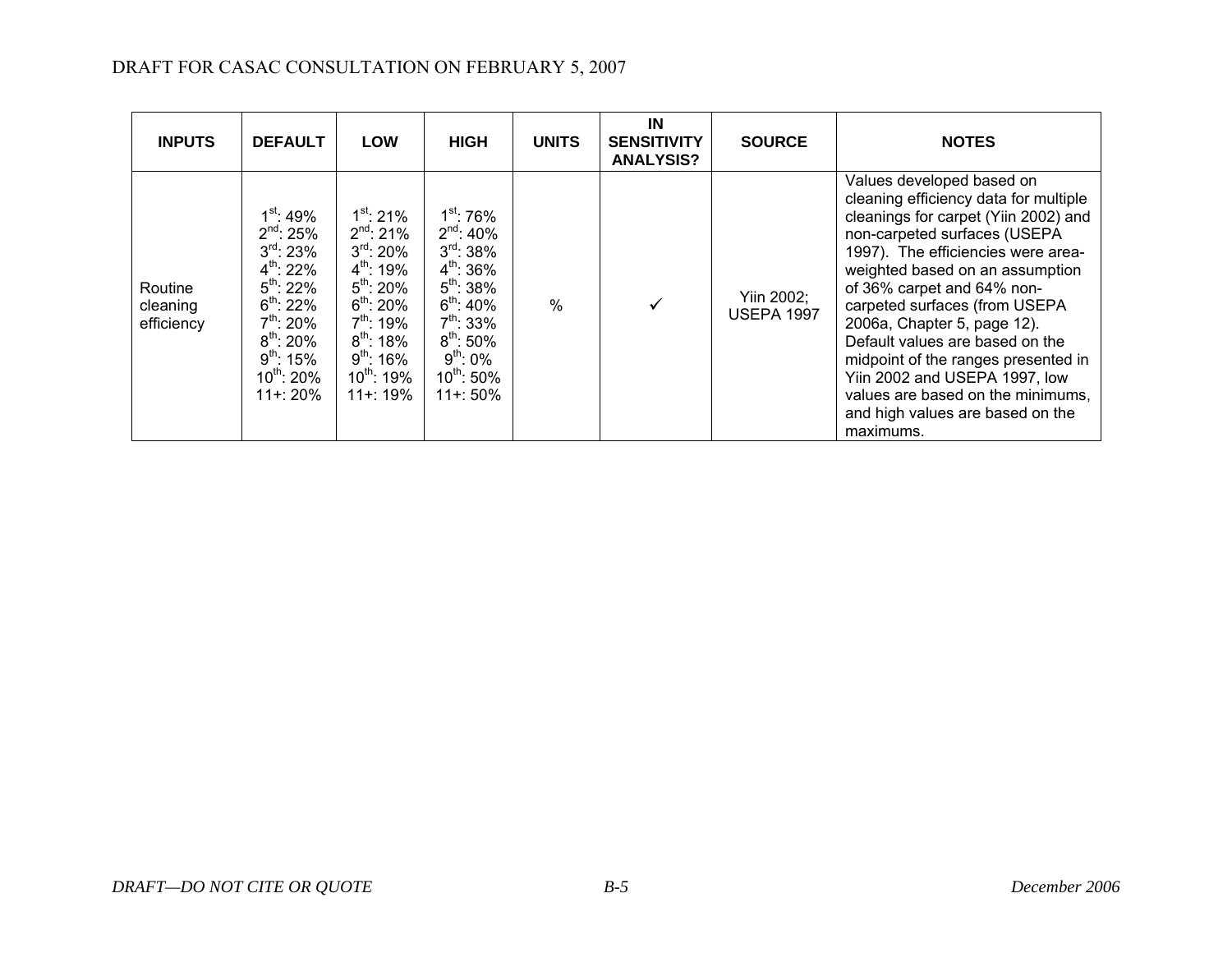| INPUTS | DEFAULT | LOW | HIGH | UNITS | IN SENSITIVITY ANALYSIS? | SOURCE | NOTES |
|---|---|---|---|---|---|---|---|
| Routine cleaning efficiency | 1st: 49%<br>2nd: 25%<br>3rd: 23%<br>4th: 22%<br>5th: 22%<br>6th: 22%<br>7th: 20%<br>8th: 20%<br>9th: 15%<br>10th: 20%<br>11+: 20% | 1st: 21%<br>2nd: 21%<br>3rd: 20%<br>4th: 19%<br>5th: 20%<br>6th: 20%<br>7th: 19%<br>8th: 18%<br>9th: 16%<br>10th: 19%<br>11+: 19% | 1st: 76%<br>2nd: 40%<br>3rd: 38%<br>4th: 36%<br>5th: 38%<br>6th: 40%<br>7th: 33%<br>8th: 50%<br>9th: 0%<br>10th: 50%<br>11+: 50% | % | ✓ | Yiin 2002; USEPA 1997 | Values developed based on cleaning efficiency data for multiple cleanings for carpet (Yiin 2002) and non-carpeted surfaces (USEPA 1997). The efficiencies were area-weighted based on an assumption of 36% carpet and 64% non-carpeted surfaces (from USEPA 2006a, Chapter 5, page 12). Default values are based on the midpoint of the ranges presented in Yiin 2002 and USEPA 1997, low values are based on the minimums, and high values are based on the maximums. |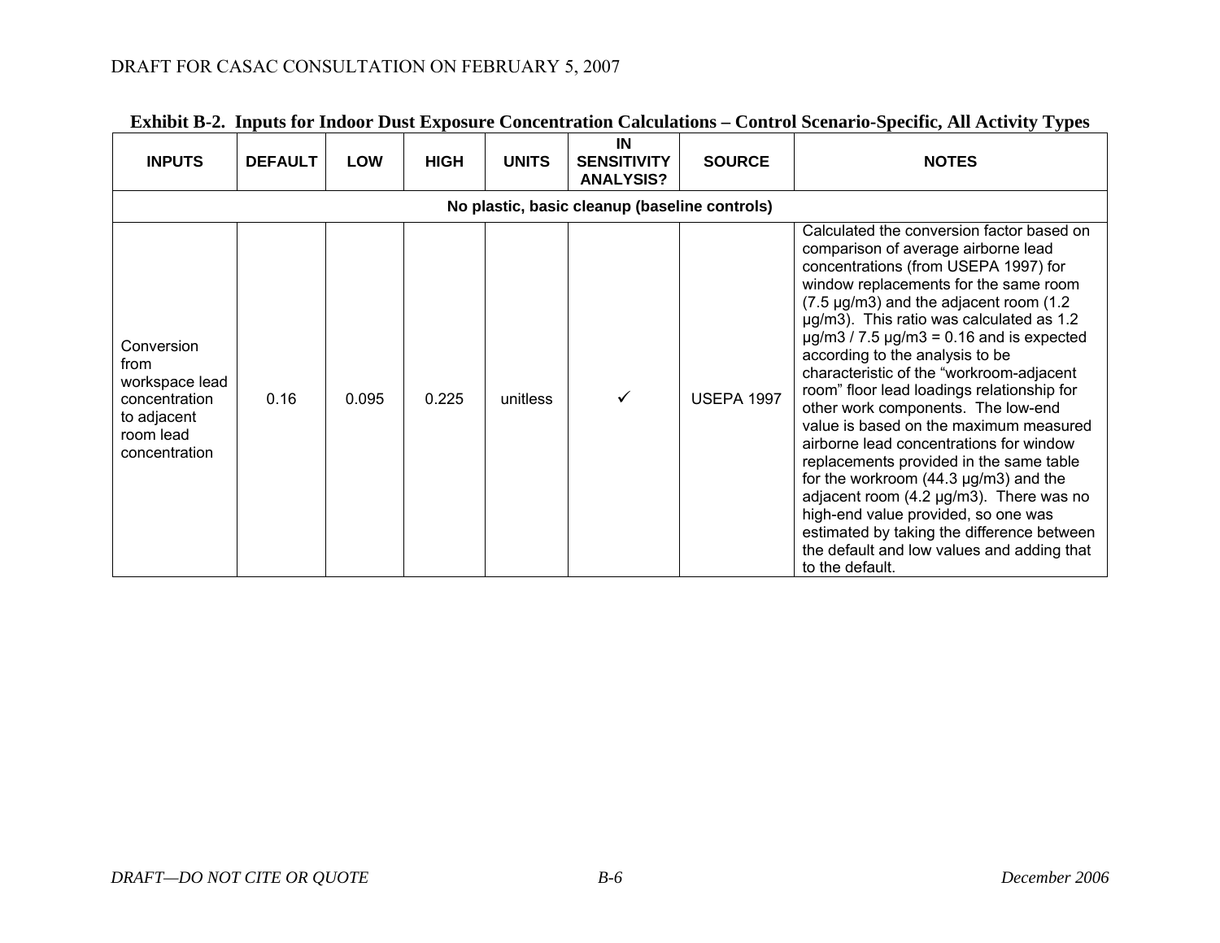**Exhibit B-2. Inputs for Indoor Dust Exposure Concentration Calculations – Control Scenario-Specific, All Activity Types**

| INPUTS | DEFAULT | LOW | HIGH | UNITS | IN SENSITIVITY ANALYSIS? | SOURCE | NOTES |
|---|---|---|---|---|---|---|---|
| **No plastic, basic cleanup (baseline controls)** | | | | | | | |
| Conversion from workspace lead concentration to adjacent room lead concentration | 0.16 | 0.095 | 0.225 | unitless | ✓ | USEPA 1997 | Calculated the conversion factor based on comparison of average airborne lead concentrations (from USEPA 1997) for window replacements for the same room (7.5 μg/m3) and the adjacent room (1.2 μg/m3). This ratio was calculated as 1.2 μg/m3 / 7.5 μg/m3 = 0.16 and is expected according to the analysis to be characteristic of the "workroom-adjacent room" floor lead loadings relationship for other work components. The low-end value is based on the maximum measured airborne lead concentrations for window replacements provided in the same table for the workroom (44.3 μg/m3) and the adjacent room (4.2 μg/m3). There was no high-end value provided, so one was estimated by taking the difference between the default and low values and adding that to the default. |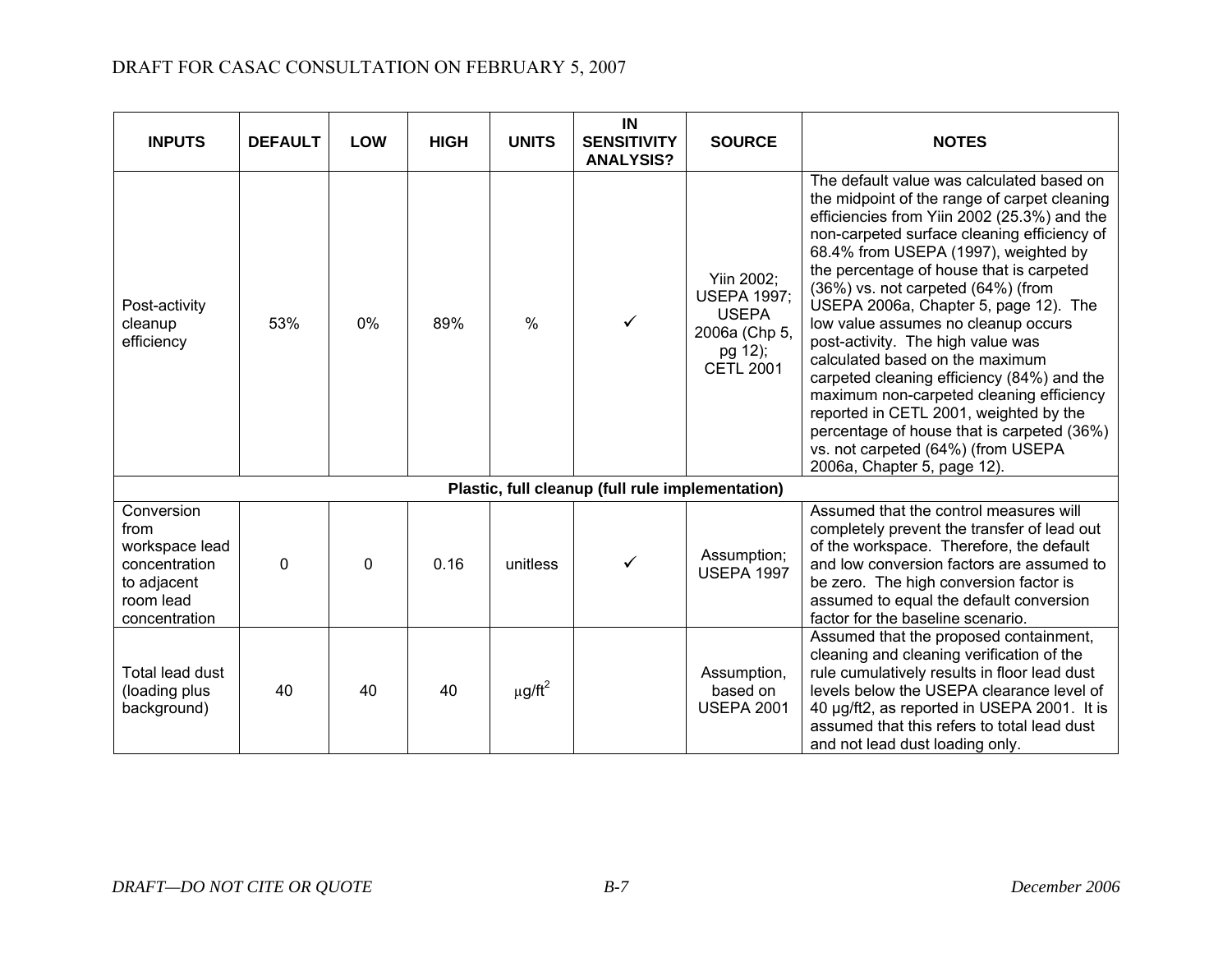| INPUTS | DEFAULT | LOW | HIGH | UNITS | IN SENSITIVITY ANALYSIS? | SOURCE | NOTES |
|---|---|---|---|---|---|---|---|
| Post-activity cleanup efficiency | 53% | 0% | 89% | % | ✓ | Yiin 2002; USEPA 1997; USEPA 2006a (Chp 5, pg 12); CETL 2001 | The default value was calculated based on the midpoint of the range of carpet cleaning efficiencies from Yiin 2002 (25.3%) and the non-carpeted surface cleaning efficiency of 68.4% from USEPA (1997), weighted by the percentage of house that is carpeted (36%) vs. not carpeted (64%) (from USEPA 2006a, Chapter 5, page 12). The low value assumes no cleanup occurs post-activity. The high value was calculated based on the maximum carpeted cleaning efficiency (84%) and the maximum non-carpeted cleaning efficiency reported in CETL 2001, weighted by the percentage of house that is carpeted (36%) vs. not carpeted (64%) (from USEPA 2006a, Chapter 5, page 12). |
| **Plastic, full cleanup (full rule implementation)** | | | | | | | |
| Conversion from workspace lead concentration to adjacent room lead concentration | 0 | 0 | 0.16 | unitless | ✓ | Assumption; USEPA 1997 | Assumed that the control measures will completely prevent the transfer of lead out of the workspace. Therefore, the default and low conversion factors are assumed to be zero. The high conversion factor is assumed to equal the default conversion factor for the baseline scenario. |
| Total lead dust (loading plus background) | 40 | 40 | 40 | $\mu g/ft^2$ | | Assumption, based on USEPA 2001 | Assumed that the proposed containment, cleaning and cleaning verification of the rule cumulatively results in floor lead dust levels below the USEPA clearance level of 40 µg/ft2, as reported in USEPA 2001. It is assumed that this refers to total lead dust and not lead dust loading only. |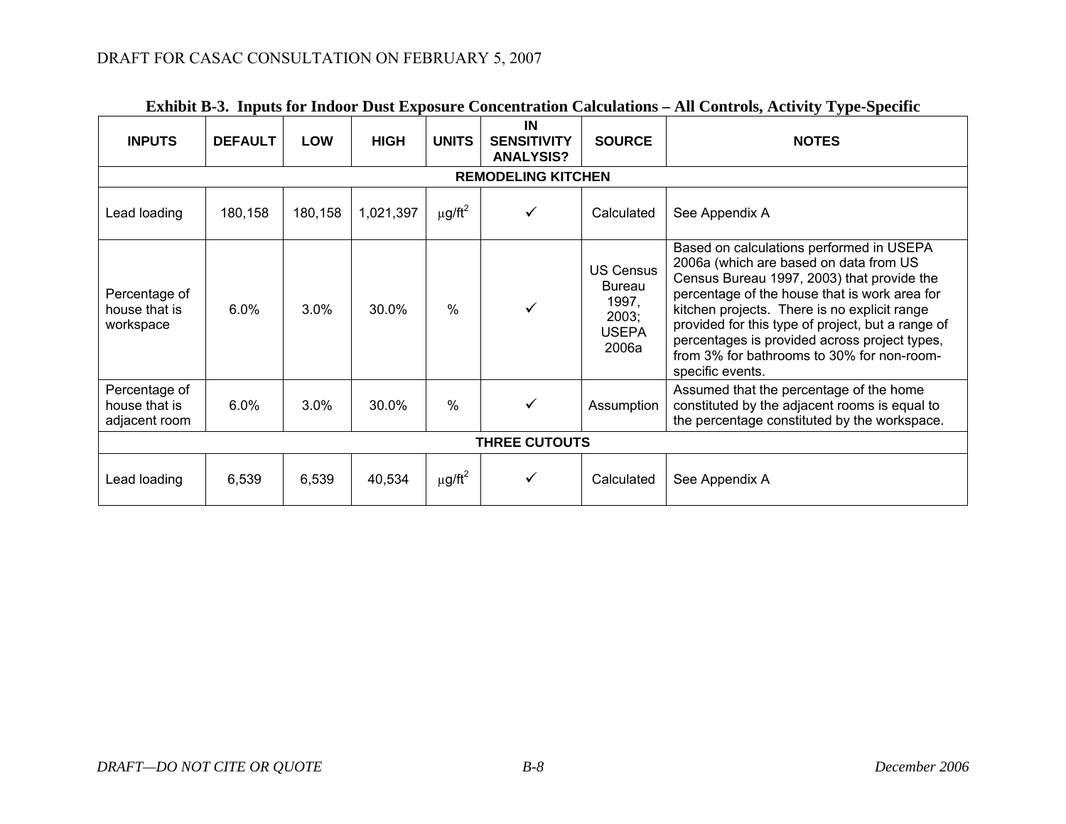**Exhibit B-3. Inputs for Indoor Dust Exposure Concentration Calculations – All Controls, Activity Type-Specific**

| INPUTS | DEFAULT | LOW | HIGH | UNITS | IN SENSITIVITY ANALYSIS? | SOURCE | NOTES |
|---|---|---|---|---|---|---|---|
| **REMODELING KITCHEN** | | | | | | | |
| Lead loading | 180,158 | 180,158 | 1,021,397 | $\mu g/ft^2$ | ✓ | Calculated | See Appendix A |
| Percentage of house that is workspace | 6.0% | 3.0% | 30.0% | % | ✓ | US Census Bureau 1997, 2003; USEPA 2006a | Based on calculations performed in USEPA 2006a (which are based on data from US Census Bureau 1997, 2003) that provide the percentage of the house that is work area for kitchen projects. There is no explicit range provided for this type of project, but a range of percentages is provided across project types, from 3% for bathrooms to 30% for non-room-specific events. |
| Percentage of house that is adjacent room | 6.0% | 3.0% | 30.0% | % | ✓ | Assumption | Assumed that the percentage of the home constituted by the adjacent rooms is equal to the percentage constituted by the workspace. |
| **THREE CUTOUTS** | | | | | | | |
| Lead loading | 6,539 | 6,539 | 40,534 | $\mu g/ft^2$ | ✓ | Calculated | See Appendix A |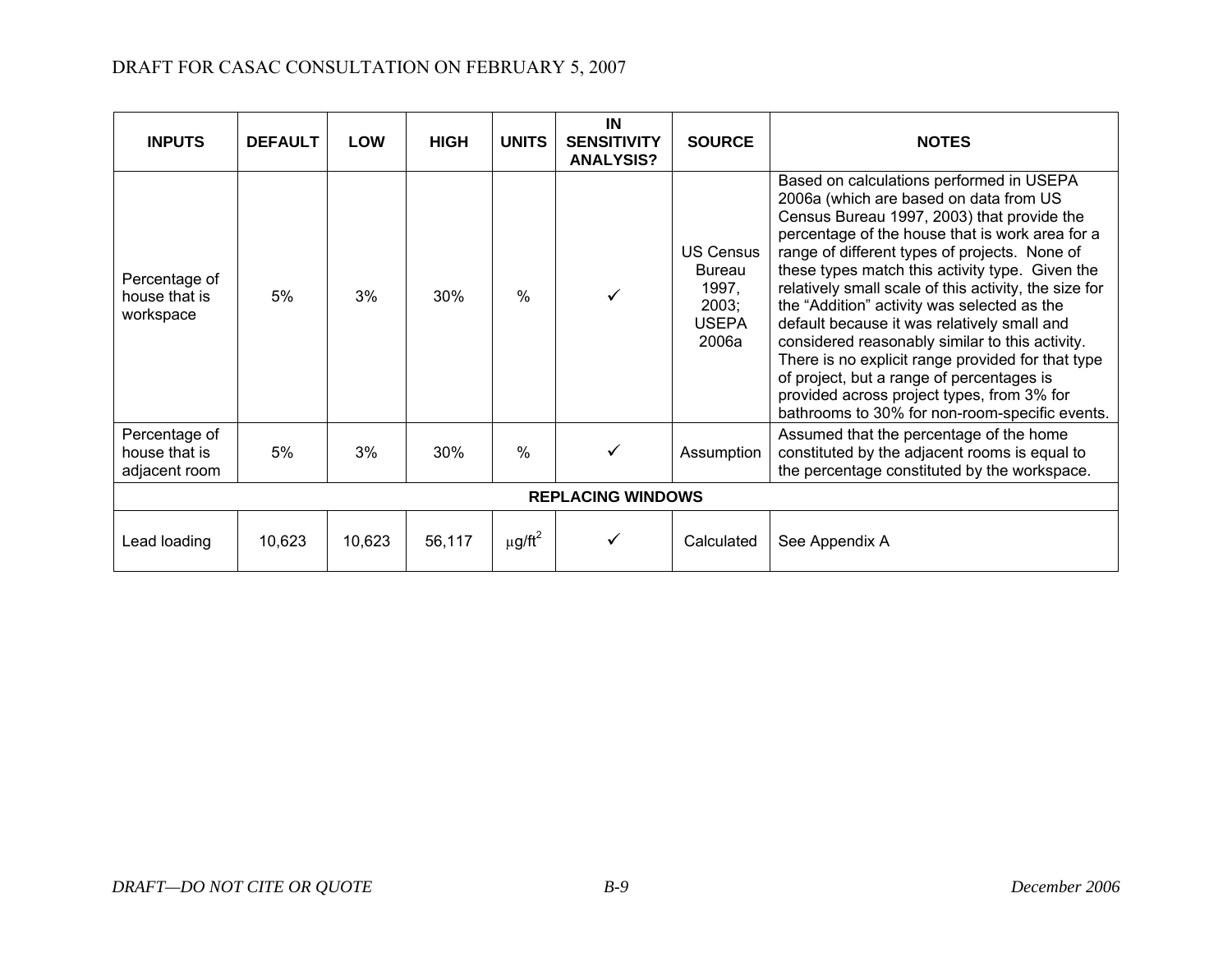| INPUTS | DEFAULT | LOW | HIGH | UNITS | IN SENSITIVITY ANALYSIS? | SOURCE | NOTES |
|---|---|---|---|---|---|---|---|
| Percentage of house that is workspace | 5% | 3% | 30% | % | ✓ | US Census Bureau 1997, 2003; USEPA 2006a | Based on calculations performed in USEPA 2006a (which are based on data from US Census Bureau 1997, 2003) that provide the percentage of the house that is work area for a range of different types of projects. None of these types match this activity type. Given the relatively small scale of this activity, the size for the "Addition" activity was selected as the default because it was relatively small and considered reasonably similar to this activity. There is no explicit range provided for that type of project, but a range of percentages is provided across project types, from 3% for bathrooms to 30% for non-room-specific events. |
| Percentage of house that is adjacent room | 5% | 3% | 30% | % | ✓ | Assumption | Assumed that the percentage of the home constituted by the adjacent rooms is equal to the percentage constituted by the workspace. |
| **REPLACING WINDOWS** | | | | | | | |
| Lead loading | 10,623 | 10,623 | 56,117 | $\mu g/ft^2$ | ✓ | Calculated | See Appendix A |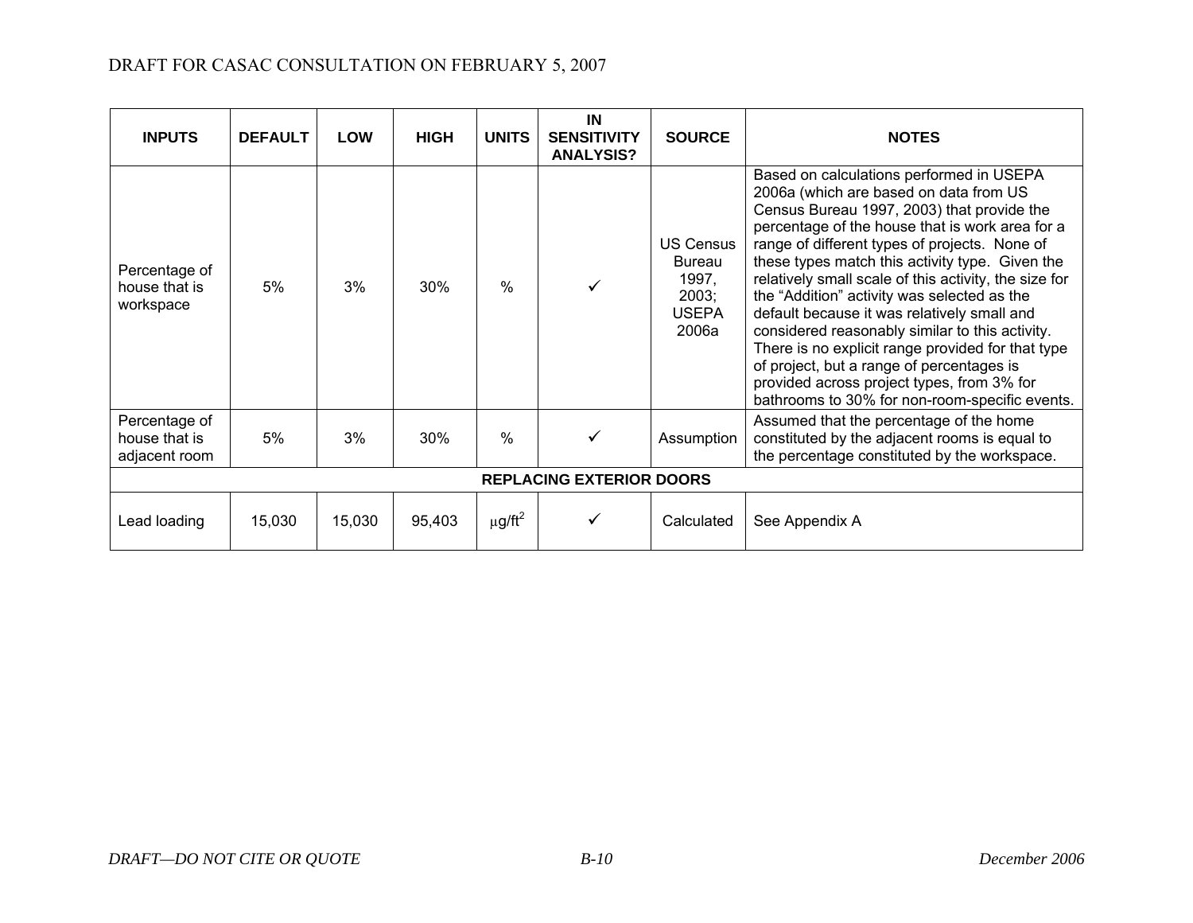| INPUTS | DEFAULT | LOW | HIGH | UNITS | IN SENSITIVITY ANALYSIS? | SOURCE | NOTES |
|---|---|---|---|---|---|---|---|
| Percentage of house that is workspace | 5% | 3% | 30% | % | ✓ | US Census Bureau 1997, 2003; USEPA 2006a | Based on calculations performed in USEPA 2006a (which are based on data from US Census Bureau 1997, 2003) that provide the percentage of the house that is work area for a range of different types of projects. None of these types match this activity type. Given the relatively small scale of this activity, the size for the "Addition" activity was selected as the default because it was relatively small and considered reasonably similar to this activity. There is no explicit range provided for that type of project, but a range of percentages is provided across project types, from 3% for bathrooms to 30% for non-room-specific events. |
| Percentage of house that is adjacent room | 5% | 3% | 30% | % | ✓ | Assumption | Assumed that the percentage of the home constituted by the adjacent rooms is equal to the percentage constituted by the workspace. |
| **REPLACING EXTERIOR DOORS** | | | | | | | |
| Lead loading | 15,030 | 15,030 | 95,403 | $\mu g/ft^2$ | ✓ | Calculated | See Appendix A |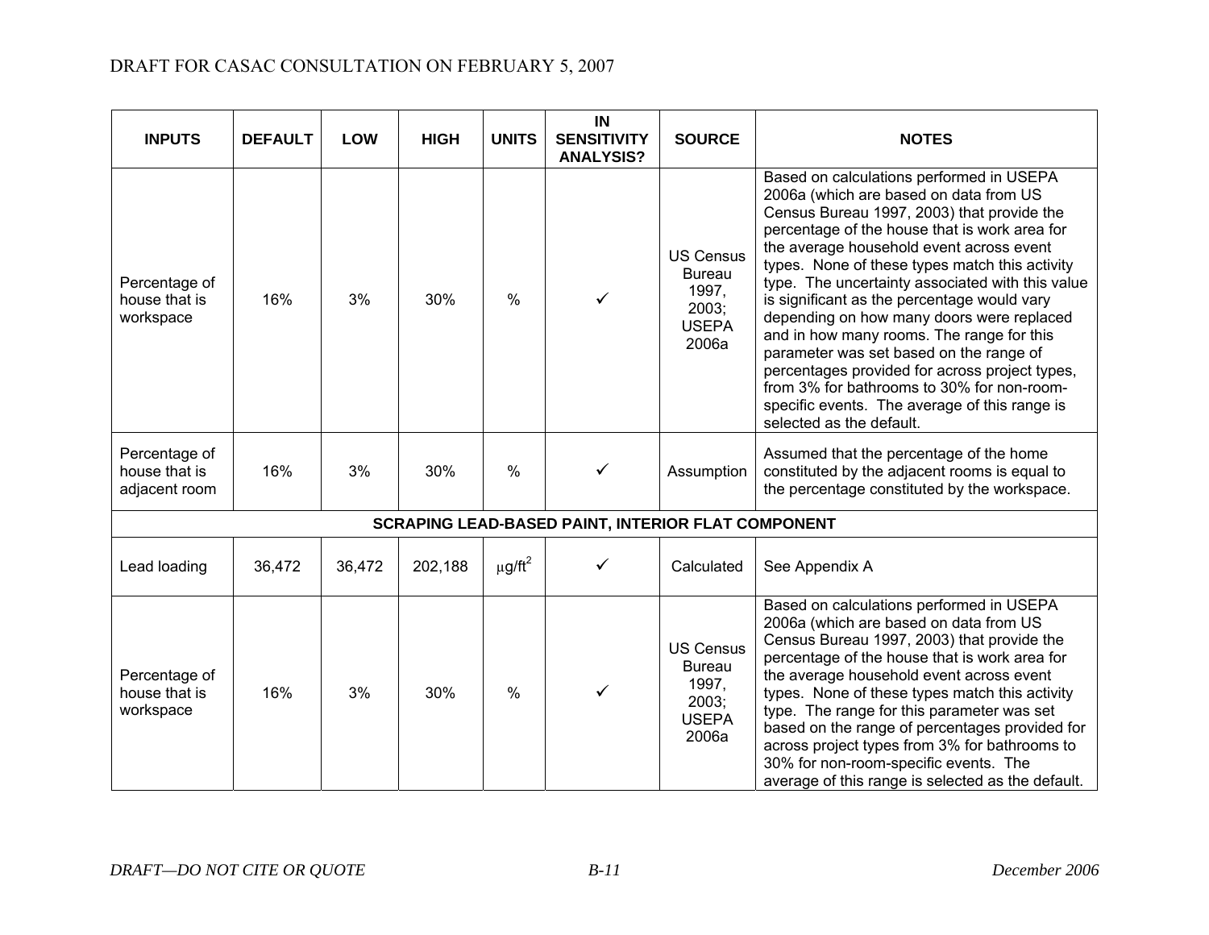| INPUTS | DEFAULT | LOW | HIGH | UNITS | IN SENSITIVITY ANALYSIS? | SOURCE | NOTES |
|---|---|---|---|---|---|---|---|
| Percentage of house that is workspace | 16% | 3% | 30% | % | ✓ | US Census Bureau 1997, 2003; USEPA 2006a | Based on calculations performed in USEPA 2006a (which are based on data from US Census Bureau 1997, 2003) that provide the percentage of the house that is work area for the average household event across event types. None of these types match this activity type. The uncertainty associated with this value is significant as the percentage would vary depending on how many doors were replaced and in how many rooms. The range for this parameter was set based on the range of percentages provided for across project types, from 3% for bathrooms to 30% for non-room-specific events. The average of this range is selected as the default. |
| Percentage of house that is adjacent room | 16% | 3% | 30% | % | ✓ | Assumption | Assumed that the percentage of the home constituted by the adjacent rooms is equal to the percentage constituted by the workspace. |
| **SCRAPING LEAD-BASED PAINT, INTERIOR FLAT COMPONENT** | | | | | | | |
| Lead loading | 36,472 | 36,472 | 202,188 | $\mu g/ft^2$ | ✓ | Calculated | See Appendix A |
| Percentage of house that is workspace | 16% | 3% | 30% | % | ✓ | US Census Bureau 1997, 2003; USEPA 2006a | Based on calculations performed in USEPA 2006a (which are based on data from US Census Bureau 1997, 2003) that provide the percentage of the house that is work area for the average household event across event types. None of these types match this activity type. The range for this parameter was set based on the range of percentages provided for across project types from 3% for bathrooms to 30% for non-room-specific events. The average of this range is selected as the default. |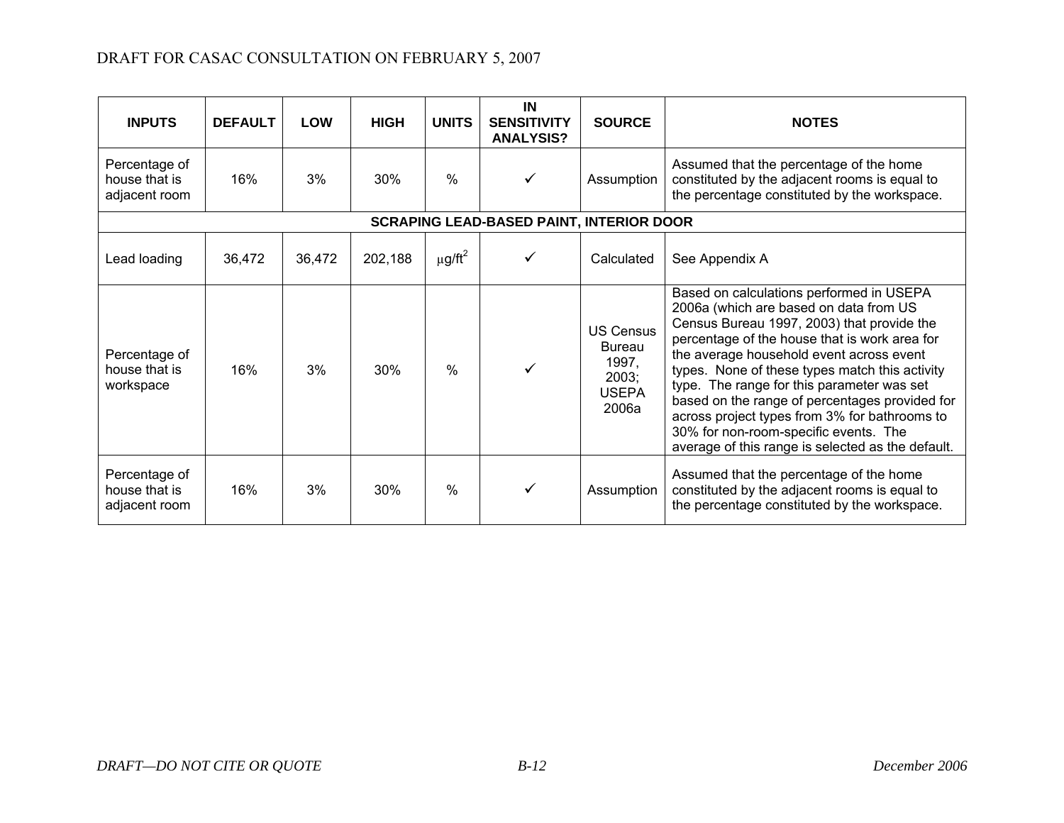| INPUTS | DEFAULT | LOW | HIGH | UNITS | IN SENSITIVITY ANALYSIS? | SOURCE | NOTES |
|---|---|---|---|---|---|---|---|
| Percentage of house that is adjacent room | 16% | 3% | 30% | % | ✓ | Assumption | Assumed that the percentage of the home constituted by the adjacent rooms is equal to the percentage constituted by the workspace. |
| **SCRAPING LEAD-BASED PAINT, INTERIOR DOOR** | | | | | | | |
| Lead loading | 36,472 | 36,472 | 202,188 | $\mu g/ft^2$ | ✓ | Calculated | See Appendix A |
| Percentage of house that is workspace | 16% | 3% | 30% | % | ✓ | US Census Bureau 1997, 2003; USEPA 2006a | Based on calculations performed in USEPA 2006a (which are based on data from US Census Bureau 1997, 2003) that provide the percentage of the house that is work area for the average household event across event types. None of these types match this activity type. The range for this parameter was set based on the range of percentages provided for across project types from 3% for bathrooms to 30% for non-room-specific events. The average of this range is selected as the default. |
| Percentage of house that is adjacent room | 16% | 3% | 30% | % | ✓ | Assumption | Assumed that the percentage of the home constituted by the adjacent rooms is equal to the percentage constituted by the workspace. |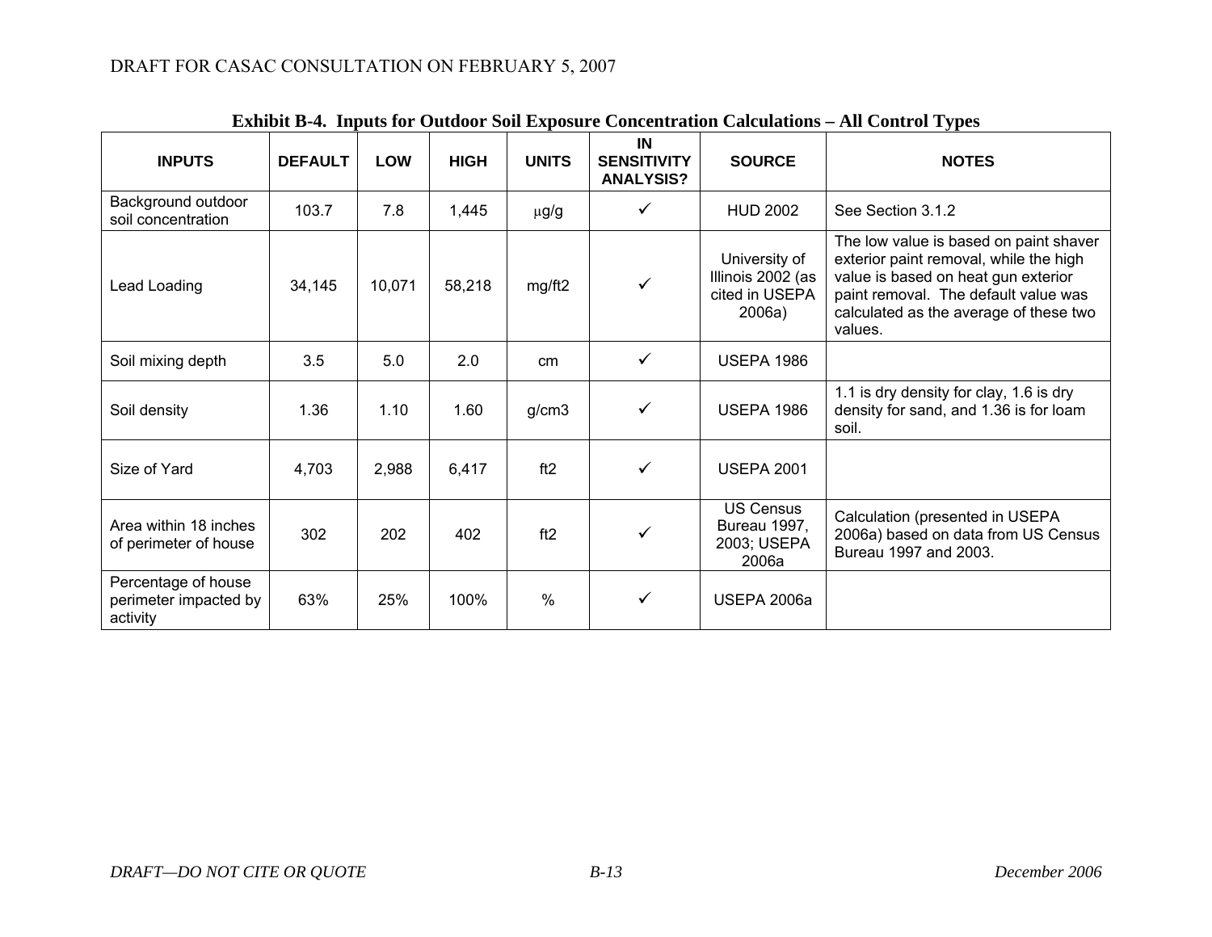**Exhibit B-4. Inputs for Outdoor Soil Exposure Concentration Calculations – All Control Types**

| INPUTS | DEFAULT | LOW | HIGH | UNITS | IN SENSITIVITY ANALYSIS? | SOURCE | NOTES |
|---|---|---|---|---|---|---|---|
| Background outdoor soil concentration | 103.7 | 7.8 | 1,445 | μg/g | ✓ | HUD 2002 | See Section 3.1.2 |
| Lead Loading | 34,145 | 10,071 | 58,218 | mg/ft2 | ✓ | University of Illinois 2002 (as cited in USEPA 2006a) | The low value is based on paint shaver exterior paint removal, while the high value is based on heat gun exterior paint removal. The default value was calculated as the average of these two values. |
| Soil mixing depth | 3.5 | 5.0 | 2.0 | cm | ✓ | USEPA 1986 | |
| Soil density | 1.36 | 1.10 | 1.60 | g/cm3 | ✓ | USEPA 1986 | 1.1 is dry density for clay, 1.6 is dry density for sand, and 1.36 is for loam soil. |
| Size of Yard | 4,703 | 2,988 | 6,417 | ft2 | ✓ | USEPA 2001 | |
| Area within 18 inches of perimeter of house | 302 | 202 | 402 | ft2 | ✓ | US Census Bureau 1997, 2003; USEPA 2006a | Calculation (presented in USEPA 2006a) based on data from US Census Bureau 1997 and 2003. |
| Percentage of house perimeter impacted by activity | 63% | 25% | 100% | % | ✓ | USEPA 2006a | |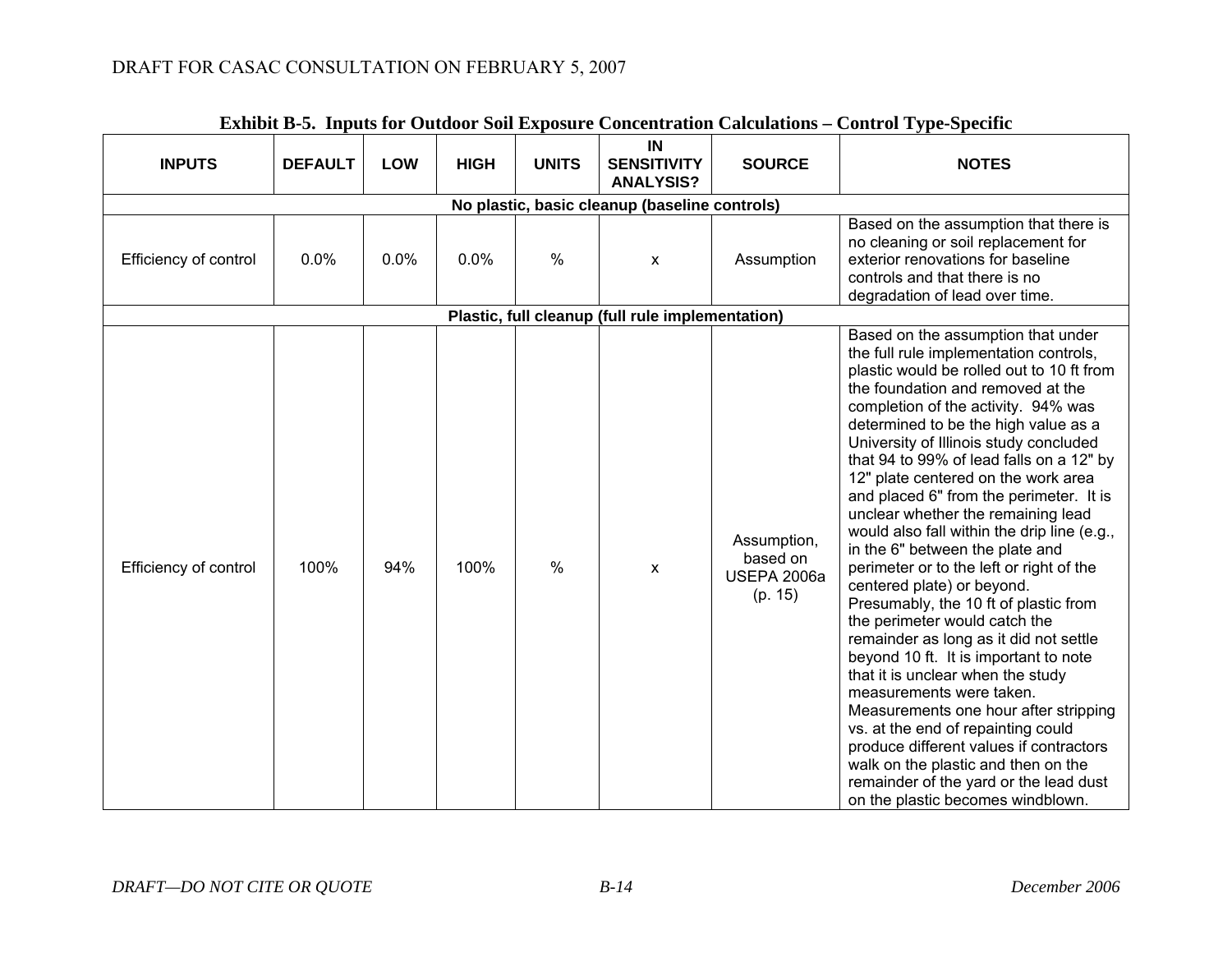**Exhibit B-5. Inputs for Outdoor Soil Exposure Concentration Calculations – Control Type-Specific**

| INPUTS | DEFAULT | LOW | HIGH | UNITS | IN SENSITIVITY ANALYSIS? | SOURCE | NOTES |
|---|---|---|---|---|---|---|---|
| **No plastic, basic cleanup (baseline controls)** | | | | | | | |
| Efficiency of control | 0.0% | 0.0% | 0.0% | % | x | Assumption | Based on the assumption that there is no cleaning or soil replacement for exterior renovations for baseline controls and that there is no degradation of lead over time. |
| **Plastic, full cleanup (full rule implementation)** | | | | | | | |
| Efficiency of control | 100% | 94% | 100% | % | x | Assumption, based on USEPA 2006a (p. 15) | Based on the assumption that under the full rule implementation controls, plastic would be rolled out to 10 ft from the foundation and removed at the completion of the activity. 94% was determined to be the high value as a University of Illinois study concluded that 94 to 99% of lead falls on a 12" by 12" plate centered on the work area and placed 6" from the perimeter. It is unclear whether the remaining lead would also fall within the drip line (e.g., in the 6" between the plate and perimeter or to the left or right of the centered plate) or beyond. Presumably, the 10 ft of plastic from the perimeter would catch the remainder as long as it did not settle beyond 10 ft. It is important to note that it is unclear when the study measurements were taken. Measurements one hour after stripping vs. at the end of repainting could produce different values if contractors walk on the plastic and then on the remainder of the yard or the lead dust on the plastic becomes windblown. |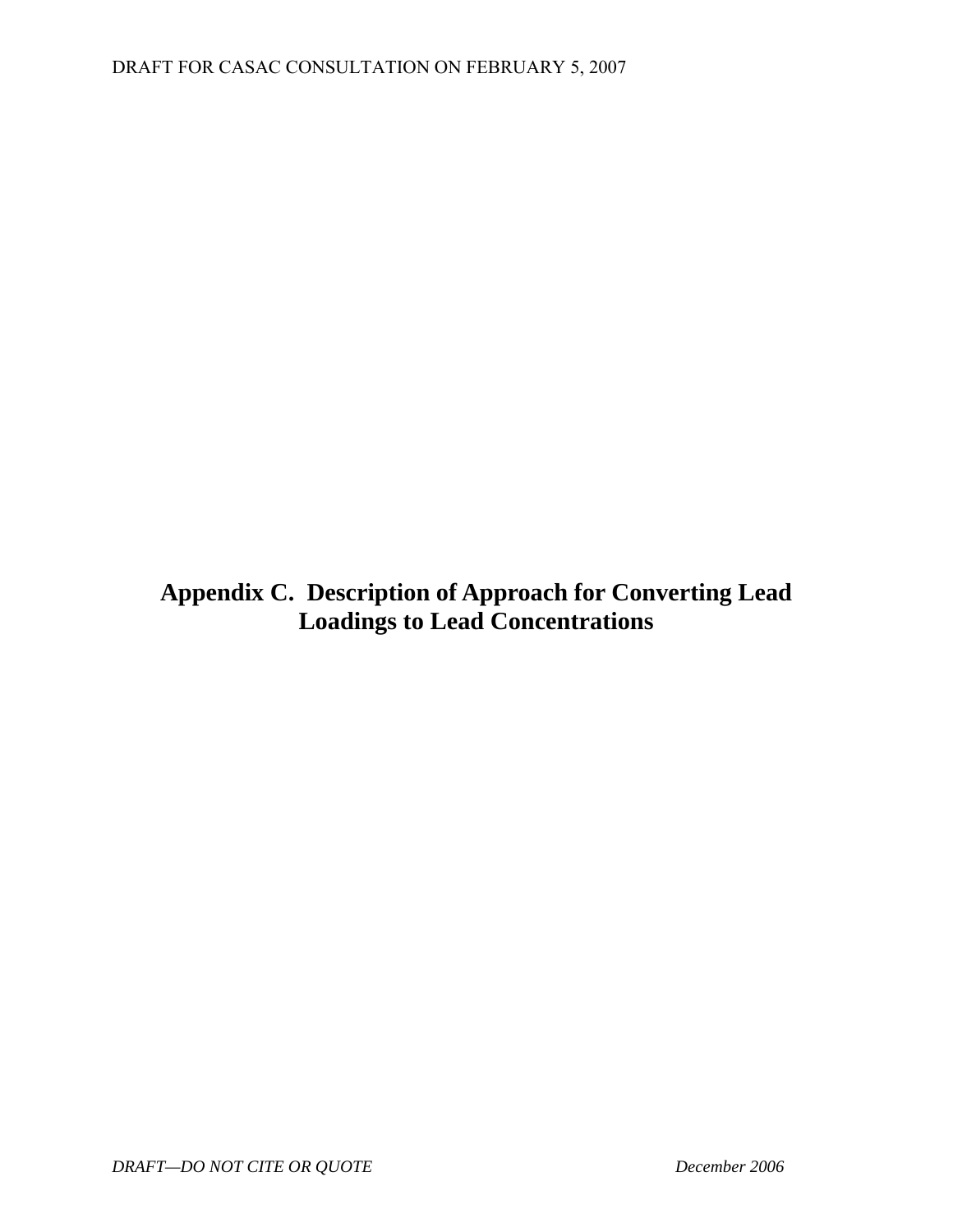# Appendix C. Description of Approach for Converting Lead Loadings to Lead Concentrations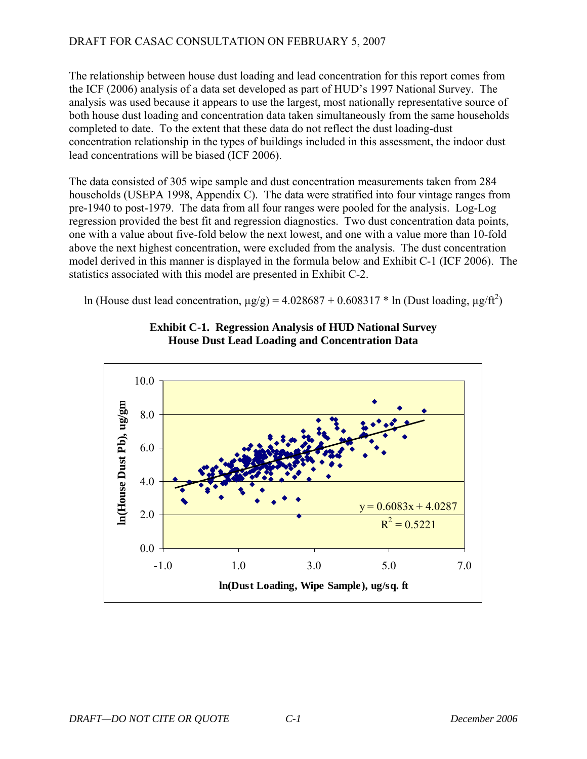The relationship between house dust loading and lead concentration for this report comes from the ICF (2006) analysis of a data set developed as part of HUD's 1997 National Survey. The analysis was used because it appears to use the largest, most nationally representative source of both house dust loading and concentration data taken simultaneously from the same households completed to date. To the extent that these data do not reflect the dust loading-dust concentration relationship in the types of buildings included in this assessment, the indoor dust lead concentrations will be biased (ICF 2006).

The data consisted of 305 wipe sample and dust concentration measurements taken from 284 households (USEPA 1998, Appendix C). The data were stratified into four vintage ranges from pre-1940 to post-1979. The data from all four ranges were pooled for the analysis. Log-Log regression provided the best fit and regression diagnostics. Two dust concentration data points, one with a value about five-fold below the next lowest, and one with a value more than 10-fold above the next highest concentration, were excluded from the analysis. The dust concentration model derived in this manner is displayed in the formula below and Exhibit C-1 (ICF 2006). The statistics associated with this model are presented in Exhibit C-2.

$$\ln(\text{House dust lead concentration, } \mu g/g) = 4.028687 + 0.608317 * \ln(\text{Dust loading, } \mu g/ft^2)$$

**Exhibit C-1. Regression Analysis of HUD National Survey House Dust Lead Loading and Concentration Data**

$y = 0.6083x + 4.0287$

$R^2 = 0.5221$

ln(House Dust Pb), ug/gm

ln(Dust Loading, Wipe Sample), ug/sq. ft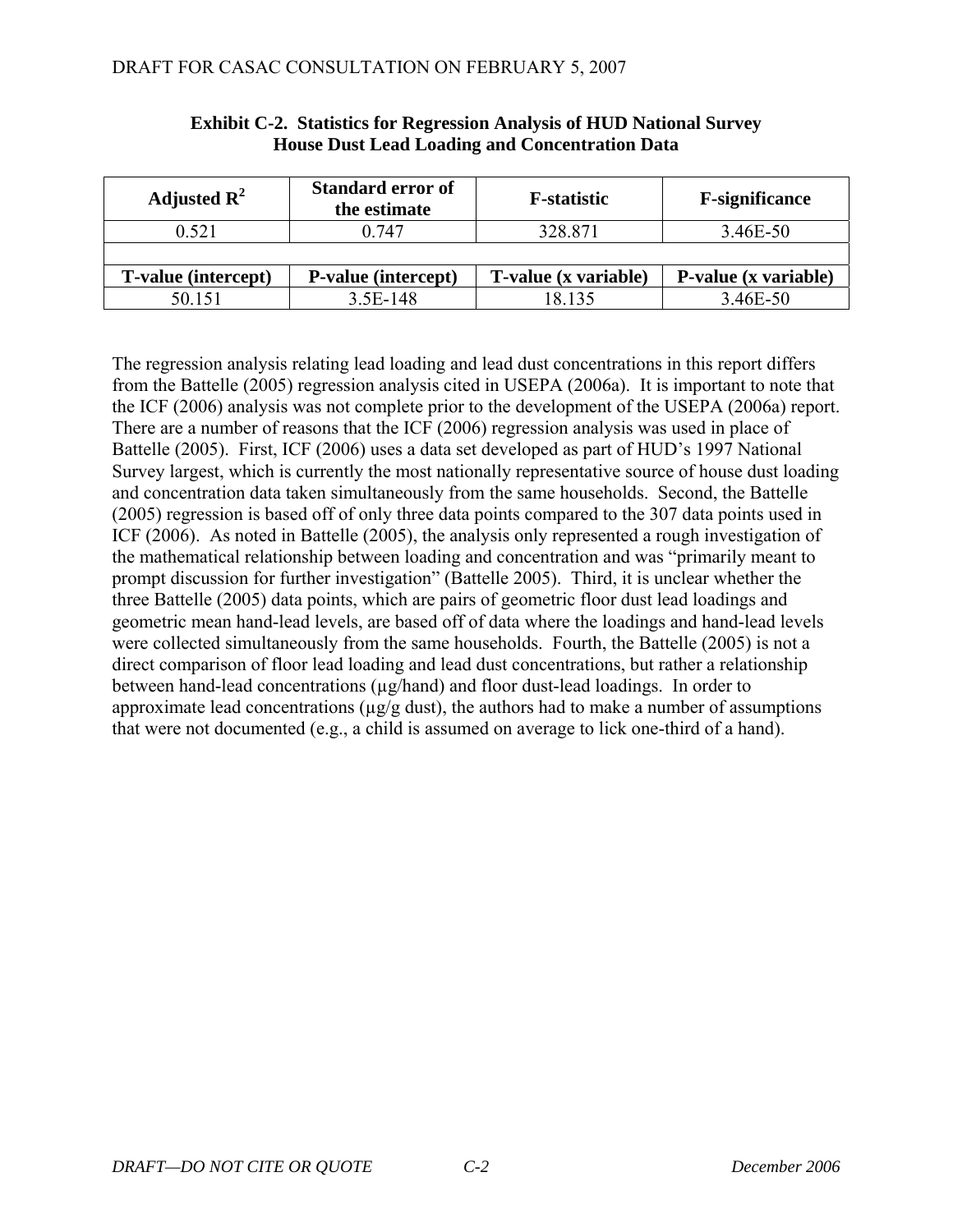**Exhibit C-2. Statistics for Regression Analysis of HUD National Survey House Dust Lead Loading and Concentration Data**

| Adjusted $R^2$ | Standard error of the estimate | F-statistic | F-significance |
|---|---|---|---|
| 0.521 | 0.747 | 328.871 | 3.46E-50 |
| | | | |
| **T-value (intercept)** | **P-value (intercept)** | **T-value (x variable)** | **P-value (x variable)** |
| 50.151 | 3.5E-148 | 18.135 | 3.46E-50 |

The regression analysis relating lead loading and lead dust concentrations in this report differs from the Battelle (2005) regression analysis cited in USEPA (2006a). It is important to note that the ICF (2006) analysis was not complete prior to the development of the USEPA (2006a) report. There are a number of reasons that the ICF (2006) regression analysis was used in place of Battelle (2005). First, ICF (2006) uses a data set developed as part of HUD's 1997 National Survey largest, which is currently the most nationally representative source of house dust loading and concentration data taken simultaneously from the same households. Second, the Battelle (2005) regression is based off of only three data points compared to the 307 data points used in ICF (2006). As noted in Battelle (2005), the analysis only represented a rough investigation of the mathematical relationship between loading and concentration and was "primarily meant to prompt discussion for further investigation" (Battelle 2005). Third, it is unclear whether the three Battelle (2005) data points, which are pairs of geometric floor dust lead loadings and geometric mean hand-lead levels, are based off of data where the loadings and hand-lead levels were collected simultaneously from the same households. Fourth, the Battelle (2005) is not a direct comparison of floor lead loading and lead dust concentrations, but rather a relationship between hand-lead concentrations (µg/hand) and floor dust-lead loadings. In order to approximate lead concentrations (µg/g dust), the authors had to make a number of assumptions that were not documented (e.g., a child is assumed on average to lick one-third of a hand).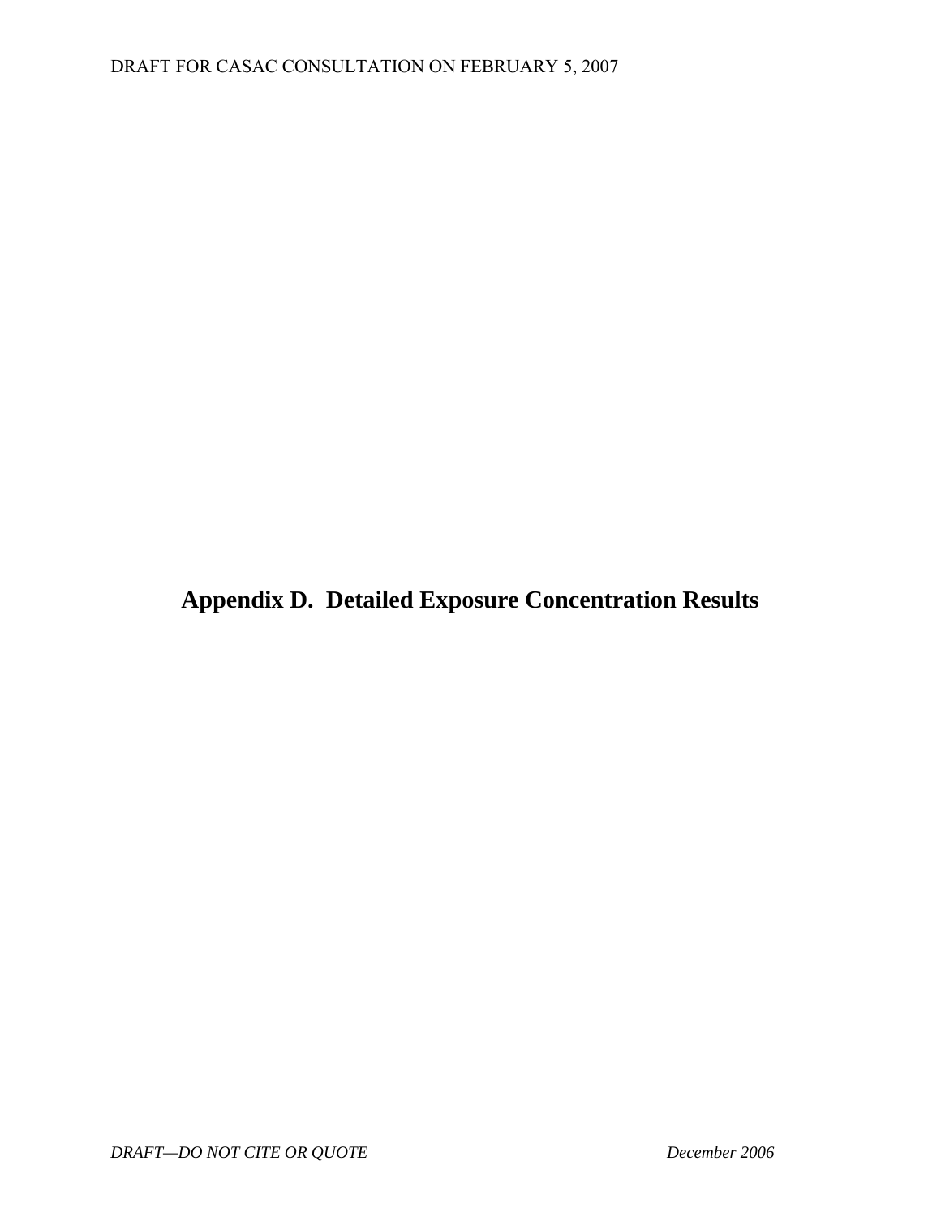# Appendix D. Detailed Exposure Concentration Results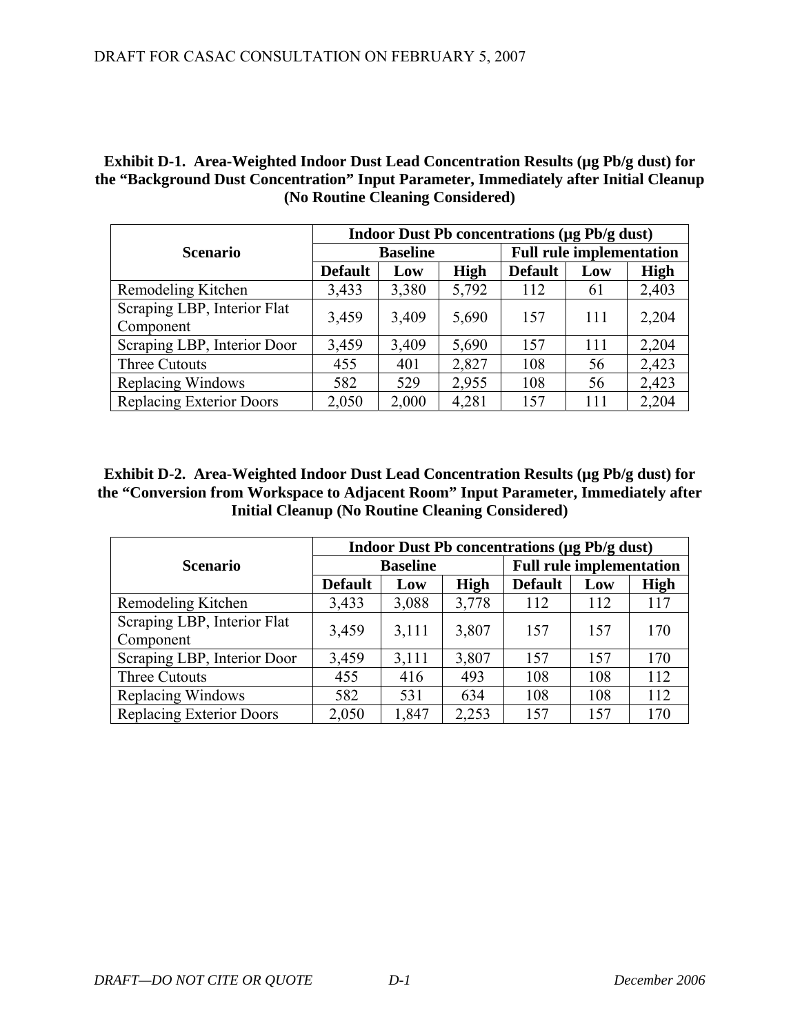**Exhibit D-1. Area-Weighted Indoor Dust Lead Concentration Results (μg Pb/g dust) for the "Background Dust Concentration" Input Parameter, Immediately after Initial Cleanup (No Routine Cleaning Considered)**

| Scenario | Indoor Dust Pb concentrations (μg Pb/g dust) | | | | | |
|---|---|---|---|---|---|---|
| | Baseline | | | Full rule implementation | | |
| | Default | Low | High | Default | Low | High |
| Remodeling Kitchen | 3,433 | 3,380 | 5,792 | 112 | 61 | 2,403 |
| Scraping LBP, Interior Flat Component | 3,459 | 3,409 | 5,690 | 157 | 111 | 2,204 |
| Scraping LBP, Interior Door | 3,459 | 3,409 | 5,690 | 157 | 111 | 2,204 |
| Three Cutouts | 455 | 401 | 2,827 | 108 | 56 | 2,423 |
| Replacing Windows | 582 | 529 | 2,955 | 108 | 56 | 2,423 |
| Replacing Exterior Doors | 2,050 | 2,000 | 4,281 | 157 | 111 | 2,204 |

**Exhibit D-2. Area-Weighted Indoor Dust Lead Concentration Results (μg Pb/g dust) for the "Conversion from Workspace to Adjacent Room" Input Parameter, Immediately after Initial Cleanup (No Routine Cleaning Considered)**

| Scenario | Indoor Dust Pb concentrations (μg Pb/g dust) | | | | | |
|---|---|---|---|---|---|---|
| | Baseline | | | Full rule implementation | | |
| | Default | Low | High | Default | Low | High |
| Remodeling Kitchen | 3,433 | 3,088 | 3,778 | 112 | 112 | 117 |
| Scraping LBP, Interior Flat Component | 3,459 | 3,111 | 3,807 | 157 | 157 | 170 |
| Scraping LBP, Interior Door | 3,459 | 3,111 | 3,807 | 157 | 157 | 170 |
| Three Cutouts | 455 | 416 | 493 | 108 | 108 | 112 |
| Replacing Windows | 582 | 531 | 634 | 108 | 108 | 112 |
| Replacing Exterior Doors | 2,050 | 1,847 | 2,253 | 157 | 157 | 170 |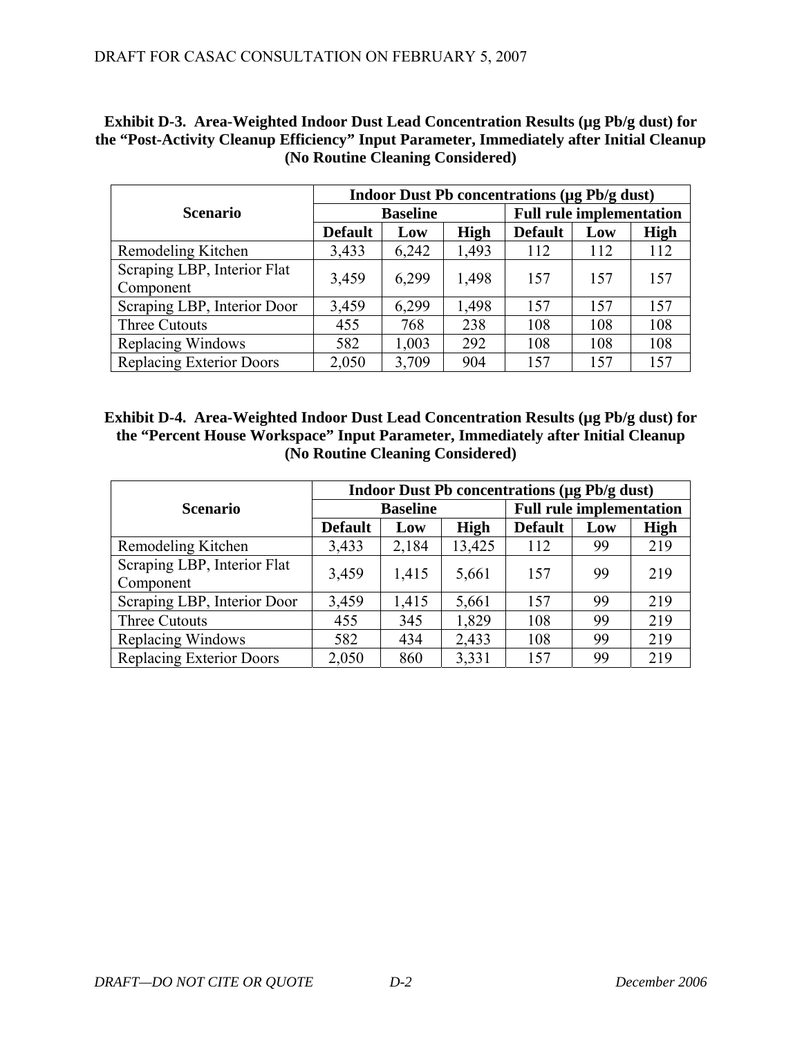**Exhibit D-3. Area-Weighted Indoor Dust Lead Concentration Results (µg Pb/g dust) for the "Post-Activity Cleanup Efficiency" Input Parameter, Immediately after Initial Cleanup (No Routine Cleaning Considered)**

| Scenario | Indoor Dust Pb concentrations (µg Pb/g dust) | | | | | |
|---|---|---|---|---|---|---|
| | Baseline | | | Full rule implementation | | |
| | Default | Low | High | Default | Low | High |
| Remodeling Kitchen | 3,433 | 6,242 | 1,493 | 112 | 112 | 112 |
| Scraping LBP, Interior Flat Component | 3,459 | 6,299 | 1,498 | 157 | 157 | 157 |
| Scraping LBP, Interior Door | 3,459 | 6,299 | 1,498 | 157 | 157 | 157 |
| Three Cutouts | 455 | 768 | 238 | 108 | 108 | 108 |
| Replacing Windows | 582 | 1,003 | 292 | 108 | 108 | 108 |
| Replacing Exterior Doors | 2,050 | 3,709 | 904 | 157 | 157 | 157 |

**Exhibit D-4. Area-Weighted Indoor Dust Lead Concentration Results (µg Pb/g dust) for the "Percent House Workspace" Input Parameter, Immediately after Initial Cleanup (No Routine Cleaning Considered)**

| Scenario | Indoor Dust Pb concentrations (µg Pb/g dust) | | | | | |
|---|---|---|---|---|---|---|
| | Baseline | | | Full rule implementation | | |
| | Default | Low | High | Default | Low | High |
| Remodeling Kitchen | 3,433 | 2,184 | 13,425 | 112 | 99 | 219 |
| Scraping LBP, Interior Flat Component | 3,459 | 1,415 | 5,661 | 157 | 99 | 219 |
| Scraping LBP, Interior Door | 3,459 | 1,415 | 5,661 | 157 | 99 | 219 |
| Three Cutouts | 455 | 345 | 1,829 | 108 | 99 | 219 |
| Replacing Windows | 582 | 434 | 2,433 | 108 | 99 | 219 |
| Replacing Exterior Doors | 2,050 | 860 | 3,331 | 157 | 99 | 219 |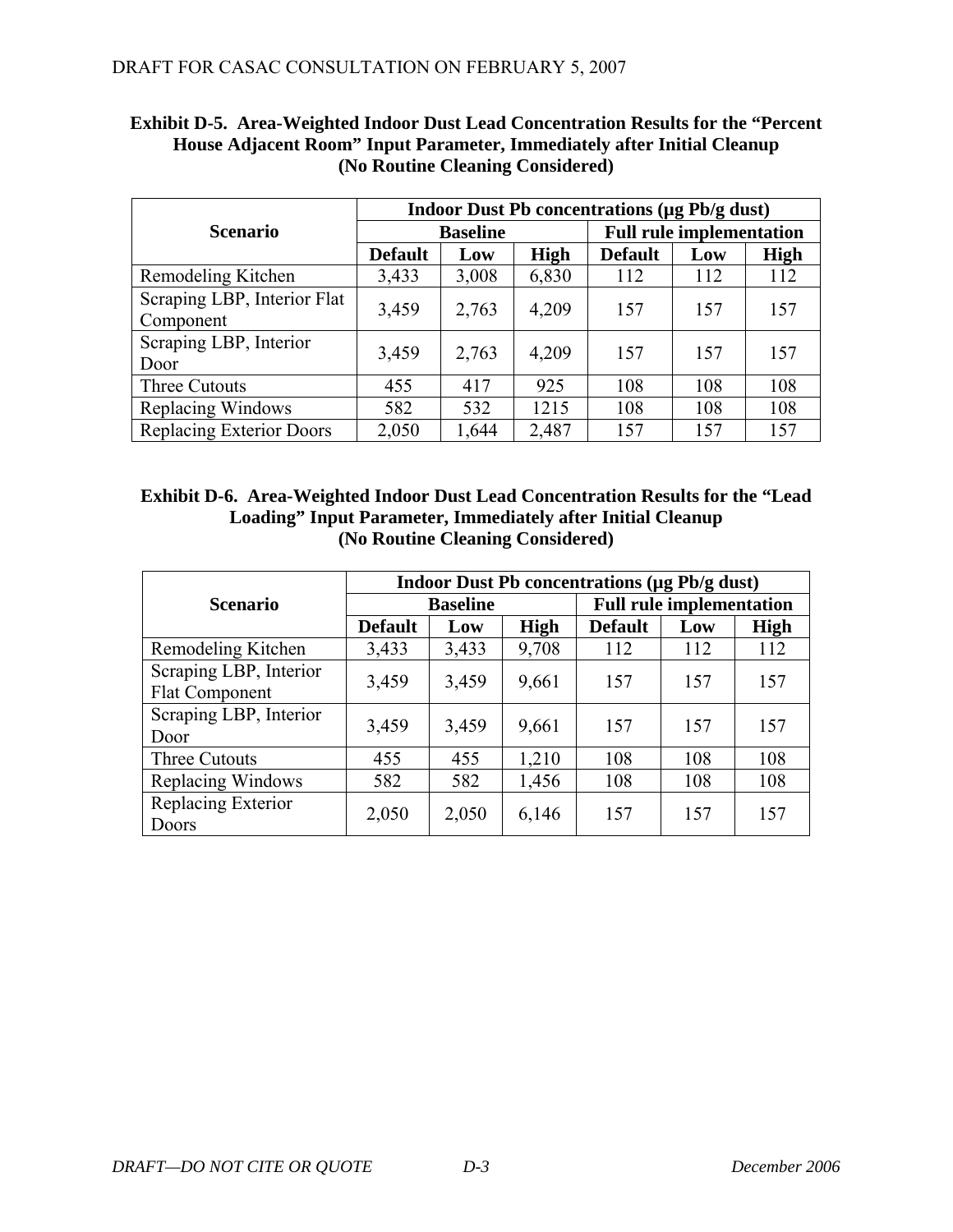**Exhibit D-5. Area-Weighted Indoor Dust Lead Concentration Results for the "Percent House Adjacent Room" Input Parameter, Immediately after Initial Cleanup (No Routine Cleaning Considered)**

| Scenario | Indoor Dust Pb concentrations (µg Pb/g dust) | | | | | |
|---|---|---|---|---|---|---|
| | Baseline | | | Full rule implementation | | |
| | Default | Low | High | Default | Low | High |
| Remodeling Kitchen | 3,433 | 3,008 | 6,830 | 112 | 112 | 112 |
| Scraping LBP, Interior Flat Component | 3,459 | 2,763 | 4,209 | 157 | 157 | 157 |
| Scraping LBP, Interior Door | 3,459 | 2,763 | 4,209 | 157 | 157 | 157 |
| Three Cutouts | 455 | 417 | 925 | 108 | 108 | 108 |
| Replacing Windows | 582 | 532 | 1215 | 108 | 108 | 108 |
| Replacing Exterior Doors | 2,050 | 1,644 | 2,487 | 157 | 157 | 157 |

**Exhibit D-6. Area-Weighted Indoor Dust Lead Concentration Results for the "Lead Loading" Input Parameter, Immediately after Initial Cleanup (No Routine Cleaning Considered)**

| Scenario | Indoor Dust Pb concentrations (µg Pb/g dust) | | | | | |
|---|---|---|---|---|---|---|
| | Baseline | | | Full rule implementation | | |
| | Default | Low | High | Default | Low | High |
| Remodeling Kitchen | 3,433 | 3,433 | 9,708 | 112 | 112 | 112 |
| Scraping LBP, Interior Flat Component | 3,459 | 3,459 | 9,661 | 157 | 157 | 157 |
| Scraping LBP, Interior Door | 3,459 | 3,459 | 9,661 | 157 | 157 | 157 |
| Three Cutouts | 455 | 455 | 1,210 | 108 | 108 | 108 |
| Replacing Windows | 582 | 582 | 1,456 | 108 | 108 | 108 |
| Replacing Exterior Doors | 2,050 | 2,050 | 6,146 | 157 | 157 | 157 |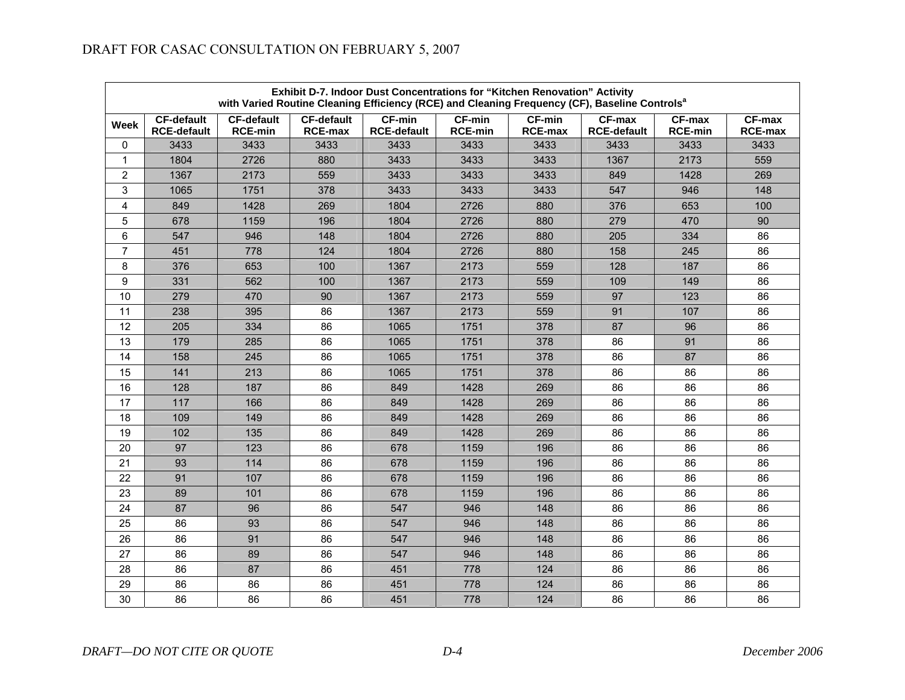| Exhibit D-7. Indoor Dust Concentrations for "Kitchen Renovation" Activity with Varied Routine Cleaning Efficiency (RCE) and Cleaning Frequency (CF), Baseline Controls[a] | | | | | | | | | |
|---|---|---|---|---|---|---|---|---|---|
| Week | CF-default RCE-default | CF-default RCE-min | CF-default RCE-max | CF-min RCE-default | CF-min RCE-min | CF-min RCE-max | CF-max RCE-default | CF-max RCE-min | CF-max RCE-max |
| 0 | 3433 | 3433 | 3433 | 3433 | 3433 | 3433 | 3433 | 3433 | 3433 |
| 1 | 1804 | 2726 | 880 | 3433 | 3433 | 3433 | 1367 | 2173 | 559 |
| 2 | 1367 | 2173 | 559 | 3433 | 3433 | 3433 | 849 | 1428 | 269 |
| 3 | 1065 | 1751 | 378 | 3433 | 3433 | 3433 | 547 | 946 | 148 |
| 4 | 849 | 1428 | 269 | 1804 | 2726 | 880 | 376 | 653 | 100 |
| 5 | 678 | 1159 | 196 | 1804 | 2726 | 880 | 279 | 470 | 90 |
| 6 | 547 | 946 | 148 | 1804 | 2726 | 880 | 205 | 334 | 86 |
| 7 | 451 | 778 | 124 | 1804 | 2726 | 880 | 158 | 245 | 86 |
| 8 | 376 | 653 | 100 | 1367 | 2173 | 559 | 128 | 187 | 86 |
| 9 | 331 | 562 | 100 | 1367 | 2173 | 559 | 109 | 149 | 86 |
| 10 | 279 | 470 | 90 | 1367 | 2173 | 559 | 97 | 123 | 86 |
| 11 | 238 | 395 | 86 | 1367 | 2173 | 559 | 91 | 107 | 86 |
| 12 | 205 | 334 | 86 | 1065 | 1751 | 378 | 87 | 96 | 86 |
| 13 | 179 | 285 | 86 | 1065 | 1751 | 378 | 86 | 91 | 86 |
| 14 | 158 | 245 | 86 | 1065 | 1751 | 378 | 86 | 87 | 86 |
| 15 | 141 | 213 | 86 | 1065 | 1751 | 378 | 86 | 86 | 86 |
| 16 | 128 | 187 | 86 | 849 | 1428 | 269 | 86 | 86 | 86 |
| 17 | 117 | 166 | 86 | 849 | 1428 | 269 | 86 | 86 | 86 |
| 18 | 109 | 149 | 86 | 849 | 1428 | 269 | 86 | 86 | 86 |
| 19 | 102 | 135 | 86 | 849 | 1428 | 269 | 86 | 86 | 86 |
| 20 | 97 | 123 | 86 | 678 | 1159 | 196 | 86 | 86 | 86 |
| 21 | 93 | 114 | 86 | 678 | 1159 | 196 | 86 | 86 | 86 |
| 22 | 91 | 107 | 86 | 678 | 1159 | 196 | 86 | 86 | 86 |
| 23 | 89 | 101 | 86 | 678 | 1159 | 196 | 86 | 86 | 86 |
| 24 | 87 | 96 | 86 | 547 | 946 | 148 | 86 | 86 | 86 |
| 25 | 86 | 93 | 86 | 547 | 946 | 148 | 86 | 86 | 86 |
| 26 | 86 | 91 | 86 | 547 | 946 | 148 | 86 | 86 | 86 |
| 27 | 86 | 89 | 86 | 547 | 946 | 148 | 86 | 86 | 86 |
| 28 | 86 | 87 | 86 | 451 | 778 | 124 | 86 | 86 | 86 |
| 29 | 86 | 86 | 86 | 451 | 778 | 124 | 86 | 86 | 86 |
| 30 | 86 | 86 | 86 | 451 | 778 | 124 | 86 | 86 | 86 |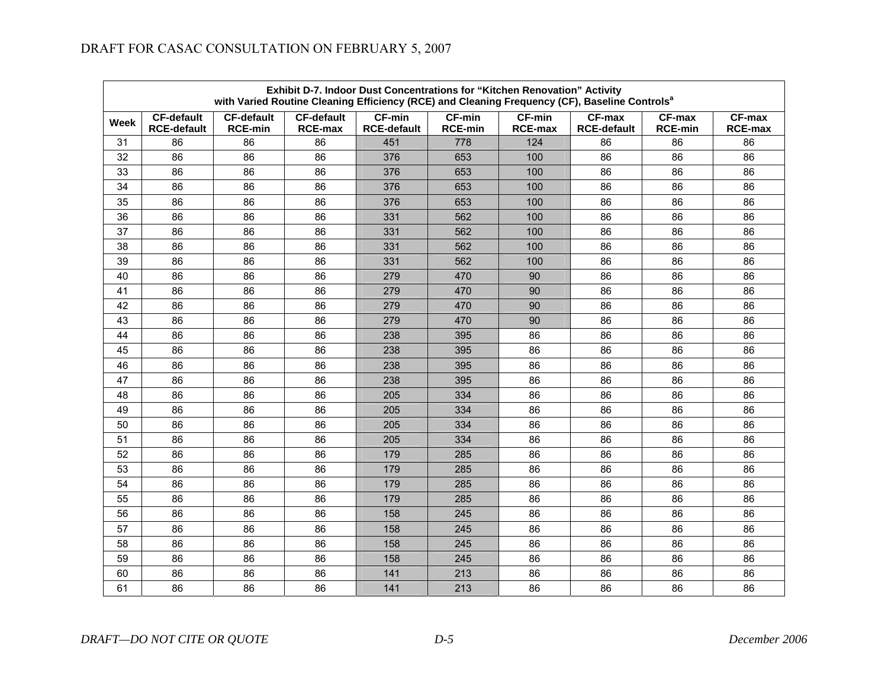| Exhibit D-7. Indoor Dust Concentrations for "Kitchen Renovation" Activity with Varied Routine Cleaning Efficiency (RCE) and Cleaning Frequency (CF), Baseline Controls[a] | | | | | | | | | |
|---|---|---|---|---|---|---|---|---|---|
| Week | CF-default RCE-default | CF-default RCE-min | CF-default RCE-max | CF-min RCE-default | CF-min RCE-min | CF-min RCE-max | CF-max RCE-default | CF-max RCE-min | CF-max RCE-max |
| 31 | 86 | 86 | 86 | 451 | 778 | 124 | 86 | 86 | 86 |
| 32 | 86 | 86 | 86 | 376 | 653 | 100 | 86 | 86 | 86 |
| 33 | 86 | 86 | 86 | 376 | 653 | 100 | 86 | 86 | 86 |
| 34 | 86 | 86 | 86 | 376 | 653 | 100 | 86 | 86 | 86 |
| 35 | 86 | 86 | 86 | 376 | 653 | 100 | 86 | 86 | 86 |
| 36 | 86 | 86 | 86 | 331 | 562 | 100 | 86 | 86 | 86 |
| 37 | 86 | 86 | 86 | 331 | 562 | 100 | 86 | 86 | 86 |
| 38 | 86 | 86 | 86 | 331 | 562 | 100 | 86 | 86 | 86 |
| 39 | 86 | 86 | 86 | 331 | 562 | 100 | 86 | 86 | 86 |
| 40 | 86 | 86 | 86 | 279 | 470 | 90 | 86 | 86 | 86 |
| 41 | 86 | 86 | 86 | 279 | 470 | 90 | 86 | 86 | 86 |
| 42 | 86 | 86 | 86 | 279 | 470 | 90 | 86 | 86 | 86 |
| 43 | 86 | 86 | 86 | 279 | 470 | 90 | 86 | 86 | 86 |
| 44 | 86 | 86 | 86 | 238 | 395 | 86 | 86 | 86 | 86 |
| 45 | 86 | 86 | 86 | 238 | 395 | 86 | 86 | 86 | 86 |
| 46 | 86 | 86 | 86 | 238 | 395 | 86 | 86 | 86 | 86 |
| 47 | 86 | 86 | 86 | 238 | 395 | 86 | 86 | 86 | 86 |
| 48 | 86 | 86 | 86 | 205 | 334 | 86 | 86 | 86 | 86 |
| 49 | 86 | 86 | 86 | 205 | 334 | 86 | 86 | 86 | 86 |
| 50 | 86 | 86 | 86 | 205 | 334 | 86 | 86 | 86 | 86 |
| 51 | 86 | 86 | 86 | 205 | 334 | 86 | 86 | 86 | 86 |
| 52 | 86 | 86 | 86 | 179 | 285 | 86 | 86 | 86 | 86 |
| 53 | 86 | 86 | 86 | 179 | 285 | 86 | 86 | 86 | 86 |
| 54 | 86 | 86 | 86 | 179 | 285 | 86 | 86 | 86 | 86 |
| 55 | 86 | 86 | 86 | 179 | 285 | 86 | 86 | 86 | 86 |
| 56 | 86 | 86 | 86 | 158 | 245 | 86 | 86 | 86 | 86 |
| 57 | 86 | 86 | 86 | 158 | 245 | 86 | 86 | 86 | 86 |
| 58 | 86 | 86 | 86 | 158 | 245 | 86 | 86 | 86 | 86 |
| 59 | 86 | 86 | 86 | 158 | 245 | 86 | 86 | 86 | 86 |
| 60 | 86 | 86 | 86 | 141 | 213 | 86 | 86 | 86 | 86 |
| 61 | 86 | 86 | 86 | 141 | 213 | 86 | 86 | 86 | 86 |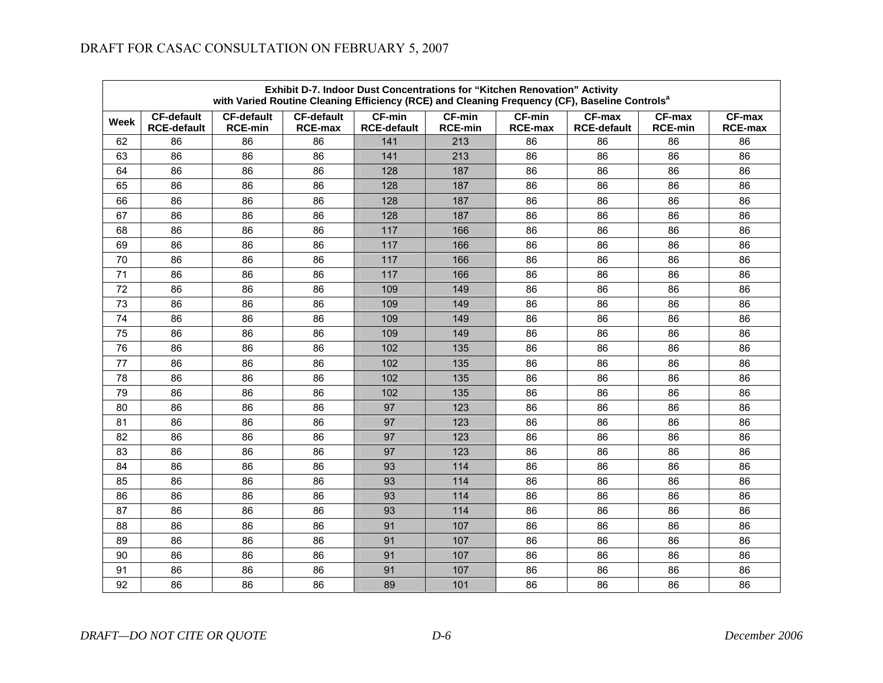| Exhibit D-7. Indoor Dust Concentrations for "Kitchen Renovation" Activity with Varied Routine Cleaning Efficiency (RCE) and Cleaning Frequency (CF), Baseline Controls[a] | | | | | | | | | |
|---|---|---|---|---|---|---|---|---|---|
| Week | CF-default RCE-default | CF-default RCE-min | CF-default RCE-max | CF-min RCE-default | CF-min RCE-min | CF-min RCE-max | CF-max RCE-default | CF-max RCE-min | CF-max RCE-max |
| 62 | 86 | 86 | 86 | 141 | 213 | 86 | 86 | 86 | 86 |
| 63 | 86 | 86 | 86 | 141 | 213 | 86 | 86 | 86 | 86 |
| 64 | 86 | 86 | 86 | 128 | 187 | 86 | 86 | 86 | 86 |
| 65 | 86 | 86 | 86 | 128 | 187 | 86 | 86 | 86 | 86 |
| 66 | 86 | 86 | 86 | 128 | 187 | 86 | 86 | 86 | 86 |
| 67 | 86 | 86 | 86 | 128 | 187 | 86 | 86 | 86 | 86 |
| 68 | 86 | 86 | 86 | 117 | 166 | 86 | 86 | 86 | 86 |
| 69 | 86 | 86 | 86 | 117 | 166 | 86 | 86 | 86 | 86 |
| 70 | 86 | 86 | 86 | 117 | 166 | 86 | 86 | 86 | 86 |
| 71 | 86 | 86 | 86 | 117 | 166 | 86 | 86 | 86 | 86 |
| 72 | 86 | 86 | 86 | 109 | 149 | 86 | 86 | 86 | 86 |
| 73 | 86 | 86 | 86 | 109 | 149 | 86 | 86 | 86 | 86 |
| 74 | 86 | 86 | 86 | 109 | 149 | 86 | 86 | 86 | 86 |
| 75 | 86 | 86 | 86 | 109 | 149 | 86 | 86 | 86 | 86 |
| 76 | 86 | 86 | 86 | 102 | 135 | 86 | 86 | 86 | 86 |
| 77 | 86 | 86 | 86 | 102 | 135 | 86 | 86 | 86 | 86 |
| 78 | 86 | 86 | 86 | 102 | 135 | 86 | 86 | 86 | 86 |
| 79 | 86 | 86 | 86 | 102 | 135 | 86 | 86 | 86 | 86 |
| 80 | 86 | 86 | 86 | 97 | 123 | 86 | 86 | 86 | 86 |
| 81 | 86 | 86 | 86 | 97 | 123 | 86 | 86 | 86 | 86 |
| 82 | 86 | 86 | 86 | 97 | 123 | 86 | 86 | 86 | 86 |
| 83 | 86 | 86 | 86 | 97 | 123 | 86 | 86 | 86 | 86 |
| 84 | 86 | 86 | 86 | 93 | 114 | 86 | 86 | 86 | 86 |
| 85 | 86 | 86 | 86 | 93 | 114 | 86 | 86 | 86 | 86 |
| 86 | 86 | 86 | 86 | 93 | 114 | 86 | 86 | 86 | 86 |
| 87 | 86 | 86 | 86 | 93 | 114 | 86 | 86 | 86 | 86 |
| 88 | 86 | 86 | 86 | 91 | 107 | 86 | 86 | 86 | 86 |
| 89 | 86 | 86 | 86 | 91 | 107 | 86 | 86 | 86 | 86 |
| 90 | 86 | 86 | 86 | 91 | 107 | 86 | 86 | 86 | 86 |
| 91 | 86 | 86 | 86 | 91 | 107 | 86 | 86 | 86 | 86 |
| 92 | 86 | 86 | 86 | 89 | 101 | 86 | 86 | 86 | 86 |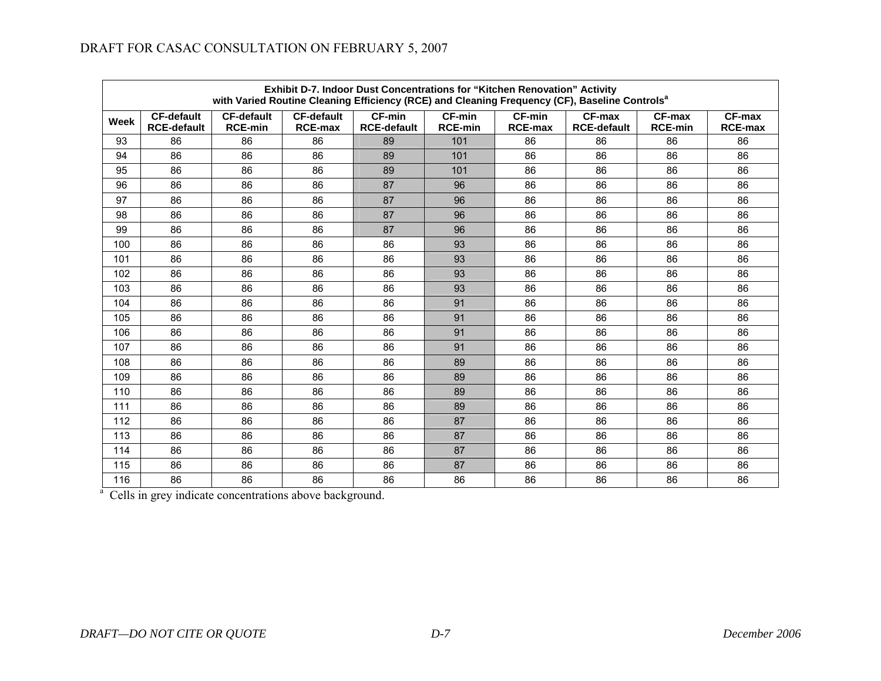**Exhibit D-7. Indoor Dust Concentrations for "Kitchen Renovation" Activity with Varied Routine Cleaning Efficiency (RCE) and Cleaning Frequency (CF), Baseline Controls[a]**

| Week | CF-default RCE-default | CF-default RCE-min | CF-default RCE-max | CF-min RCE-default | CF-min RCE-min | CF-min RCE-max | CF-max RCE-default | CF-max RCE-min | CF-max RCE-max |
|---|---|---|---|---|---|---|---|---|---|
| 93 | 86 | 86 | 86 | 89 | 101 | 86 | 86 | 86 | 86 |
| 94 | 86 | 86 | 86 | 89 | 101 | 86 | 86 | 86 | 86 |
| 95 | 86 | 86 | 86 | 89 | 101 | 86 | 86 | 86 | 86 |
| 96 | 86 | 86 | 86 | 87 | 96 | 86 | 86 | 86 | 86 |
| 97 | 86 | 86 | 86 | 87 | 96 | 86 | 86 | 86 | 86 |
| 98 | 86 | 86 | 86 | 87 | 96 | 86 | 86 | 86 | 86 |
| 99 | 86 | 86 | 86 | 87 | 96 | 86 | 86 | 86 | 86 |
| 100 | 86 | 86 | 86 | 86 | 93 | 86 | 86 | 86 | 86 |
| 101 | 86 | 86 | 86 | 86 | 93 | 86 | 86 | 86 | 86 |
| 102 | 86 | 86 | 86 | 86 | 93 | 86 | 86 | 86 | 86 |
| 103 | 86 | 86 | 86 | 86 | 93 | 86 | 86 | 86 | 86 |
| 104 | 86 | 86 | 86 | 86 | 91 | 86 | 86 | 86 | 86 |
| 105 | 86 | 86 | 86 | 86 | 91 | 86 | 86 | 86 | 86 |
| 106 | 86 | 86 | 86 | 86 | 91 | 86 | 86 | 86 | 86 |
| 107 | 86 | 86 | 86 | 86 | 91 | 86 | 86 | 86 | 86 |
| 108 | 86 | 86 | 86 | 86 | 89 | 86 | 86 | 86 | 86 |
| 109 | 86 | 86 | 86 | 86 | 89 | 86 | 86 | 86 | 86 |
| 110 | 86 | 86 | 86 | 86 | 89 | 86 | 86 | 86 | 86 |
| 111 | 86 | 86 | 86 | 86 | 89 | 86 | 86 | 86 | 86 |
| 112 | 86 | 86 | 86 | 86 | 87 | 86 | 86 | 86 | 86 |
| 113 | 86 | 86 | 86 | 86 | 87 | 86 | 86 | 86 | 86 |
| 114 | 86 | 86 | 86 | 86 | 87 | 86 | 86 | 86 | 86 |
| 115 | 86 | 86 | 86 | 86 | 87 | 86 | 86 | 86 | 86 |
| 116 | 86 | 86 | 86 | 86 | 86 | 86 | 86 | 86 | 86 |

[a] Cells in grey indicate concentrations above background.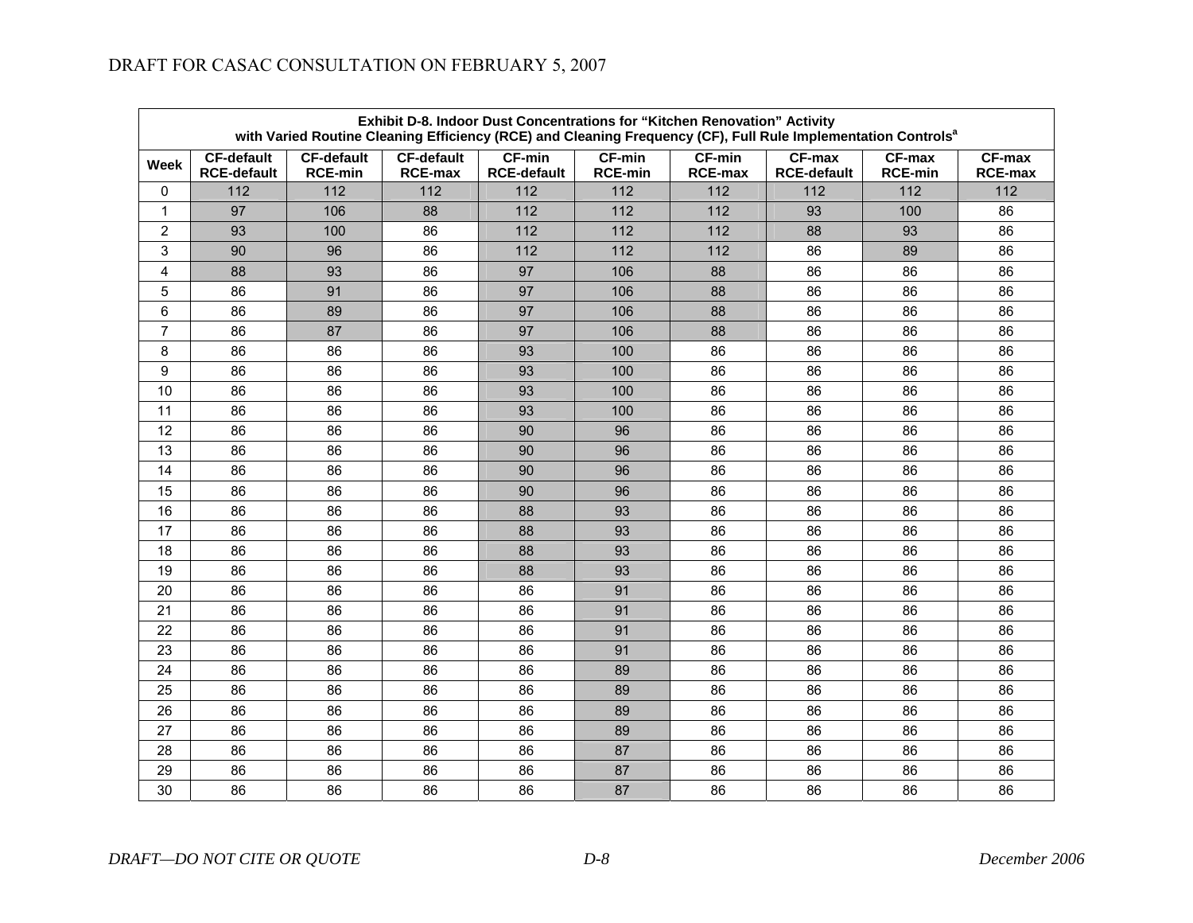**Exhibit D-8. Indoor Dust Concentrations for "Kitchen Renovation" Activity with Varied Routine Cleaning Efficiency (RCE) and Cleaning Frequency (CF), Full Rule Implementation Controls[a]**

| Week | CF-default RCE-default | CF-default RCE-min | CF-default RCE-max | CF-min RCE-default | CF-min RCE-min | CF-min RCE-max | CF-max RCE-default | CF-max RCE-min | CF-max RCE-max |
|---|---|---|---|---|---|---|---|---|---|
| 0 | 112 | 112 | 112 | 112 | 112 | 112 | 112 | 112 | 112 |
| 1 | 97 | 106 | 88 | 112 | 112 | 112 | 93 | 100 | 86 |
| 2 | 93 | 100 | 86 | 112 | 112 | 112 | 88 | 93 | 86 |
| 3 | 90 | 96 | 86 | 112 | 112 | 112 | 86 | 89 | 86 |
| 4 | 88 | 93 | 86 | 97 | 106 | 88 | 86 | 86 | 86 |
| 5 | 86 | 91 | 86 | 97 | 106 | 88 | 86 | 86 | 86 |
| 6 | 86 | 89 | 86 | 97 | 106 | 88 | 86 | 86 | 86 |
| 7 | 86 | 87 | 86 | 97 | 106 | 88 | 86 | 86 | 86 |
| 8 | 86 | 86 | 86 | 93 | 100 | 86 | 86 | 86 | 86 |
| 9 | 86 | 86 | 86 | 93 | 100 | 86 | 86 | 86 | 86 |
| 10 | 86 | 86 | 86 | 93 | 100 | 86 | 86 | 86 | 86 |
| 11 | 86 | 86 | 86 | 93 | 100 | 86 | 86 | 86 | 86 |
| 12 | 86 | 86 | 86 | 90 | 96 | 86 | 86 | 86 | 86 |
| 13 | 86 | 86 | 86 | 90 | 96 | 86 | 86 | 86 | 86 |
| 14 | 86 | 86 | 86 | 90 | 96 | 86 | 86 | 86 | 86 |
| 15 | 86 | 86 | 86 | 90 | 96 | 86 | 86 | 86 | 86 |
| 16 | 86 | 86 | 86 | 88 | 93 | 86 | 86 | 86 | 86 |
| 17 | 86 | 86 | 86 | 88 | 93 | 86 | 86 | 86 | 86 |
| 18 | 86 | 86 | 86 | 88 | 93 | 86 | 86 | 86 | 86 |
| 19 | 86 | 86 | 86 | 88 | 93 | 86 | 86 | 86 | 86 |
| 20 | 86 | 86 | 86 | 86 | 91 | 86 | 86 | 86 | 86 |
| 21 | 86 | 86 | 86 | 86 | 91 | 86 | 86 | 86 | 86 |
| 22 | 86 | 86 | 86 | 86 | 91 | 86 | 86 | 86 | 86 |
| 23 | 86 | 86 | 86 | 86 | 91 | 86 | 86 | 86 | 86 |
| 24 | 86 | 86 | 86 | 86 | 89 | 86 | 86 | 86 | 86 |
| 25 | 86 | 86 | 86 | 86 | 89 | 86 | 86 | 86 | 86 |
| 26 | 86 | 86 | 86 | 86 | 89 | 86 | 86 | 86 | 86 |
| 27 | 86 | 86 | 86 | 86 | 89 | 86 | 86 | 86 | 86 |
| 28 | 86 | 86 | 86 | 86 | 87 | 86 | 86 | 86 | 86 |
| 29 | 86 | 86 | 86 | 86 | 87 | 86 | 86 | 86 | 86 |
| 30 | 86 | 86 | 86 | 86 | 87 | 86 | 86 | 86 | 86 |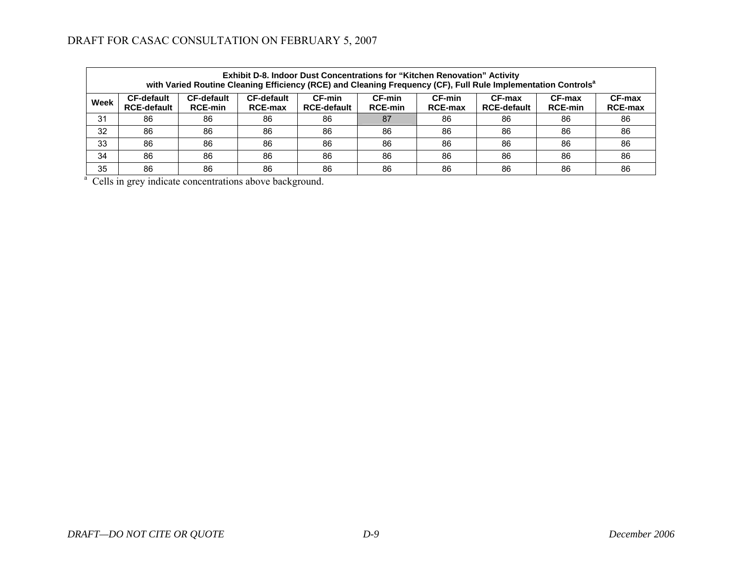**Exhibit D-8. Indoor Dust Concentrations for "Kitchen Renovation" Activity with Varied Routine Cleaning Efficiency (RCE) and Cleaning Frequency (CF), Full Rule Implementation Controls[a]**

| Week | CF-default RCE-default | CF-default RCE-min | CF-default RCE-max | CF-min RCE-default | CF-min RCE-min | CF-min RCE-max | CF-max RCE-default | CF-max RCE-min | CF-max RCE-max |
|---|---|---|---|---|---|---|---|---|---|
| 31 | 86 | 86 | 86 | 86 | 87 | 86 | 86 | 86 | 86 |
| 32 | 86 | 86 | 86 | 86 | 86 | 86 | 86 | 86 | 86 |
| 33 | 86 | 86 | 86 | 86 | 86 | 86 | 86 | 86 | 86 |
| 34 | 86 | 86 | 86 | 86 | 86 | 86 | 86 | 86 | 86 |
| 35 | 86 | 86 | 86 | 86 | 86 | 86 | 86 | 86 | 86 |

[a] Cells in grey indicate concentrations above background.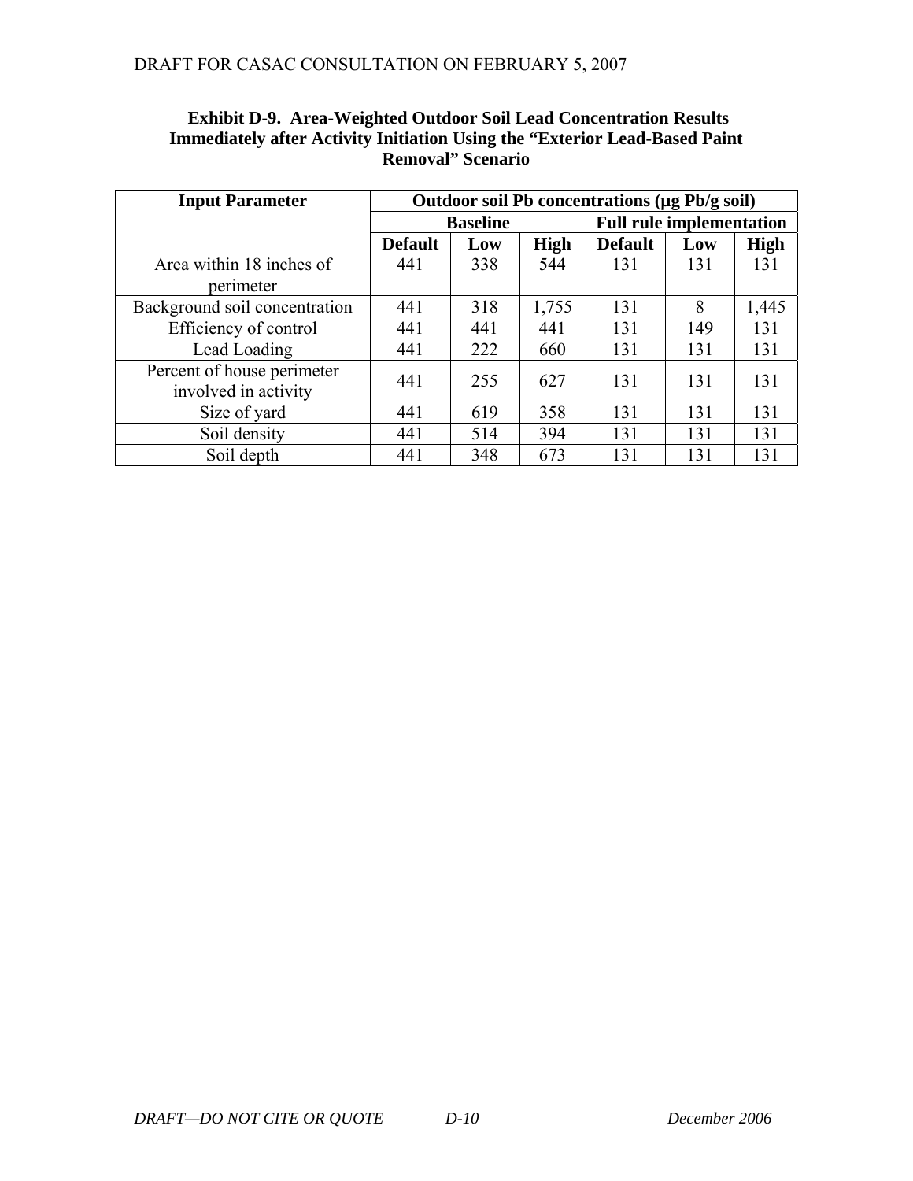**Exhibit D-9. Area-Weighted Outdoor Soil Lead Concentration Results Immediately after Activity Initiation Using the "Exterior Lead-Based Paint Removal" Scenario**

| Input Parameter | Outdoor soil Pb concentrations (µg Pb/g soil) | | | | | |
|---|---|---|---|---|---|---|
| | Baseline | | | Full rule implementation | | |
| | Default | Low | High | Default | Low | High |
| Area within 18 inches of perimeter | 441 | 338 | 544 | 131 | 131 | 131 |
| Background soil concentration | 441 | 318 | 1,755 | 131 | 8 | 1,445 |
| Efficiency of control | 441 | 441 | 441 | 131 | 149 | 131 |
| Lead Loading | 441 | 222 | 660 | 131 | 131 | 131 |
| Percent of house perimeter involved in activity | 441 | 255 | 627 | 131 | 131 | 131 |
| Size of yard | 441 | 619 | 358 | 131 | 131 | 131 |
| Soil density | 441 | 514 | 394 | 131 | 131 | 131 |
| Soil depth | 441 | 348 | 673 | 131 | 131 | 131 |